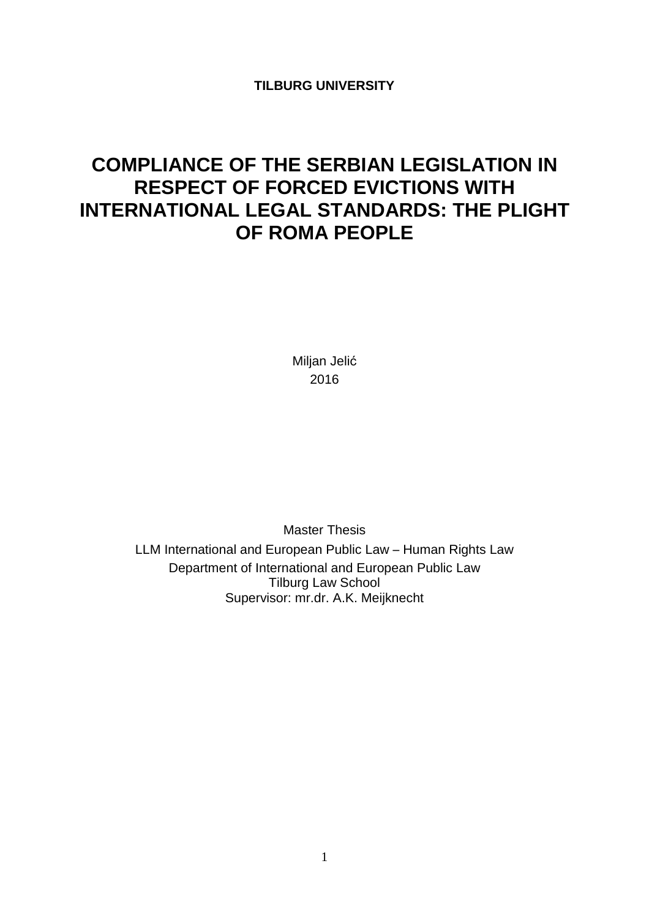**TILBURG UNIVERSITY**

# COMPLIANCE OF THE SERBIAN LEGISLATION IN RESPECT OF FORCED EVICTIONS WITH INTERNATIONAL LEGAL STANDARDS: THE PLIGHT OF ROMA PEOPLE

Miljan Jelić
2016

Master Thesis

LLM International and European Public Law – Human Rights Law

Department of International and European Public Law
Tilburg Law School
Supervisor: mr.dr. A.K. Meijknecht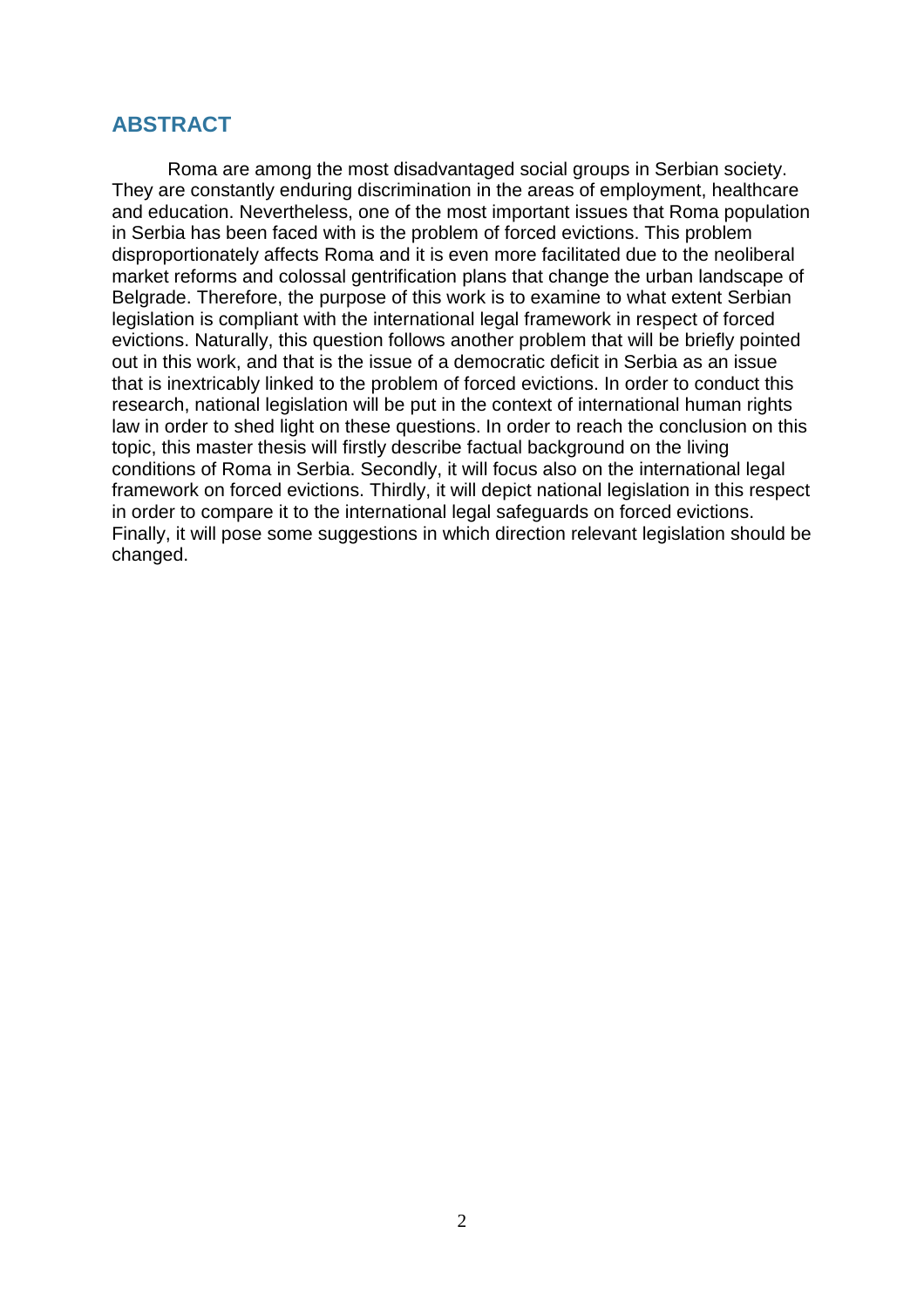## ABSTRACT

Roma are among the most disadvantaged social groups in Serbian society. They are constantly enduring discrimination in the areas of employment, healthcare and education. Nevertheless, one of the most important issues that Roma population in Serbia has been faced with is the problem of forced evictions. This problem disproportionately affects Roma and it is even more facilitated due to the neoliberal market reforms and colossal gentrification plans that change the urban landscape of Belgrade. Therefore, the purpose of this work is to examine to what extent Serbian legislation is compliant with the international legal framework in respect of forced evictions. Naturally, this question follows another problem that will be briefly pointed out in this work, and that is the issue of a democratic deficit in Serbia as an issue that is inextricably linked to the problem of forced evictions. In order to conduct this research, national legislation will be put in the context of international human rights law in order to shed light on these questions. In order to reach the conclusion on this topic, this master thesis will firstly describe factual background on the living conditions of Roma in Serbia. Secondly, it will focus also on the international legal framework on forced evictions. Thirdly, it will depict national legislation in this respect in order to compare it to the international legal safeguards on forced evictions. Finally, it will pose some suggestions in which direction relevant legislation should be changed.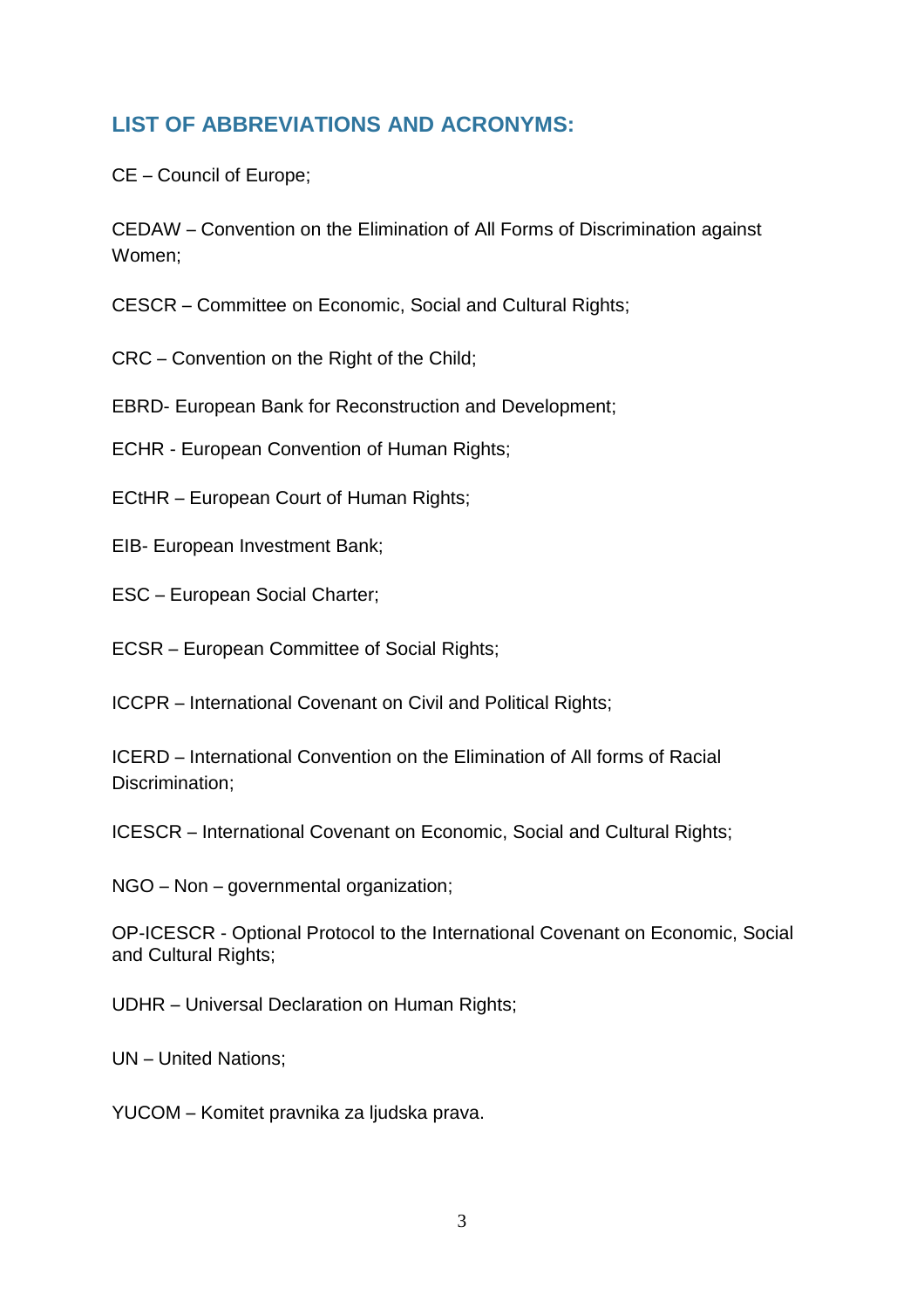## LIST OF ABBREVIATIONS AND ACRONYMS:

CE – Council of Europe;

CEDAW – Convention on the Elimination of All Forms of Discrimination against Women;

CESCR – Committee on Economic, Social and Cultural Rights;

CRC – Convention on the Right of the Child;

EBRD- European Bank for Reconstruction and Development;

ECHR - European Convention of Human Rights;

ECtHR – European Court of Human Rights;

EIB- European Investment Bank;

ESC – European Social Charter;

ECSR – European Committee of Social Rights;

ICCPR – International Covenant on Civil and Political Rights;

ICERD – International Convention on the Elimination of All forms of Racial Discrimination;

ICESCR – International Covenant on Economic, Social and Cultural Rights;

NGO – Non – governmental organization;

OP-ICESCR - Optional Protocol to the International Covenant on Economic, Social and Cultural Rights;

UDHR – Universal Declaration on Human Rights;

UN – United Nations;

YUCOM – Komitet pravnika za ljudska prava.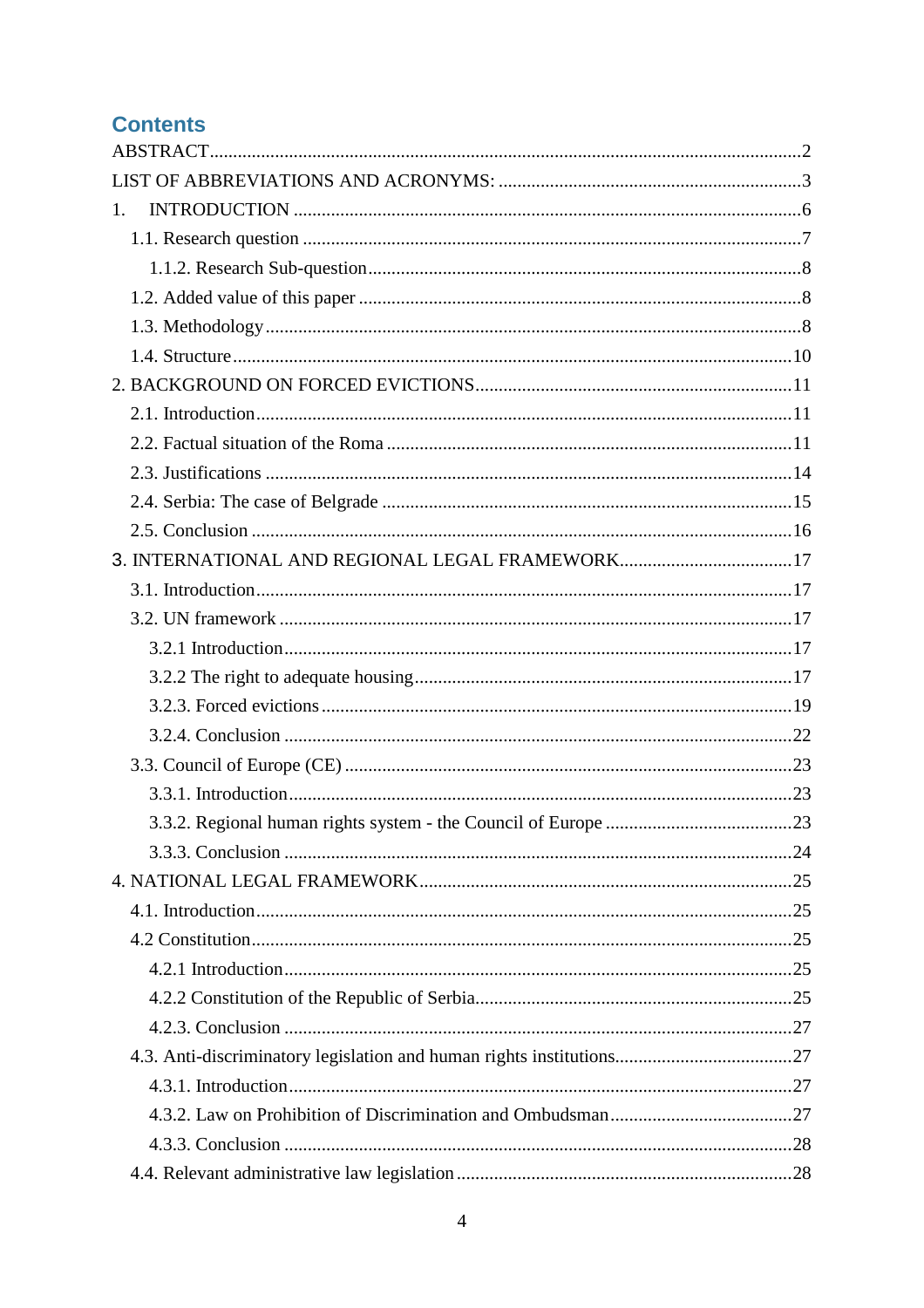## Contents

ABSTRACT ... 2
LIST OF ABBREVIATIONS AND ACRONYMS: ... 3
1. INTRODUCTION ... 6
- 1.1. Research question ... 7
  - 1.1.2. Research Sub-question ... 8
- 1.2. Added value of this paper ... 8
- 1.3. Methodology ... 8
- 1.4. Structure ... 10

2. BACKGROUND ON FORCED EVICTIONS ... 11
- 2.1. Introduction ... 11
- 2.2. Factual situation of the Roma ... 11
- 2.3. Justifications ... 14
- 2.4. Serbia: The case of Belgrade ... 15
- 2.5. Conclusion ... 16

3. INTERNATIONAL AND REGIONAL LEGAL FRAMEWORK ... 17
- 3.1. Introduction ... 17
- 3.2. UN framework ... 17
  - 3.2.1 Introduction ... 17
  - 3.2.2 The right to adequate housing ... 17
  - 3.2.3. Forced evictions ... 19
  - 3.2.4. Conclusion ... 22
- 3.3. Council of Europe (CE) ... 23
  - 3.3.1. Introduction ... 23
  - 3.3.2. Regional human rights system - the Council of Europe ... 23
  - 3.3.3. Conclusion ... 24

4. NATIONAL LEGAL FRAMEWORK ... 25
- 4.1. Introduction ... 25
- 4.2 Constitution ... 25
  - 4.2.1 Introduction ... 25
  - 4.2.2 Constitution of the Republic of Serbia ... 25
  - 4.2.3. Conclusion ... 27
- 4.3. Anti-discriminatory legislation and human rights institutions ... 27
  - 4.3.1. Introduction ... 27
  - 4.3.2. Law on Prohibition of Discrimination and Ombudsman ... 27
  - 4.3.3. Conclusion ... 28
- 4.4. Relevant administrative law legislation ... 28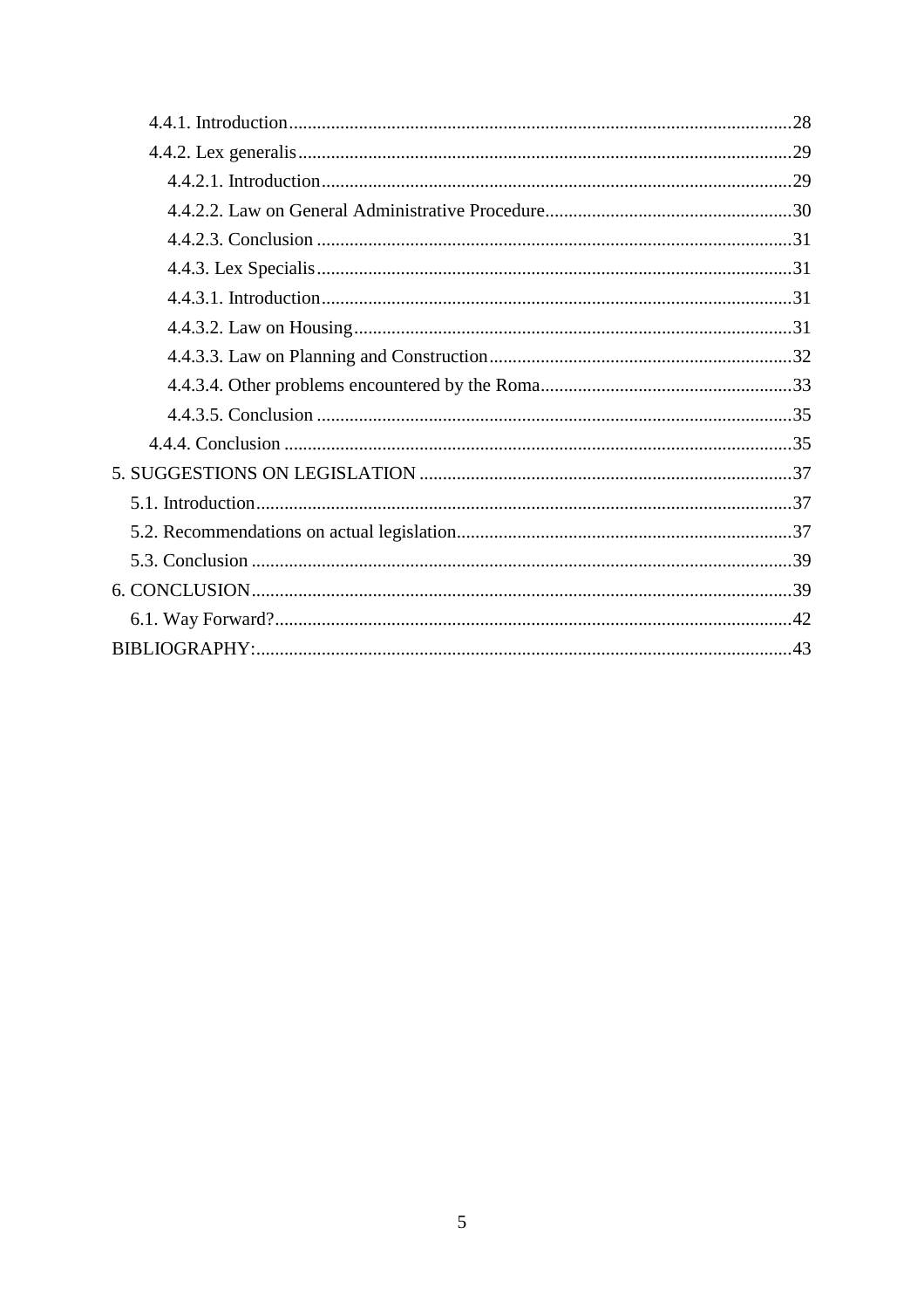4.4.1. Introduction ........................................................................................................28
4.4.2. Lex generalis ......................................................................................................29
4.4.2.1. Introduction ...................................................................................................29
4.4.2.2. Law on General Administrative Procedure ....................................................30
4.4.2.3. Conclusion .....................................................................................................31
4.4.3. Lex Specialis ......................................................................................................31
4.4.3.1. Introduction ...................................................................................................31
4.4.3.2. Law on Housing ............................................................................................31
4.4.3.3. Law on Planning and Construction ................................................................32
4.4.3.4. Other problems encountered by the Roma .....................................................33
4.4.3.5. Conclusion .....................................................................................................35
4.4.4. Conclusion ..........................................................................................................35
5. SUGGESTIONS ON LEGISLATION .......................................................................37
5.1. Introduction ............................................................................................................37
5.2. Recommendations on actual legislation ..................................................................37
5.3. Conclusion .............................................................................................................39
6. CONCLUSION ..........................................................................................................39
6.1. Way Forward? .........................................................................................................42
BIBLIOGRAPHY: .........................................................................................................43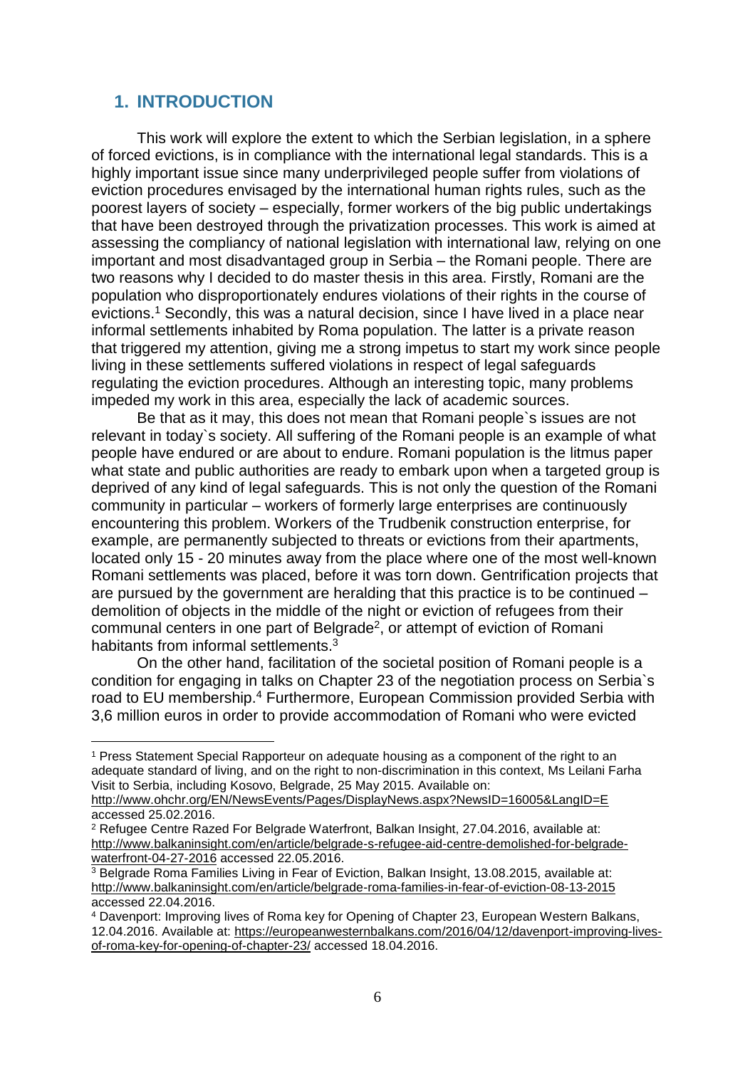## 1. INTRODUCTION

This work will explore the extent to which the Serbian legislation, in a sphere of forced evictions, is in compliance with the international legal standards. This is a highly important issue since many underprivileged people suffer from violations of eviction procedures envisaged by the international human rights rules, such as the poorest layers of society – especially, former workers of the big public undertakings that have been destroyed through the privatization processes. This work is aimed at assessing the compliancy of national legislation with international law, relying on one important and most disadvantaged group in Serbia – the Romani people. There are two reasons why I decided to do master thesis in this area. Firstly, Romani are the population who disproportionately endures violations of their rights in the course of evictions.[1] Secondly, this was a natural decision, since I have lived in a place near informal settlements inhabited by Roma population. The latter is a private reason that triggered my attention, giving me a strong impetus to start my work since people living in these settlements suffered violations in respect of legal safeguards regulating the eviction procedures. Although an interesting topic, many problems impeded my work in this area, especially the lack of academic sources.

Be that as it may, this does not mean that Romani people`s issues are not relevant in today`s society. All suffering of the Romani people is an example of what people have endured or are about to endure. Romani population is the litmus paper what state and public authorities are ready to embark upon when a targeted group is deprived of any kind of legal safeguards. This is not only the question of the Romani community in particular – workers of formerly large enterprises are continuously encountering this problem. Workers of the Trudbenik construction enterprise, for example, are permanently subjected to threats or evictions from their apartments, located only 15 - 20 minutes away from the place where one of the most well-known Romani settlements was placed, before it was torn down. Gentrification projects that are pursued by the government are heralding that this practice is to be continued – demolition of objects in the middle of the night or eviction of refugees from their communal centers in one part of Belgrade[2], or attempt of eviction of Romani habitants from informal settlements.[3]

On the other hand, facilitation of the societal position of Romani people is a condition for engaging in talks on Chapter 23 of the negotiation process on Serbia`s road to EU membership.[4] Furthermore, European Commission provided Serbia with 3,6 million euros in order to provide accommodation of Romani who were evicted

---

[1] Press Statement Special Rapporteur on adequate housing as a component of the right to an adequate standard of living, and on the right to non-discrimination in this context, Ms Leilani Farha Visit to Serbia, including Kosovo, Belgrade, 25 May 2015. Available on: http://www.ohchr.org/EN/NewsEvents/Pages/DisplayNews.aspx?NewsID=16005&LangID=E accessed 25.02.2016.

[2] Refugee Centre Razed For Belgrade Waterfront, Balkan Insight, 27.04.2016, available at: http://www.balkaninsight.com/en/article/belgrade-s-refugee-aid-centre-demolished-for-belgrade-waterfront-04-27-2016 accessed 22.05.2016.

[3] Belgrade Roma Families Living in Fear of Eviction, Balkan Insight, 13.08.2015, available at: http://www.balkaninsight.com/en/article/belgrade-roma-families-in-fear-of-eviction-08-13-2015 accessed 22.04.2016.

[4] Davenport: Improving lives of Roma key for Opening of Chapter 23, European Western Balkans, 12.04.2016. Available at: https://europeanwesternbalkans.com/2016/04/12/davenport-improving-lives-of-roma-key-for-opening-of-chapter-23/ accessed 18.04.2016.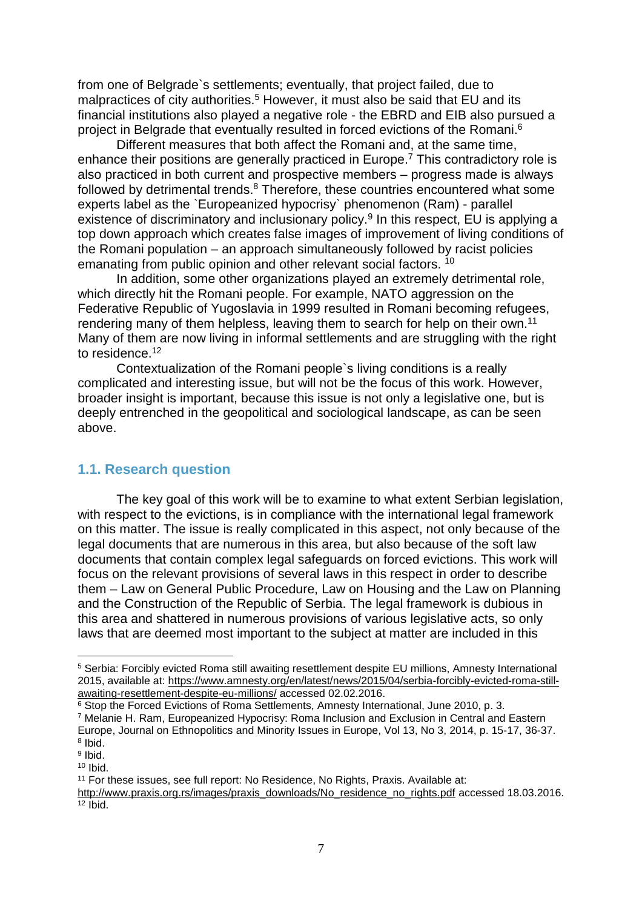from one of Belgrade`s settlements; eventually, that project failed, due to malpractices of city authorities.[5] However, it must also be said that EU and its financial institutions also played a negative role - the EBRD and EIB also pursued a project in Belgrade that eventually resulted in forced evictions of the Romani.[6]

Different measures that both affect the Romani and, at the same time, enhance their positions are generally practiced in Europe.[7] This contradictory role is also practiced in both current and prospective members – progress made is always followed by detrimental trends.[8] Therefore, these countries encountered what some experts label as the `Europeanized hypocrisy` phenomenon (Ram) - parallel existence of discriminatory and inclusionary policy.[9] In this respect, EU is applying a top down approach which creates false images of improvement of living conditions of the Romani population – an approach simultaneously followed by racist policies emanating from public opinion and other relevant social factors. [10]

In addition, some other organizations played an extremely detrimental role, which directly hit the Romani people. For example, NATO aggression on the Federative Republic of Yugoslavia in 1999 resulted in Romani becoming refugees, rendering many of them helpless, leaving them to search for help on their own.[11] Many of them are now living in informal settlements and are struggling with the right to residence.[12]

Contextualization of the Romani people`s living conditions is a really complicated and interesting issue, but will not be the focus of this work. However, broader insight is important, because this issue is not only a legislative one, but is deeply entrenched in the geopolitical and sociological landscape, as can be seen above.

## 1.1. Research question

The key goal of this work will be to examine to what extent Serbian legislation, with respect to the evictions, is in compliance with the international legal framework on this matter. The issue is really complicated in this aspect, not only because of the legal documents that are numerous in this area, but also because of the soft law documents that contain complex legal safeguards on forced evictions. This work will focus on the relevant provisions of several laws in this respect in order to describe them – Law on General Public Procedure, Law on Housing and the Law on Planning and the Construction of the Republic of Serbia. The legal framework is dubious in this area and shattered in numerous provisions of various legislative acts, so only laws that are deemed most important to the subject at matter are included in this

---

[5] Serbia: Forcibly evicted Roma still awaiting resettlement despite EU millions, Amnesty International 2015, available at: https://www.amnesty.org/en/latest/news/2015/04/serbia-forcibly-evicted-roma-still-awaiting-resettlement-despite-eu-millions/ accessed 02.02.2016.

[6] Stop the Forced Evictions of Roma Settlements, Amnesty International, June 2010, p. 3.

[7] Melanie H. Ram, Europeanized Hypocrisy: Roma Inclusion and Exclusion in Central and Eastern Europe, Journal on Ethnopolitics and Minority Issues in Europe, Vol 13, No 3, 2014, p. 15-17, 36-37.

[8] Ibid.

[9] Ibid.

[10] Ibid.

[11] For these issues, see full report: No Residence, No Rights, Praxis. Available at: http://www.praxis.org.rs/images/praxis_downloads/No_residence_no_rights.pdf accessed 18.03.2016.

[12] Ibid.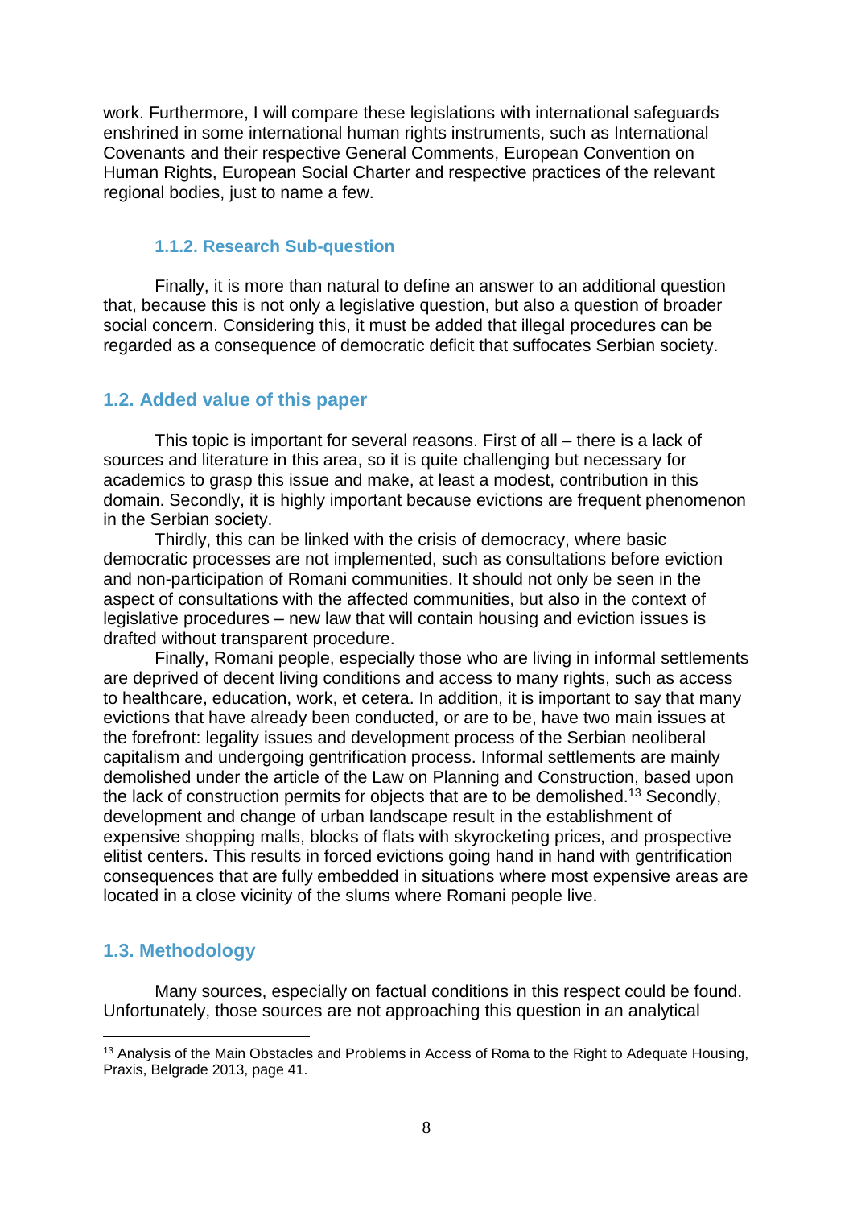work. Furthermore, I will compare these legislations with international safeguards enshrined in some international human rights instruments, such as International Covenants and their respective General Comments, European Convention on Human Rights, European Social Charter and respective practices of the relevant regional bodies, just to name a few.

### 1.1.2. Research Sub-question

Finally, it is more than natural to define an answer to an additional question that, because this is not only a legislative question, but also a question of broader social concern. Considering this, it must be added that illegal procedures can be regarded as a consequence of democratic deficit that suffocates Serbian society.

## 1.2. Added value of this paper

This topic is important for several reasons. First of all – there is a lack of sources and literature in this area, so it is quite challenging but necessary for academics to grasp this issue and make, at least a modest, contribution in this domain. Secondly, it is highly important because evictions are frequent phenomenon in the Serbian society.

Thirdly, this can be linked with the crisis of democracy, where basic democratic processes are not implemented, such as consultations before eviction and non-participation of Romani communities. It should not only be seen in the aspect of consultations with the affected communities, but also in the context of legislative procedures – new law that will contain housing and eviction issues is drafted without transparent procedure.

Finally, Romani people, especially those who are living in informal settlements are deprived of decent living conditions and access to many rights, such as access to healthcare, education, work, et cetera. In addition, it is important to say that many evictions that have already been conducted, or are to be, have two main issues at the forefront: legality issues and development process of the Serbian neoliberal capitalism and undergoing gentrification process. Informal settlements are mainly demolished under the article of the Law on Planning and Construction, based upon the lack of construction permits for objects that are to be demolished.[13] Secondly, development and change of urban landscape result in the establishment of expensive shopping malls, blocks of flats with skyrocketing prices, and prospective elitist centers. This results in forced evictions going hand in hand with gentrification consequences that are fully embedded in situations where most expensive areas are located in a close vicinity of the slums where Romani people live.

## 1.3. Methodology

Many sources, especially on factual conditions in this respect could be found. Unfortunately, those sources are not approaching this question in an analytical

---

[13] Analysis of the Main Obstacles and Problems in Access of Roma to the Right to Adequate Housing, Praxis, Belgrade 2013, page 41.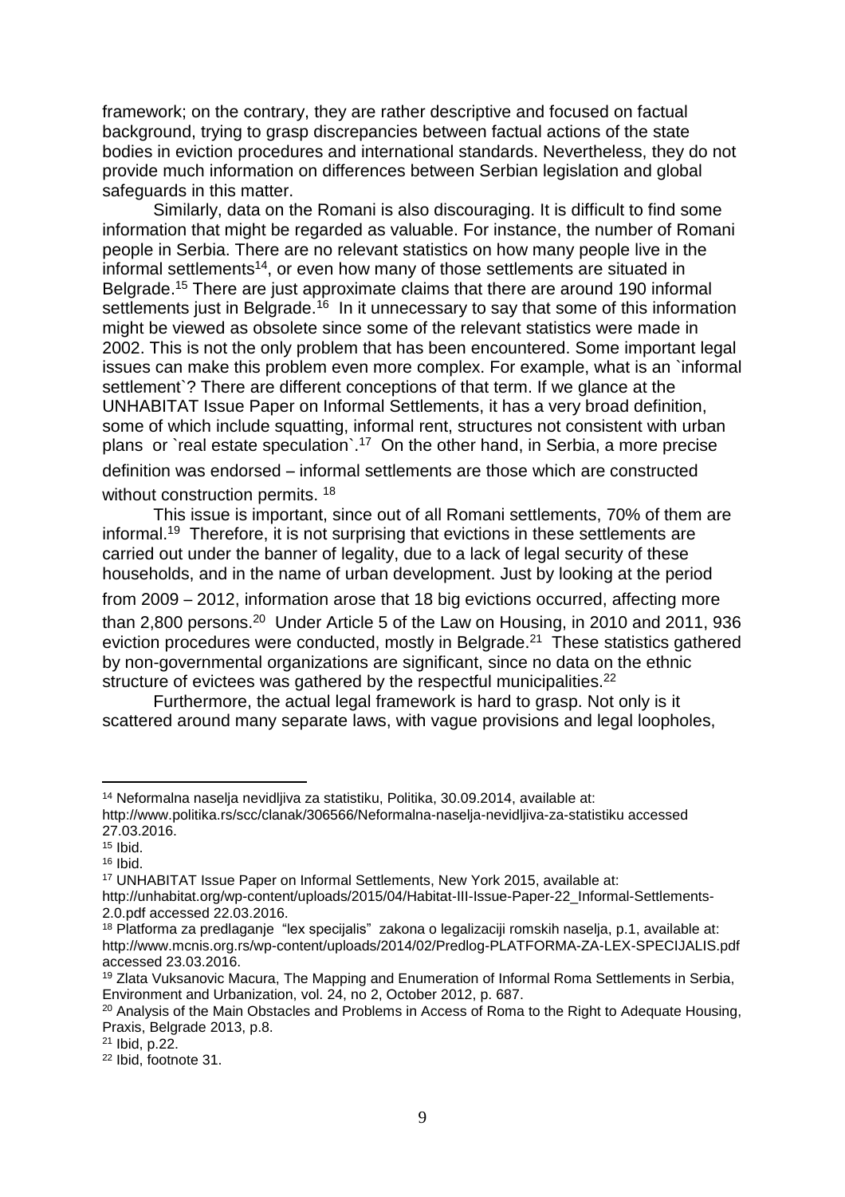framework; on the contrary, they are rather descriptive and focused on factual background, trying to grasp discrepancies between factual actions of the state bodies in eviction procedures and international standards. Nevertheless, they do not provide much information on differences between Serbian legislation and global safeguards in this matter.

Similarly, data on the Romani is also discouraging. It is difficult to find some information that might be regarded as valuable. For instance, the number of Romani people in Serbia. There are no relevant statistics on how many people live in the informal settlements[14], or even how many of those settlements are situated in Belgrade.[15] There are just approximate claims that there are around 190 informal settlements just in Belgrade.[16] In it unnecessary to say that some of this information might be viewed as obsolete since some of the relevant statistics were made in 2002. This is not the only problem that has been encountered. Some important legal issues can make this problem even more complex. For example, what is an `informal settlement`? There are different conceptions of that term. If we glance at the UNHABITAT Issue Paper on Informal Settlements, it has a very broad definition, some of which include squatting, informal rent, structures not consistent with urban plans or `real estate speculation`.[17] On the other hand, in Serbia, a more precise definition was endorsed – informal settlements are those which are constructed without construction permits. [18]

This issue is important, since out of all Romani settlements, 70% of them are informal.[19] Therefore, it is not surprising that evictions in these settlements are carried out under the banner of legality, due to a lack of legal security of these households, and in the name of urban development. Just by looking at the period from 2009 – 2012, information arose that 18 big evictions occurred, affecting more than 2,800 persons.[20] Under Article 5 of the Law on Housing, in 2010 and 2011, 936 eviction procedures were conducted, mostly in Belgrade.[21] These statistics gathered by non-governmental organizations are significant, since no data on the ethnic structure of evictees was gathered by the respectful municipalities.[22]

Furthermore, the actual legal framework is hard to grasp. Not only is it scattered around many separate laws, with vague provisions and legal loopholes,

---

[14] Neformalna naselja nevidljiva za statistiku, Politika, 30.09.2014, available at: http://www.politika.rs/scc/clanak/306566/Neformalna-naselja-nevidljiva-za-statistiku accessed 27.03.2016.

[15] Ibid.

[16] Ibid.

[17] UNHABITAT Issue Paper on Informal Settlements, New York 2015, available at: http://unhabitat.org/wp-content/uploads/2015/04/Habitat-III-Issue-Paper-22_Informal-Settlements-2.0.pdf accessed 22.03.2016.

[18] Platforma za predlaganje "lex specijalis" zakona o legalizaciji romskih naselja, p.1, available at: http://www.mcnis.org.rs/wp-content/uploads/2014/02/Predlog-PLATFORMA-ZA-LEX-SPECIJALIS.pdf accessed 23.03.2016.

[19] Zlata Vuksanovic Macura, The Mapping and Enumeration of Informal Roma Settlements in Serbia, Environment and Urbanization, vol. 24, no 2, October 2012, p. 687.

[20] Analysis of the Main Obstacles and Problems in Access of Roma to the Right to Adequate Housing, Praxis, Belgrade 2013, p.8.

[21] Ibid, p.22.

[22] Ibid, footnote 31.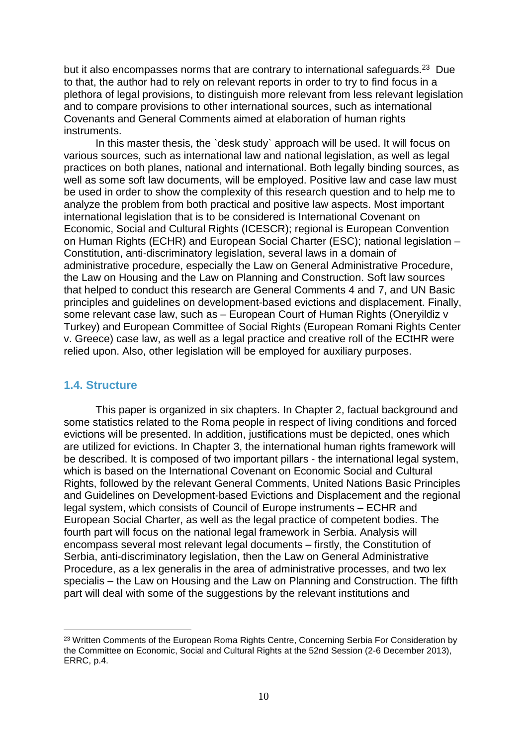but it also encompasses norms that are contrary to international safeguards.[23] Due to that, the author had to rely on relevant reports in order to try to find focus in a plethora of legal provisions, to distinguish more relevant from less relevant legislation and to compare provisions to other international sources, such as international Covenants and General Comments aimed at elaboration of human rights instruments.

In this master thesis, the `desk study` approach will be used. It will focus on various sources, such as international law and national legislation, as well as legal practices on both planes, national and international. Both legally binding sources, as well as some soft law documents, will be employed. Positive law and case law must be used in order to show the complexity of this research question and to help me to analyze the problem from both practical and positive law aspects. Most important international legislation that is to be considered is International Covenant on Economic, Social and Cultural Rights (ICESCR); regional is European Convention on Human Rights (ECHR) and European Social Charter (ESC); national legislation – Constitution, anti-discriminatory legislation, several laws in a domain of administrative procedure, especially the Law on General Administrative Procedure, the Law on Housing and the Law on Planning and Construction. Soft law sources that helped to conduct this research are General Comments 4 and 7, and UN Basic principles and guidelines on development-based evictions and displacement. Finally, some relevant case law, such as – European Court of Human Rights (Oneryildiz v Turkey) and European Committee of Social Rights (European Romani Rights Center v. Greece) case law, as well as a legal practice and creative roll of the ECtHR were relied upon. Also, other legislation will be employed for auxiliary purposes.

### 1.4. Structure

This paper is organized in six chapters. In Chapter 2, factual background and some statistics related to the Roma people in respect of living conditions and forced evictions will be presented. In addition, justifications must be depicted, ones which are utilized for evictions. In Chapter 3, the international human rights framework will be described. It is composed of two important pillars - the international legal system, which is based on the International Covenant on Economic Social and Cultural Rights, followed by the relevant General Comments, United Nations Basic Principles and Guidelines on Development-based Evictions and Displacement and the regional legal system, which consists of Council of Europe instruments – ECHR and European Social Charter, as well as the legal practice of competent bodies. The fourth part will focus on the national legal framework in Serbia. Analysis will encompass several most relevant legal documents – firstly, the Constitution of Serbia, anti-discriminatory legislation, then the Law on General Administrative Procedure, as a lex generalis in the area of administrative processes, and two lex specialis – the Law on Housing and the Law on Planning and Construction. The fifth part will deal with some of the suggestions by the relevant institutions and

[23] Written Comments of the European Roma Rights Centre, Concerning Serbia For Consideration by the Committee on Economic, Social and Cultural Rights at the 52nd Session (2-6 December 2013), ERRC, p.4.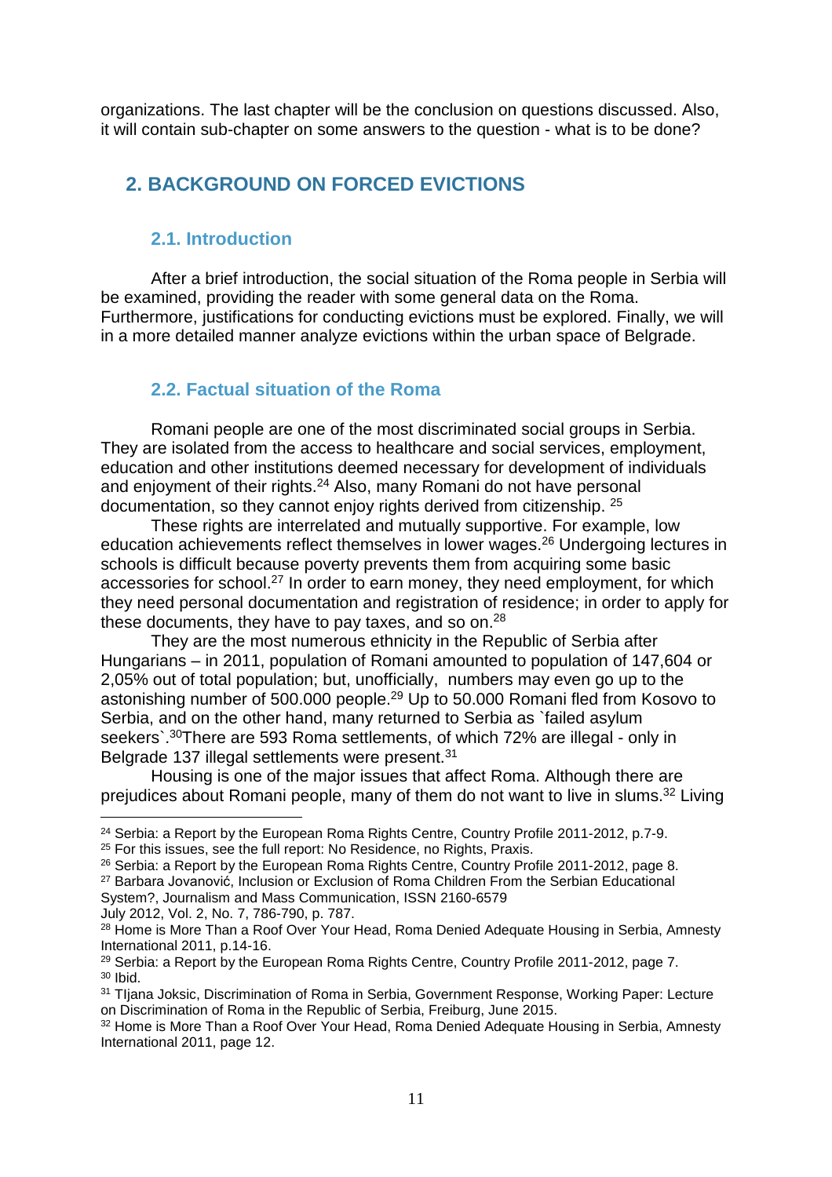organizations. The last chapter will be the conclusion on questions discussed. Also, it will contain sub-chapter on some answers to the question - what is to be done?

## 2. BACKGROUND ON FORCED EVICTIONS

### 2.1. Introduction

After a brief introduction, the social situation of the Roma people in Serbia will be examined, providing the reader with some general data on the Roma. Furthermore, justifications for conducting evictions must be explored. Finally, we will in a more detailed manner analyze evictions within the urban space of Belgrade.

### 2.2. Factual situation of the Roma

Romani people are one of the most discriminated social groups in Serbia. They are isolated from the access to healthcare and social services, employment, education and other institutions deemed necessary for development of individuals and enjoyment of their rights.[24] Also, many Romani do not have personal documentation, so they cannot enjoy rights derived from citizenship. [25]

These rights are interrelated and mutually supportive. For example, low education achievements reflect themselves in lower wages.[26] Undergoing lectures in schools is difficult because poverty prevents them from acquiring some basic accessories for school.[27] In order to earn money, they need employment, for which they need personal documentation and registration of residence; in order to apply for these documents, they have to pay taxes, and so on.[28]

They are the most numerous ethnicity in the Republic of Serbia after Hungarians – in 2011, population of Romani amounted to population of 147,604 or 2,05% out of total population; but, unofficially, numbers may even go up to the astonishing number of 500.000 people.[29] Up to 50.000 Romani fled from Kosovo to Serbia, and on the other hand, many returned to Serbia as `failed asylum seekers`.[30]There are 593 Roma settlements, of which 72% are illegal - only in Belgrade 137 illegal settlements were present.[31]

Housing is one of the major issues that affect Roma. Although there are prejudices about Romani people, many of them do not want to live in slums.[32] Living

---

[24] Serbia: a Report by the European Roma Rights Centre, Country Profile 2011-2012, p.7-9.

[25] For this issues, see the full report: No Residence, no Rights, Praxis.

[26] Serbia: a Report by the European Roma Rights Centre, Country Profile 2011-2012, page 8.

[27] Barbara Jovanović, Inclusion or Exclusion of Roma Children From the Serbian Educational System?, Journalism and Mass Communication, ISSN 2160-6579 July 2012, Vol. 2, No. 7, 786-790, p. 787.

[28] Home is More Than a Roof Over Your Head, Roma Denied Adequate Housing in Serbia, Amnesty International 2011, p.14-16.

[29] Serbia: a Report by the European Roma Rights Centre, Country Profile 2011-2012, page 7.

[30] Ibid.

[31] TIjana Joksic, Discrimination of Roma in Serbia, Government Response, Working Paper: Lecture on Discrimination of Roma in the Republic of Serbia, Freiburg, June 2015.

[32] Home is More Than a Roof Over Your Head, Roma Denied Adequate Housing in Serbia, Amnesty International 2011, page 12.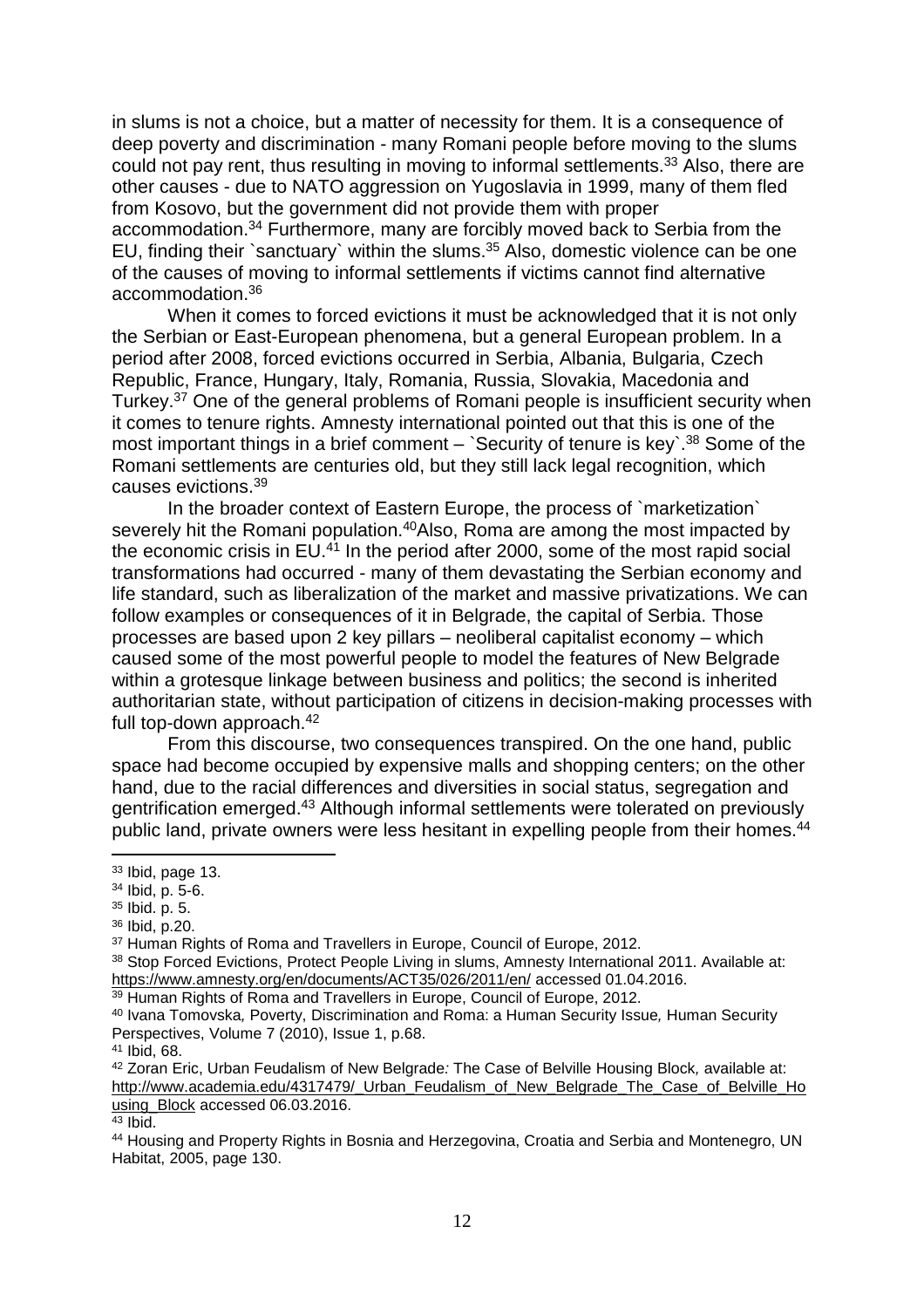in slums is not a choice, but a matter of necessity for them. It is a consequence of deep poverty and discrimination - many Romani people before moving to the slums could not pay rent, thus resulting in moving to informal settlements.[33] Also, there are other causes - due to NATO aggression on Yugoslavia in 1999, many of them fled from Kosovo, but the government did not provide them with proper accommodation.[34] Furthermore, many are forcibly moved back to Serbia from the EU, finding their `sanctuary` within the slums.[35] Also, domestic violence can be one of the causes of moving to informal settlements if victims cannot find alternative accommodation.[36]

When it comes to forced evictions it must be acknowledged that it is not only the Serbian or East-European phenomena, but a general European problem. In a period after 2008, forced evictions occurred in Serbia, Albania, Bulgaria, Czech Republic, France, Hungary, Italy, Romania, Russia, Slovakia, Macedonia and Turkey.[37] One of the general problems of Romani people is insufficient security when it comes to tenure rights. Amnesty international pointed out that this is one of the most important things in a brief comment – `Security of tenure is key`.[38] Some of the Romani settlements are centuries old, but they still lack legal recognition, which causes evictions.[39]

In the broader context of Eastern Europe, the process of `marketization` severely hit the Romani population.[40]Also, Roma are among the most impacted by the economic crisis in EU.[41] In the period after 2000, some of the most rapid social transformations had occurred - many of them devastating the Serbian economy and life standard, such as liberalization of the market and massive privatizations. We can follow examples or consequences of it in Belgrade, the capital of Serbia. Those processes are based upon 2 key pillars – neoliberal capitalist economy – which caused some of the most powerful people to model the features of New Belgrade within a grotesque linkage between business and politics; the second is inherited authoritarian state, without participation of citizens in decision-making processes with full top-down approach.[42]

From this discourse, two consequences transpired. On the one hand, public space had become occupied by expensive malls and shopping centers; on the other hand, due to the racial differences and diversities in social status, segregation and gentrification emerged.[43] Although informal settlements were tolerated on previously public land, private owners were less hesitant in expelling people from their homes.[44]

---

[33] Ibid, page 13.
[34] Ibid, p. 5-6.
[35] Ibid. p. 5.
[36] Ibid, p.20.
[37] Human Rights of Roma and Travellers in Europe, Council of Europe, 2012.
[38] Stop Forced Evictions, Protect People Living in slums, Amnesty International 2011. Available at: https://www.amnesty.org/en/documents/ACT35/026/2011/en/ accessed 01.04.2016.
[39] Human Rights of Roma and Travellers in Europe, Council of Europe, 2012.
[40] Ivana Tomovska, *Poverty, Discrimination and Roma: a Human Security Issue*, Human Security Perspectives, Volume 7 (2010), Issue 1, p.68.
[41] Ibid, 68.
[42] Zoran Eric, *Urban Feudalism of New Belgrade: The Case of Belville Housing Block*, available at: http://www.academia.edu/4317479/_Urban_Feudalism_of_New_Belgrade_The_Case_of_Belville_Housing_Block accessed 06.03.2016.
[43] Ibid.
[44] Housing and Property Rights in Bosnia and Herzegovina, Croatia and Serbia and Montenegro, UN Habitat, 2005, page 130.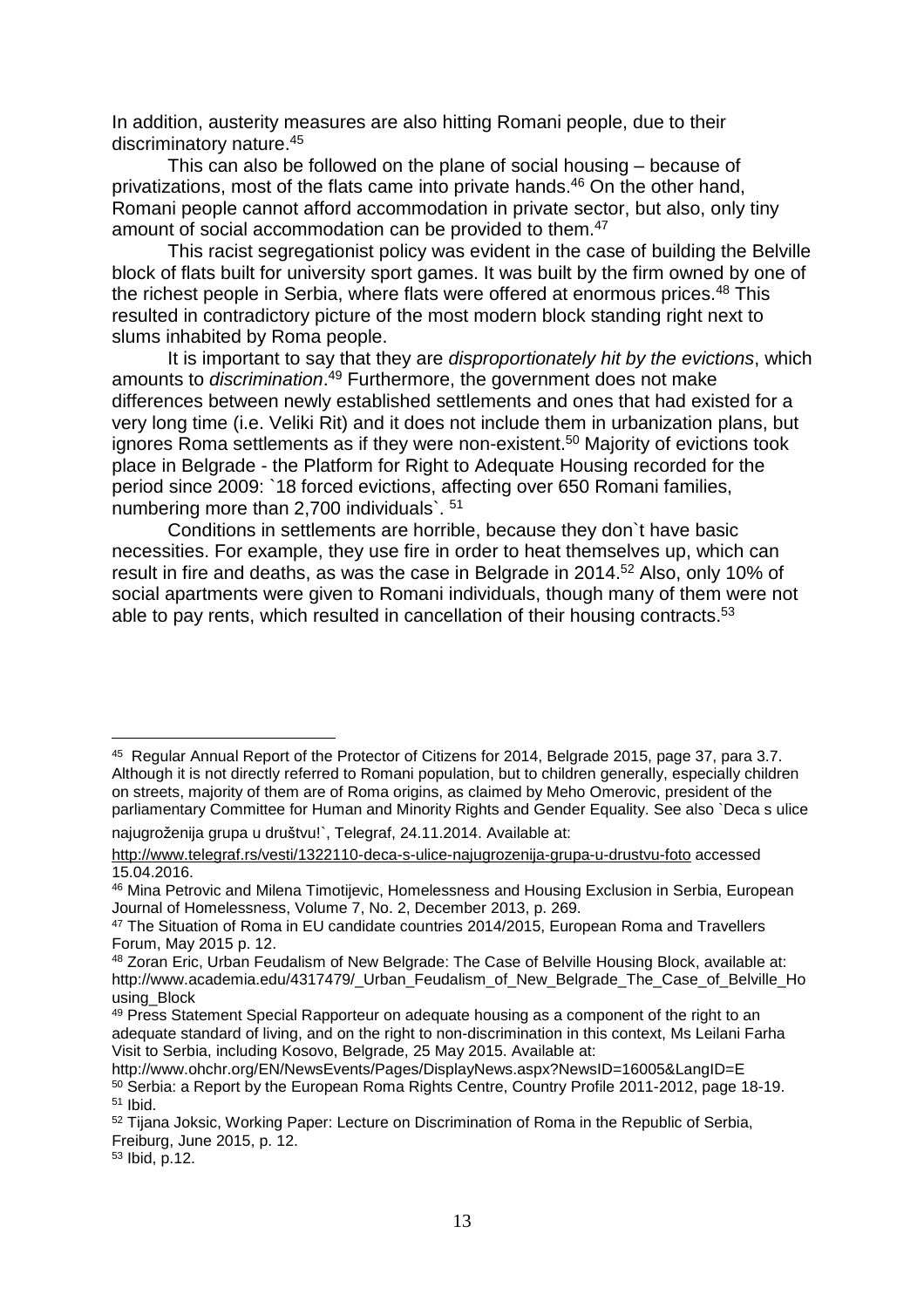In addition, austerity measures are also hitting Romani people, due to their discriminatory nature.[45]

This can also be followed on the plane of social housing – because of privatizations, most of the flats came into private hands.[46] On the other hand, Romani people cannot afford accommodation in private sector, but also, only tiny amount of social accommodation can be provided to them.[47]

This racist segregationist policy was evident in the case of building the Belville block of flats built for university sport games. It was built by the firm owned by one of the richest people in Serbia, where flats were offered at enormous prices.[48] This resulted in contradictory picture of the most modern block standing right next to slums inhabited by Roma people.

It is important to say that they are *disproportionately hit by the evictions*, which amounts to *discrimination*.[49] Furthermore, the government does not make differences between newly established settlements and ones that had existed for a very long time (i.e. Veliki Rit) and it does not include them in urbanization plans, but ignores Roma settlements as if they were non-existent.[50] Majority of evictions took place in Belgrade - the Platform for Right to Adequate Housing recorded for the period since 2009: `18 forced evictions, affecting over 650 Romani families, numbering more than 2,700 individuals`. [51]

Conditions in settlements are horrible, because they don`t have basic necessities. For example, they use fire in order to heat themselves up, which can result in fire and deaths, as was the case in Belgrade in 2014.[52] Also, only 10% of social apartments were given to Romani individuals, though many of them were not able to pay rents, which resulted in cancellation of their housing contracts.[53]

---

[45] Regular Annual Report of the Protector of Citizens for 2014, Belgrade 2015, page 37, para 3.7. Although it is not directly referred to Romani population, but to children generally, especially children on streets, majority of them are of Roma origins, as claimed by Meho Omerovic, president of the parliamentary Committee for Human and Minority Rights and Gender Equality. See also `Deca s ulice najugroženija grupa u društvu!`, Telegraf, 24.11.2014. Available at: http://www.telegraf.rs/vesti/1322110-deca-s-ulice-najugrozenija-grupa-u-drustvu-foto accessed 15.04.2016.

[46] Mina Petrovic and Milena Timotijevic, Homelessness and Housing Exclusion in Serbia, European Journal of Homelessness, Volume 7, No. 2, December 2013, p. 269.

[47] The Situation of Roma in EU candidate countries 2014/2015, European Roma and Travellers Forum, May 2015 p. 12.

[48] Zoran Eric, Urban Feudalism of New Belgrade: The Case of Belville Housing Block, available at: http://www.academia.edu/4317479/_Urban_Feudalism_of_New_Belgrade_The_Case_of_Belville_Housing_Block

[49] Press Statement Special Rapporteur on adequate housing as a component of the right to an adequate standard of living, and on the right to non-discrimination in this context, Ms Leilani Farha Visit to Serbia, including Kosovo, Belgrade, 25 May 2015. Available at: http://www.ohchr.org/EN/NewsEvents/Pages/DisplayNews.aspx?NewsID=16005&LangID=E

[50] Serbia: a Report by the European Roma Rights Centre, Country Profile 2011-2012, page 18-19.

[51] Ibid.

[52] Tijana Joksic, Working Paper: Lecture on Discrimination of Roma in the Republic of Serbia, Freiburg, June 2015, p. 12.

[53] Ibid, p.12.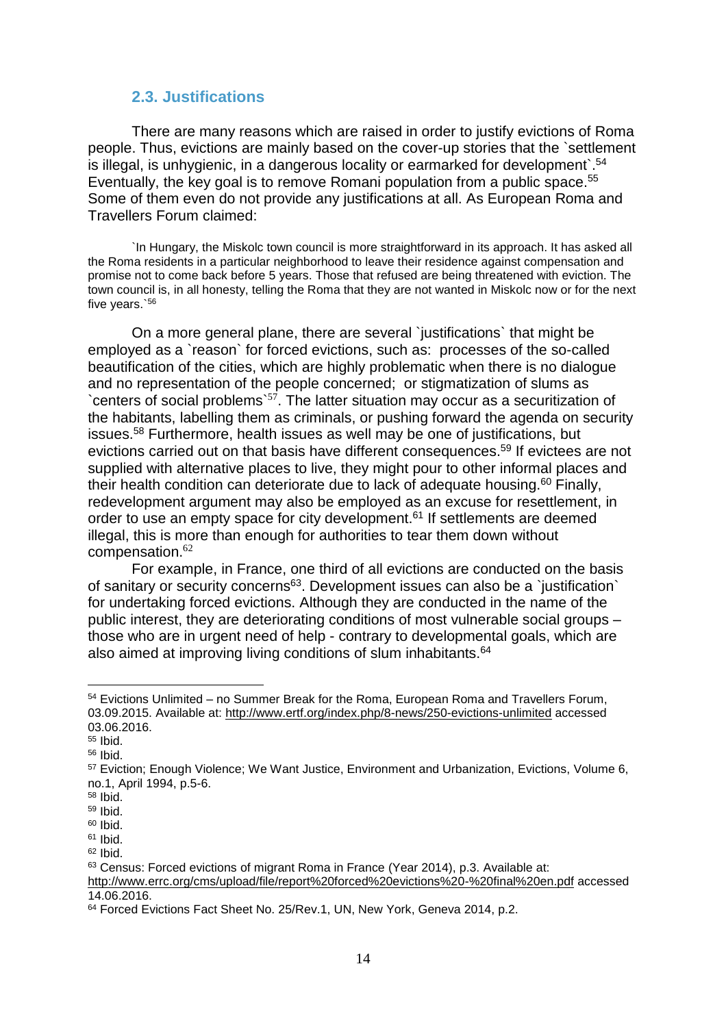### 2.3. Justifications

There are many reasons which are raised in order to justify evictions of Roma people. Thus, evictions are mainly based on the cover-up stories that the `settlement is illegal, is unhygienic, in a dangerous locality or earmarked for development`.[54] Eventually, the key goal is to remove Romani population from a public space.[55] Some of them even do not provide any justifications at all. As European Roma and Travellers Forum claimed:

> `In Hungary, the Miskolc town council is more straightforward in its approach. It has asked all the Roma residents in a particular neighborhood to leave their residence against compensation and promise not to come back before 5 years. Those that refused are being threatened with eviction. The town council is, in all honesty, telling the Roma that they are not wanted in Miskolc now or for the next five years.`[56]

On a more general plane, there are several `justifications` that might be employed as a `reason` for forced evictions, such as: processes of the so-called beautification of the cities, which are highly problematic when there is no dialogue and no representation of the people concerned; or stigmatization of slums as `centers of social problems`[57]. The latter situation may occur as a securitization of the habitants, labelling them as criminals, or pushing forward the agenda on security issues.[58] Furthermore, health issues as well may be one of justifications, but evictions carried out on that basis have different consequences.[59] If evictees are not supplied with alternative places to live, they might pour to other informal places and their health condition can deteriorate due to lack of adequate housing.[60] Finally, redevelopment argument may also be employed as an excuse for resettlement, in order to use an empty space for city development.[61] If settlements are deemed illegal, this is more than enough for authorities to tear them down without compensation.[62]

For example, in France, one third of all evictions are conducted on the basis of sanitary or security concerns[63]. Development issues can also be a `justification` for undertaking forced evictions. Although they are conducted in the name of the public interest, they are deteriorating conditions of most vulnerable social groups – those who are in urgent need of help - contrary to developmental goals, which are also aimed at improving living conditions of slum inhabitants.[64]

---

[54] Evictions Unlimited – no Summer Break for the Roma, European Roma and Travellers Forum, 03.09.2015. Available at: http://www.ertf.org/index.php/8-news/250-evictions-unlimited accessed 03.06.2016.

[55] Ibid.

[56] Ibid.

[57] Eviction; Enough Violence; We Want Justice, Environment and Urbanization, Evictions, Volume 6, no.1, April 1994, p.5-6.

[58] Ibid.

[59] Ibid.

[60] Ibid.

[61] Ibid.

[62] Ibid.

[63] Census: Forced evictions of migrant Roma in France (Year 2014), p.3. Available at: http://www.errc.org/cms/upload/file/report%20forced%20evictions%20-%20final%20en.pdf accessed 14.06.2016.

[64] Forced Evictions Fact Sheet No. 25/Rev.1, UN, New York, Geneva 2014, p.2.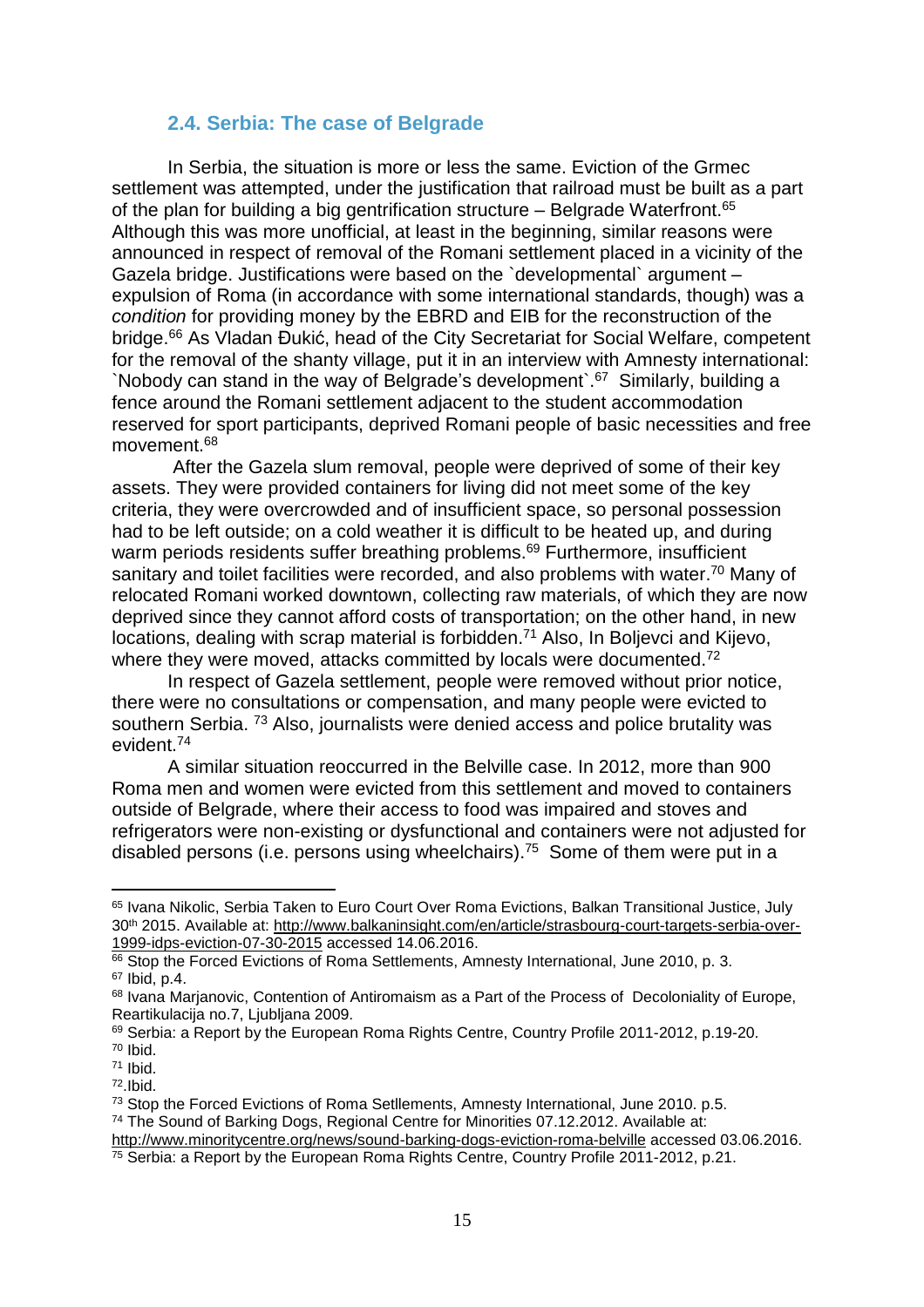### 2.4. Serbia: The case of Belgrade

In Serbia, the situation is more or less the same. Eviction of the Grmec settlement was attempted, under the justification that railroad must be built as a part of the plan for building a big gentrification structure – Belgrade Waterfront.[65] Although this was more unofficial, at least in the beginning, similar reasons were announced in respect of removal of the Romani settlement placed in a vicinity of the Gazela bridge. Justifications were based on the `developmental` argument – expulsion of Roma (in accordance with some international standards, though) was a *condition* for providing money by the EBRD and EIB for the reconstruction of the bridge.[66] As Vladan Đukić, head of the City Secretariat for Social Welfare, competent for the removal of the shanty village, put it in an interview with Amnesty international: `Nobody can stand in the way of Belgrade's development`.[67] Similarly, building a fence around the Romani settlement adjacent to the student accommodation reserved for sport participants, deprived Romani people of basic necessities and free movement.[68]

After the Gazela slum removal, people were deprived of some of their key assets. They were provided containers for living did not meet some of the key criteria, they were overcrowded and of insufficient space, so personal possession had to be left outside; on a cold weather it is difficult to be heated up, and during warm periods residents suffer breathing problems.[69] Furthermore, insufficient sanitary and toilet facilities were recorded, and also problems with water.[70] Many of relocated Romani worked downtown, collecting raw materials, of which they are now deprived since they cannot afford costs of transportation; on the other hand, in new locations, dealing with scrap material is forbidden.[71] Also, In Boljevci and Kijevo, where they were moved, attacks committed by locals were documented.[72]

In respect of Gazela settlement, people were removed without prior notice, there were no consultations or compensation, and many people were evicted to southern Serbia. [73] Also, journalists were denied access and police brutality was evident.[74]

A similar situation reoccurred in the Belville case. In 2012, more than 900 Roma men and women were evicted from this settlement and moved to containers outside of Belgrade, where their access to food was impaired and stoves and refrigerators were non-existing or dysfunctional and containers were not adjusted for disabled persons (i.e. persons using wheelchairs).[75] Some of them were put in a

---

[65] Ivana Nikolic, Serbia Taken to Euro Court Over Roma Evictions, Balkan Transitional Justice, July 30th 2015. Available at: http://www.balkaninsight.com/en/article/strasbourg-court-targets-serbia-over-1999-idps-eviction-07-30-2015 accessed 14.06.2016.

[66] Stop the Forced Evictions of Roma Settlements, Amnesty International, June 2010, p. 3.

[67] Ibid, p.4.

[68] Ivana Marjanovic, Contention of Antiromaism as a Part of the Process of Decoloniality of Europe, Reartikulacija no.7, Ljubljana 2009.

[69] Serbia: a Report by the European Roma Rights Centre, Country Profile 2011-2012, p.19-20.

[70] Ibid.

[71] Ibid.

[72] Ibid.

[73] Stop the Forced Evictions of Roma Setllements, Amnesty International, June 2010. p.5.

[74] The Sound of Barking Dogs, Regional Centre for Minorities 07.12.2012. Available at: http://www.minoritycentre.org/news/sound-barking-dogs-eviction-roma-belville accessed 03.06.2016.

[75] Serbia: a Report by the European Roma Rights Centre, Country Profile 2011-2012, p.21.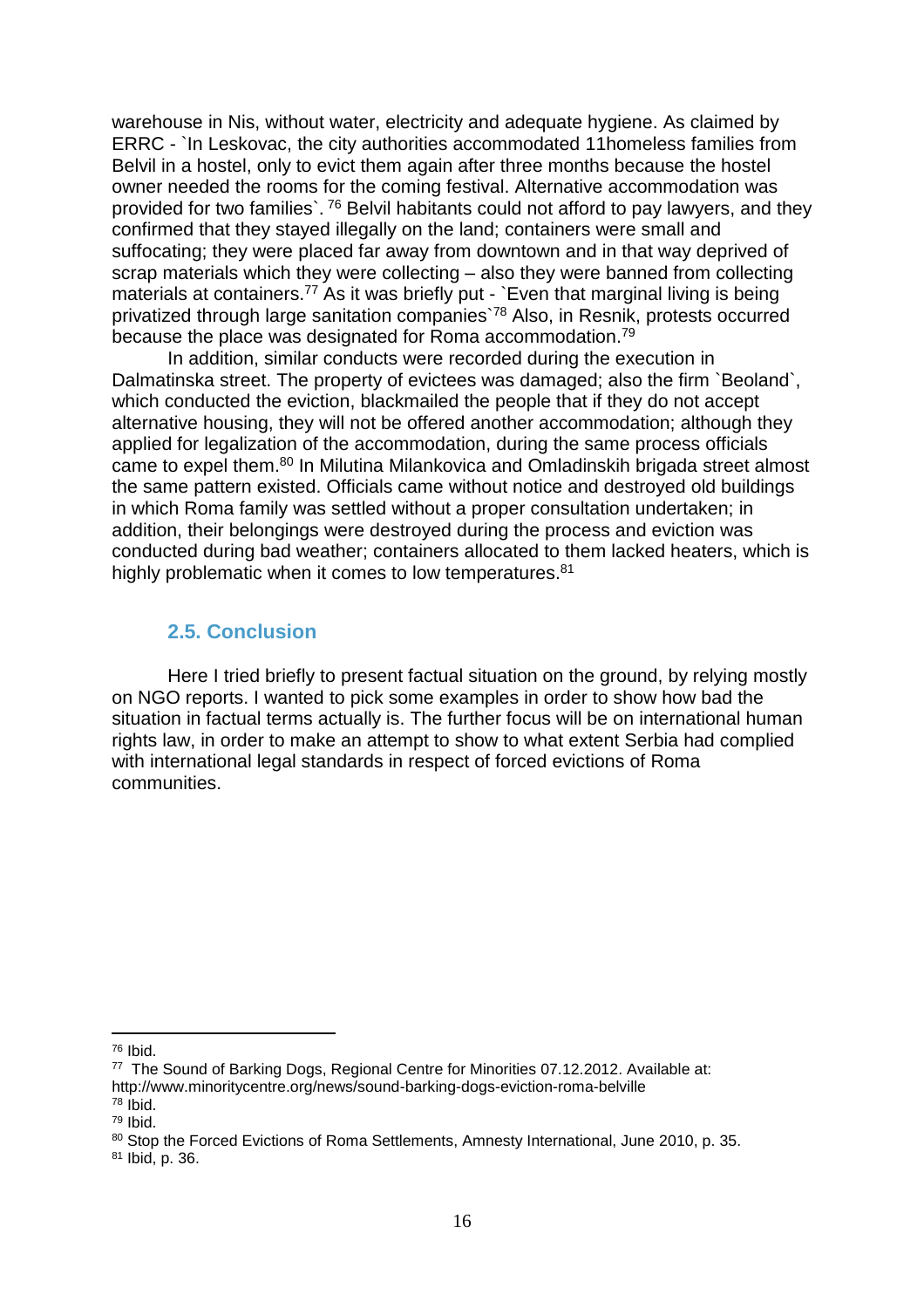warehouse in Nis, without water, electricity and adequate hygiene. As claimed by ERRC - `In Leskovac, the city authorities accommodated 11homeless families from Belvil in a hostel, only to evict them again after three months because the hostel owner needed the rooms for the coming festival. Alternative accommodation was provided for two families`. [76] Belvil habitants could not afford to pay lawyers, and they confirmed that they stayed illegally on the land; containers were small and suffocating; they were placed far away from downtown and in that way deprived of scrap materials which they were collecting – also they were banned from collecting materials at containers.[77] As it was briefly put - `Even that marginal living is being privatized through large sanitation companies`[78] Also, in Resnik, protests occurred because the place was designated for Roma accommodation.[79]

In addition, similar conducts were recorded during the execution in Dalmatinska street. The property of evictees was damaged; also the firm `Beoland`, which conducted the eviction, blackmailed the people that if they do not accept alternative housing, they will not be offered another accommodation; although they applied for legalization of the accommodation, during the same process officials came to expel them.[80] In Milutina Milankovica and Omladinskih brigada street almost the same pattern existed. Officials came without notice and destroyed old buildings in which Roma family was settled without a proper consultation undertaken; in addition, their belongings were destroyed during the process and eviction was conducted during bad weather; containers allocated to them lacked heaters, which is highly problematic when it comes to low temperatures.[81]

## 2.5. Conclusion

Here I tried briefly to present factual situation on the ground, by relying mostly on NGO reports. I wanted to pick some examples in order to show how bad the situation in factual terms actually is. The further focus will be on international human rights law, in order to make an attempt to show to what extent Serbia had complied with international legal standards in respect of forced evictions of Roma communities.

---

[76] Ibid.

[77] The Sound of Barking Dogs, Regional Centre for Minorities 07.12.2012. Available at: http://www.minoritycentre.org/news/sound-barking-dogs-eviction-roma-belville

[78] Ibid.

[79] Ibid.

[80] Stop the Forced Evictions of Roma Settlements, Amnesty International, June 2010, p. 35.

[81] Ibid, p. 36.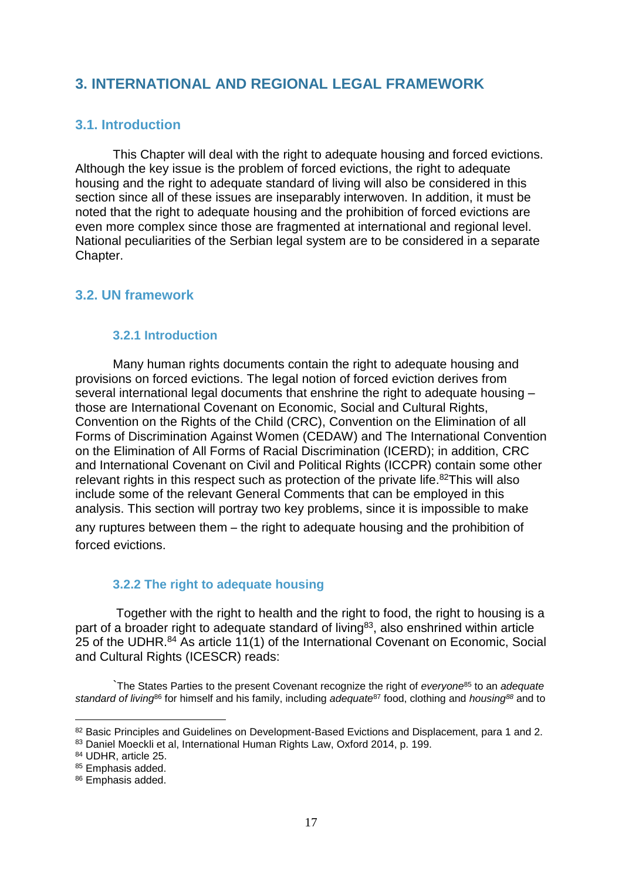# 3. INTERNATIONAL AND REGIONAL LEGAL FRAMEWORK

## 3.1. Introduction

This Chapter will deal with the right to adequate housing and forced evictions. Although the key issue is the problem of forced evictions, the right to adequate housing and the right to adequate standard of living will also be considered in this section since all of these issues are inseparably interwoven. In addition, it must be noted that the right to adequate housing and the prohibition of forced evictions are even more complex since those are fragmented at international and regional level. National peculiarities of the Serbian legal system are to be considered in a separate Chapter.

## 3.2. UN framework

### 3.2.1 Introduction

Many human rights documents contain the right to adequate housing and provisions on forced evictions. The legal notion of forced eviction derives from several international legal documents that enshrine the right to adequate housing – those are International Covenant on Economic, Social and Cultural Rights, Convention on the Rights of the Child (CRC), Convention on the Elimination of all Forms of Discrimination Against Women (CEDAW) and The International Convention on the Elimination of All Forms of Racial Discrimination (ICERD); in addition, CRC and International Covenant on Civil and Political Rights (ICCPR) contain some other relevant rights in this respect such as protection of the private life.[82]This will also include some of the relevant General Comments that can be employed in this analysis. This section will portray two key problems, since it is impossible to make any ruptures between them – the right to adequate housing and the prohibition of forced evictions.

### 3.2.2 The right to adequate housing

Together with the right to health and the right to food, the right to housing is a part of a broader right to adequate standard of living[83], also enshrined within article 25 of the UDHR.[84] As article 11(1) of the International Covenant on Economic, Social and Cultural Rights (ICESCR) reads:

`The States Parties to the present Covenant recognize the right of *everyone*[85] to an *adequate standard of living*[86] for himself and his family, including *adequate*[87] food, clothing and *housing*[88] and to

[82] Basic Principles and Guidelines on Development-Based Evictions and Displacement, para 1 and 2.
[83] Daniel Moeckli et al, International Human Rights Law, Oxford 2014, p. 199.
[84] UDHR, article 25.
[85] Emphasis added.
[86] Emphasis added.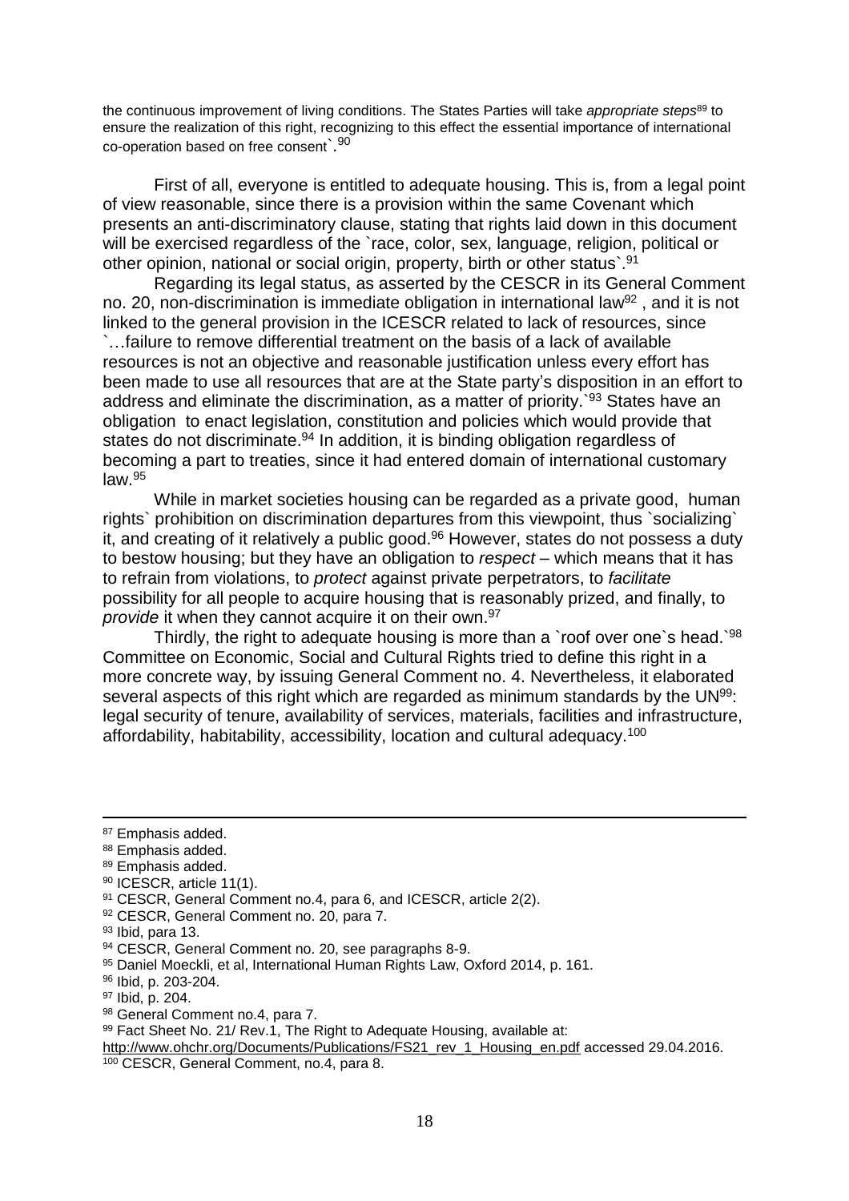the continuous improvement of living conditions. The States Parties will take *appropriate steps*[89] to ensure the realization of this right, recognizing to this effect the essential importance of international co-operation based on free consent`.[90]

First of all, everyone is entitled to adequate housing. This is, from a legal point of view reasonable, since there is a provision within the same Covenant which presents an anti-discriminatory clause, stating that rights laid down in this document will be exercised regardless of the `race, color, sex, language, religion, political or other opinion, national or social origin, property, birth or other status`.[91]

Regarding its legal status, as asserted by the CESCR in its General Comment no. 20, non-discrimination is immediate obligation in international law[92] , and it is not linked to the general provision in the ICESCR related to lack of resources, since `…failure to remove differential treatment on the basis of a lack of available resources is not an objective and reasonable justification unless every effort has been made to use all resources that are at the State party's disposition in an effort to address and eliminate the discrimination, as a matter of priority.`[93] States have an obligation to enact legislation, constitution and policies which would provide that states do not discriminate.[94] In addition, it is binding obligation regardless of becoming a part to treaties, since it had entered domain of international customary law.[95]

While in market societies housing can be regarded as a private good, human rights` prohibition on discrimination departures from this viewpoint, thus `socializing` it, and creating of it relatively a public good.[96] However, states do not possess a duty to bestow housing; but they have an obligation to *respect* – which means that it has to refrain from violations, to *protect* against private perpetrators, to *facilitate* possibility for all people to acquire housing that is reasonably prized, and finally, to *provide* it when they cannot acquire it on their own.[97]

Thirdly, the right to adequate housing is more than a `roof over one`s head.`[98] Committee on Economic, Social and Cultural Rights tried to define this right in a more concrete way, by issuing General Comment no. 4. Nevertheless, it elaborated several aspects of this right which are regarded as minimum standards by the UN[99]: legal security of tenure, availability of services, materials, facilities and infrastructure, affordability, habitability, accessibility, location and cultural adequacy.[100]

---

[87] Emphasis added.
[88] Emphasis added.
[89] Emphasis added.
[90] ICESCR, article 11(1).
[91] CESCR, General Comment no.4, para 6, and ICESCR, article 2(2).
[92] CESCR, General Comment no. 20, para 7.
[93] Ibid, para 13.
[94] CESCR, General Comment no. 20, see paragraphs 8-9.
[95] Daniel Moeckli, et al, International Human Rights Law, Oxford 2014, p. 161.
[96] Ibid, p. 203-204.
[97] Ibid, p. 204.
[98] General Comment no.4, para 7.
[99] Fact Sheet No. 21/ Rev.1, The Right to Adequate Housing, available at: http://www.ohchr.org/Documents/Publications/FS21_rev_1_Housing_en.pdf accessed 29.04.2016.
[100] CESCR, General Comment, no.4, para 8.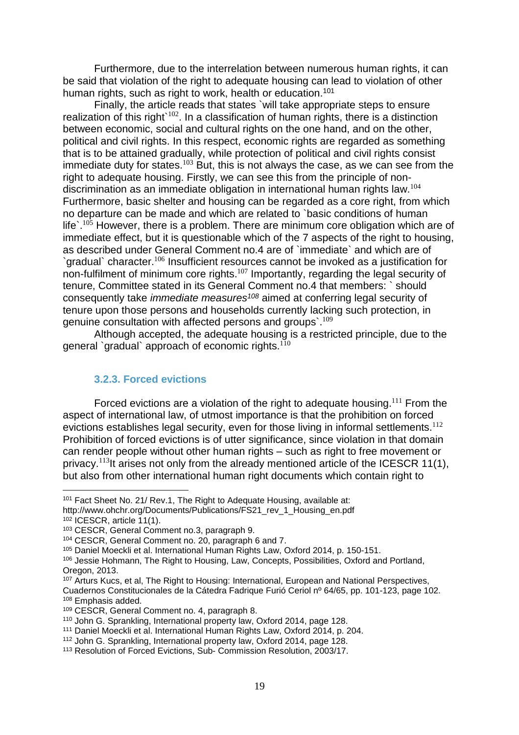Furthermore, due to the interrelation between numerous human rights, it can be said that violation of the right to adequate housing can lead to violation of other human rights, such as right to work, health or education.[101]

Finally, the article reads that states `will take appropriate steps to ensure realization of this right`[102]. In a classification of human rights, there is a distinction between economic, social and cultural rights on the one hand, and on the other, political and civil rights. In this respect, economic rights are regarded as something that is to be attained gradually, while protection of political and civil rights consist immediate duty for states.[103] But, this is not always the case, as we can see from the right to adequate housing. Firstly, we can see this from the principle of non-discrimination as an immediate obligation in international human rights law.[104] Furthermore, basic shelter and housing can be regarded as a core right, from which no departure can be made and which are related to `basic conditions of human life`.[105] However, there is a problem. There are minimum core obligation which are of immediate effect, but it is questionable which of the 7 aspects of the right to housing, as described under General Comment no.4 are of `immediate` and which are of `gradual` character.[106] Insufficient resources cannot be invoked as a justification for non-fulfilment of minimum core rights.[107] Importantly, regarding the legal security of tenure, Committee stated in its General Comment no.4 that members: ` should consequently take *immediate measures*[108] aimed at conferring legal security of tenure upon those persons and households currently lacking such protection, in genuine consultation with affected persons and groups`.[109]

Although accepted, the adequate housing is a restricted principle, due to the general `gradual` approach of economic rights.[110]

### 3.2.3. Forced evictions

Forced evictions are a violation of the right to adequate housing.[111] From the aspect of international law, of utmost importance is that the prohibition on forced evictions establishes legal security, even for those living in informal settlements.[112] Prohibition of forced evictions is of utter significance, since violation in that domain can render people without other human rights – such as right to free movement or privacy.[113]It arises not only from the already mentioned article of the ICESCR 11(1), but also from other international human right documents which contain right to

---

[101] Fact Sheet No. 21/ Rev.1, The Right to Adequate Housing, available at: http://www.ohchr.org/Documents/Publications/FS21_rev_1_Housing_en.pdf

[102] ICESCR, article 11(1).

[103] CESCR, General Comment no.3, paragraph 9.

[104] CESCR, General Comment no. 20, paragraph 6 and 7.

[105] Daniel Moeckli et al. International Human Rights Law, Oxford 2014, p. 150-151.

[106] Jessie Hohmann, The Right to Housing, Law, Concepts, Possibilities, Oxford and Portland, Oregon, 2013.

[107] Arturs Kucs, et al, The Right to Housing: International, European and National Perspectives, Cuadernos Constitucionales de la Cátedra Fadrique Furió Ceriol nº 64/65, pp. 101-123, page 102.

[108] Emphasis added.

[109] CESCR, General Comment no. 4, paragraph 8.

[110] John G. Sprankling, International property law, Oxford 2014, page 128.

[111] Daniel Moeckli et al. International Human Rights Law, Oxford 2014, p. 204.

[112] John G. Sprankling, International property law, Oxford 2014, page 128.

[113] Resolution of Forced Evictions, Sub- Commission Resolution, 2003/17.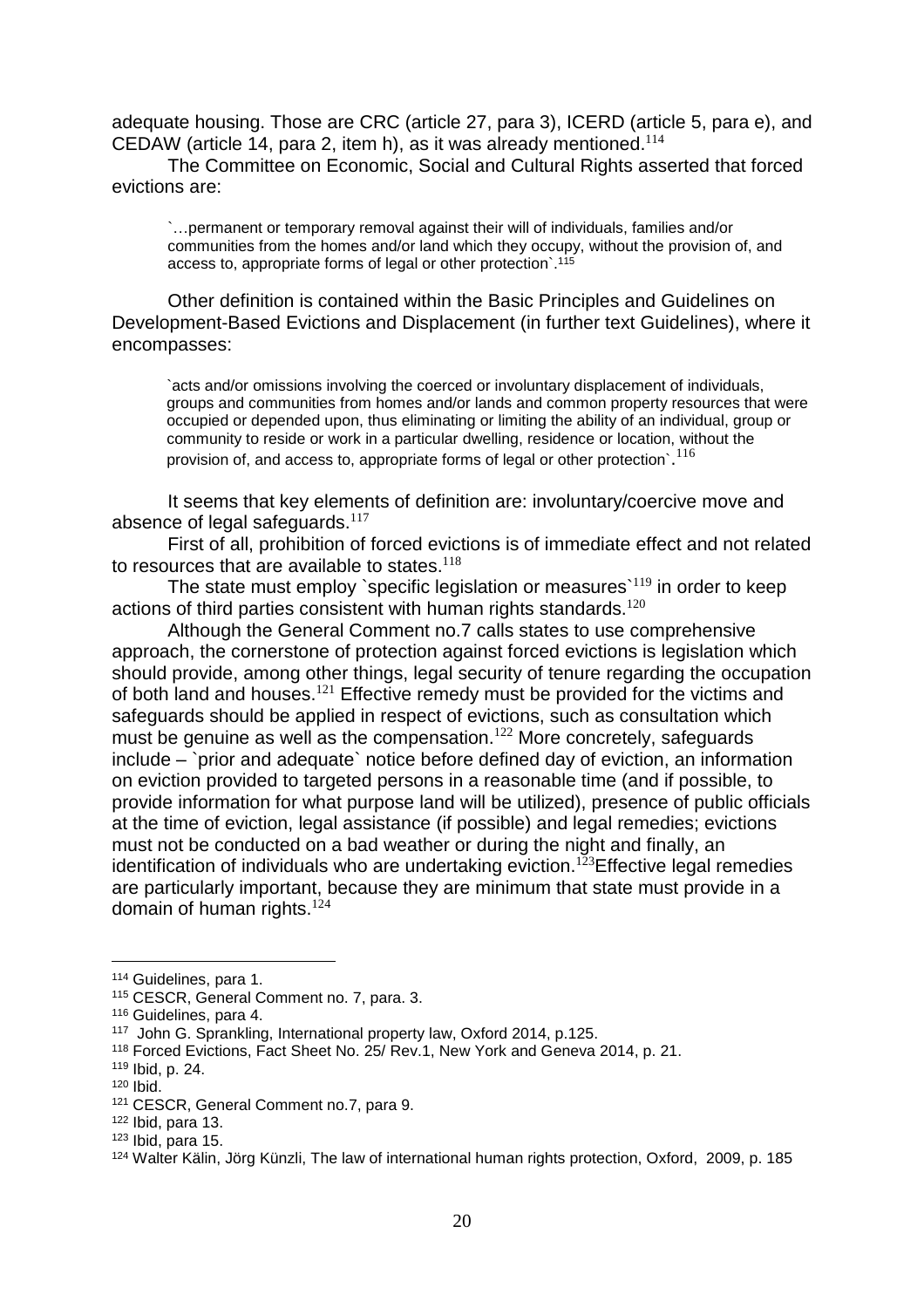adequate housing. Those are CRC (article 27, para 3), ICERD (article 5, para e), and CEDAW (article 14, para 2, item h), as it was already mentioned.[114]

The Committee on Economic, Social and Cultural Rights asserted that forced evictions are:

> `…permanent or temporary removal against their will of individuals, families and/or communities from the homes and/or land which they occupy, without the provision of, and access to, appropriate forms of legal or other protection`.[115]

Other definition is contained within the Basic Principles and Guidelines on Development-Based Evictions and Displacement (in further text Guidelines), where it encompasses:

> `acts and/or omissions involving the coerced or involuntary displacement of individuals, groups and communities from homes and/or lands and common property resources that were occupied or depended upon, thus eliminating or limiting the ability of an individual, group or community to reside or work in a particular dwelling, residence or location, without the provision of, and access to, appropriate forms of legal or other protection`.[116]

It seems that key elements of definition are: involuntary/coercive move and absence of legal safeguards.[117]

First of all, prohibition of forced evictions is of immediate effect and not related to resources that are available to states.[118]

The state must employ `specific legislation or measures`[119] in order to keep actions of third parties consistent with human rights standards.[120]

Although the General Comment no.7 calls states to use comprehensive approach, the cornerstone of protection against forced evictions is legislation which should provide, among other things, legal security of tenure regarding the occupation of both land and houses.[121] Effective remedy must be provided for the victims and safeguards should be applied in respect of evictions, such as consultation which must be genuine as well as the compensation.[122] More concretely, safeguards include – `prior and adequate` notice before defined day of eviction, an information on eviction provided to targeted persons in a reasonable time (and if possible, to provide information for what purpose land will be utilized), presence of public officials at the time of eviction, legal assistance (if possible) and legal remedies; evictions must not be conducted on a bad weather or during the night and finally, an identification of individuals who are undertaking eviction.[123]Effective legal remedies are particularly important, because they are minimum that state must provide in a domain of human rights.[124]

---

[114] Guidelines, para 1.
[115] CESCR, General Comment no. 7, para. 3.
[116] Guidelines, para 4.
[117] John G. Sprankling, International property law, Oxford 2014, p.125.
[118] Forced Evictions, Fact Sheet No. 25/ Rev.1, New York and Geneva 2014, p. 21.
[119] Ibid, p. 24.
[120] Ibid.
[121] CESCR, General Comment no.7, para 9.
[122] Ibid, para 13.
[123] Ibid, para 15.
[124] Walter Kälin, Jörg Künzli, The law of international human rights protection, Oxford, 2009, p. 185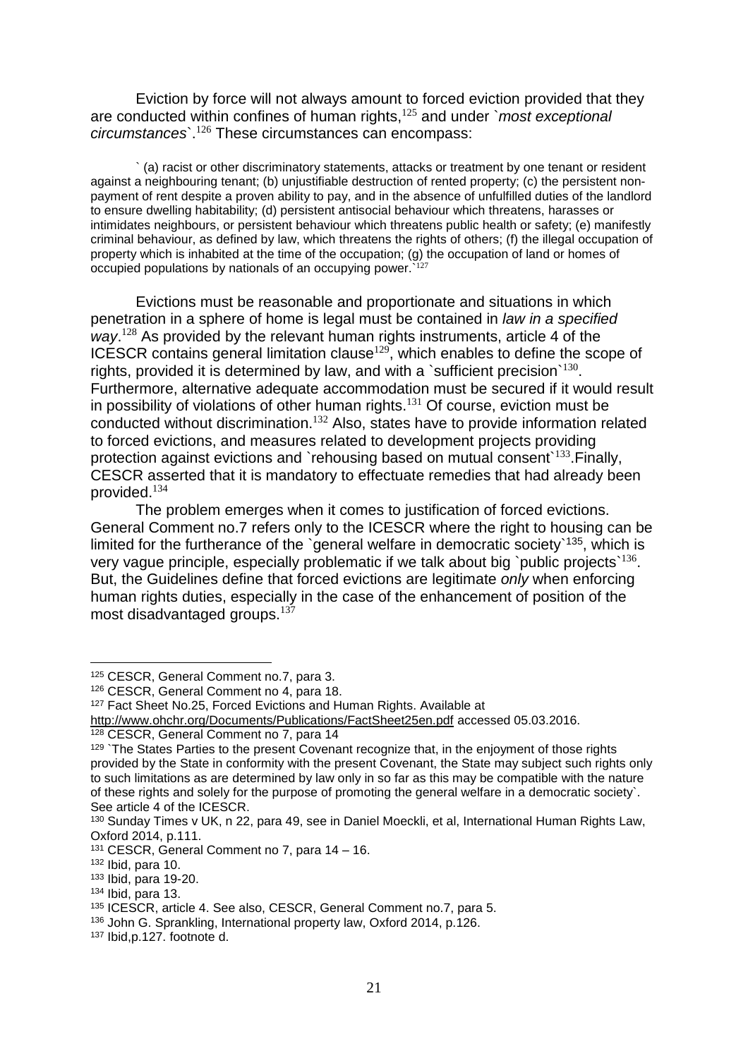Eviction by force will not always amount to forced eviction provided that they are conducted within confines of human rights,[125] and under `*most exceptional circumstances*`.[126] These circumstances can encompass:

> ` (a) racist or other discriminatory statements, attacks or treatment by one tenant or resident against a neighbouring tenant; (b) unjustifiable destruction of rented property; (c) the persistent non-payment of rent despite a proven ability to pay, and in the absence of unfulfilled duties of the landlord to ensure dwelling habitability; (d) persistent antisocial behaviour which threatens, harasses or intimidates neighbours, or persistent behaviour which threatens public health or safety; (e) manifestly criminal behaviour, as defined by law, which threatens the rights of others; (f) the illegal occupation of property which is inhabited at the time of the occupation; (g) the occupation of land or homes of occupied populations by nationals of an occupying power.`[127]

Evictions must be reasonable and proportionate and situations in which penetration in a sphere of home is legal must be contained in *law in a specified way*.[128] As provided by the relevant human rights instruments, article 4 of the ICESCR contains general limitation clause[129], which enables to define the scope of rights, provided it is determined by law, and with a `sufficient precision`[130]. Furthermore, alternative adequate accommodation must be secured if it would result in possibility of violations of other human rights.[131] Of course, eviction must be conducted without discrimination.[132] Also, states have to provide information related to forced evictions, and measures related to development projects providing protection against evictions and `rehousing based on mutual consent`[133].Finally, CESCR asserted that it is mandatory to effectuate remedies that had already been provided.[134]

The problem emerges when it comes to justification of forced evictions. General Comment no.7 refers only to the ICESCR where the right to housing can be limited for the furtherance of the `general welfare in democratic society`[135], which is very vague principle, especially problematic if we talk about big `public projects`[136]. But, the Guidelines define that forced evictions are legitimate *only* when enforcing human rights duties, especially in the case of the enhancement of position of the most disadvantaged groups.[137]

---

[125] CESCR, General Comment no.7, para 3.

[126] CESCR, General Comment no 4, para 18.

[127] Fact Sheet No.25, Forced Evictions and Human Rights. Available at http://www.ohchr.org/Documents/Publications/FactSheet25en.pdf accessed 05.03.2016.

[128] CESCR, General Comment no 7, para 14

[129] `The States Parties to the present Covenant recognize that, in the enjoyment of those rights provided by the State in conformity with the present Covenant, the State may subject such rights only to such limitations as are determined by law only in so far as this may be compatible with the nature of these rights and solely for the purpose of promoting the general welfare in a democratic society`. See article 4 of the ICESCR.

[130] Sunday Times v UK, n 22, para 49, see in Daniel Moeckli, et al, International Human Rights Law, Oxford 2014, p.111.

[131] CESCR, General Comment no 7, para 14 – 16.

[132] Ibid, para 10.

[133] Ibid, para 19-20.

[134] Ibid, para 13.

[135] ICESCR, article 4. See also, CESCR, General Comment no.7, para 5.

[136] John G. Sprankling, International property law, Oxford 2014, p.126.

[137] Ibid,p.127. footnote d.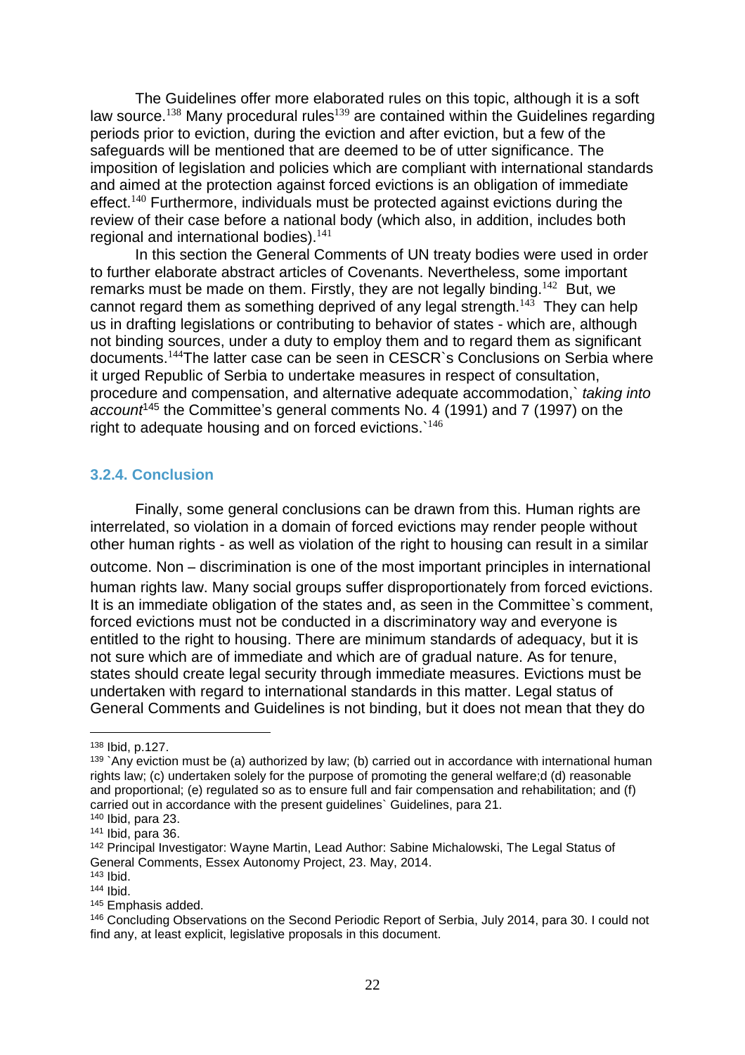The Guidelines offer more elaborated rules on this topic, although it is a soft law source.[138] Many procedural rules[139] are contained within the Guidelines regarding periods prior to eviction, during the eviction and after eviction, but a few of the safeguards will be mentioned that are deemed to be of utter significance. The imposition of legislation and policies which are compliant with international standards and aimed at the protection against forced evictions is an obligation of immediate effect.[140] Furthermore, individuals must be protected against evictions during the review of their case before a national body (which also, in addition, includes both regional and international bodies).[141]

In this section the General Comments of UN treaty bodies were used in order to further elaborate abstract articles of Covenants. Nevertheless, some important remarks must be made on them. Firstly, they are not legally binding.[142] But, we cannot regard them as something deprived of any legal strength.[143] They can help us in drafting legislations or contributing to behavior of states - which are, although not binding sources, under a duty to employ them and to regard them as significant documents.[144]The latter case can be seen in CESCR`s Conclusions on Serbia where it urged Republic of Serbia to undertake measures in respect of consultation, procedure and compensation, and alternative adequate accommodation,` *taking into account*[145] the Committee's general comments No. 4 (1991) and 7 (1997) on the right to adequate housing and on forced evictions.`[146]

### 3.2.4. Conclusion

Finally, some general conclusions can be drawn from this. Human rights are interrelated, so violation in a domain of forced evictions may render people without other human rights - as well as violation of the right to housing can result in a similar outcome. Non – discrimination is one of the most important principles in international human rights law. Many social groups suffer disproportionately from forced evictions. It is an immediate obligation of the states and, as seen in the Committee`s comment, forced evictions must not be conducted in a discriminatory way and everyone is entitled to the right to housing. There are minimum standards of adequacy, but it is not sure which are of immediate and which are of gradual nature. As for tenure, states should create legal security through immediate measures. Evictions must be undertaken with regard to international standards in this matter. Legal status of General Comments and Guidelines is not binding, but it does not mean that they do

---

[138] Ibid, p.127.

[139] `Any eviction must be (a) authorized by law; (b) carried out in accordance with international human rights law; (c) undertaken solely for the purpose of promoting the general welfare;d (d) reasonable and proportional; (e) regulated so as to ensure full and fair compensation and rehabilitation; and (f) carried out in accordance with the present guidelines` Guidelines, para 21.

[140] Ibid, para 23.

[141] Ibid, para 36.

[142] Principal Investigator: Wayne Martin, Lead Author: Sabine Michalowski, The Legal Status of General Comments, Essex Autonomy Project, 23. May, 2014.

[143] Ibid.

[144] Ibid.

[145] Emphasis added.

[146] Concluding Observations on the Second Periodic Report of Serbia, July 2014, para 30. I could not find any, at least explicit, legislative proposals in this document.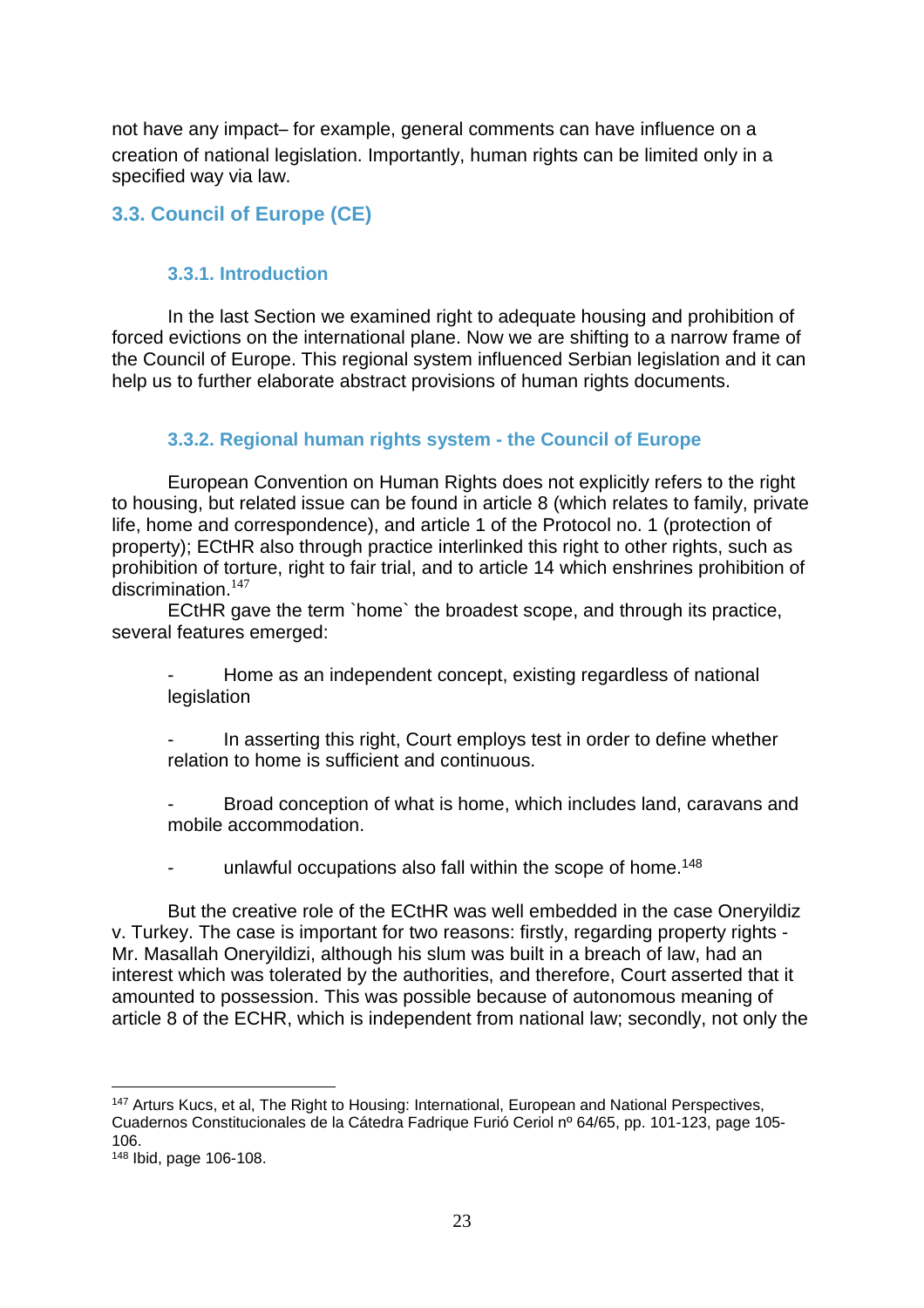not have any impact– for example, general comments can have influence on a creation of national legislation. Importantly, human rights can be limited only in a specified way via law.

## 3.3. Council of Europe (CE)

### 3.3.1. Introduction

In the last Section we examined right to adequate housing and prohibition of forced evictions on the international plane. Now we are shifting to a narrow frame of the Council of Europe. This regional system influenced Serbian legislation and it can help us to further elaborate abstract provisions of human rights documents.

### 3.3.2. Regional human rights system - the Council of Europe

European Convention on Human Rights does not explicitly refers to the right to housing, but related issue can be found in article 8 (which relates to family, private life, home and correspondence), and article 1 of the Protocol no. 1 (protection of property); ECtHR also through practice interlinked this right to other rights, such as prohibition of torture, right to fair trial, and to article 14 which enshrines prohibition of discrimination.[147]

ECtHR gave the term `home` the broadest scope, and through its practice, several features emerged:

- Home as an independent concept, existing regardless of national legislation

- In asserting this right, Court employs test in order to define whether relation to home is sufficient and continuous.

- Broad conception of what is home, which includes land, caravans and mobile accommodation.

- unlawful occupations also fall within the scope of home.[148]

But the creative role of the ECtHR was well embedded in the case Oneryildiz v. Turkey. The case is important for two reasons: firstly, regarding property rights - Mr. Masallah Oneryildizi, although his slum was built in a breach of law, had an interest which was tolerated by the authorities, and therefore, Court asserted that it amounted to possession. This was possible because of autonomous meaning of article 8 of the ECHR, which is independent from national law; secondly, not only the

---

[147] Arturs Kucs, et al, The Right to Housing: International, European and National Perspectives, Cuadernos Constitucionales de la Cátedra Fadrique Furió Ceriol nº 64/65, pp. 101-123, page 105-106.

[148] Ibid, page 106-108.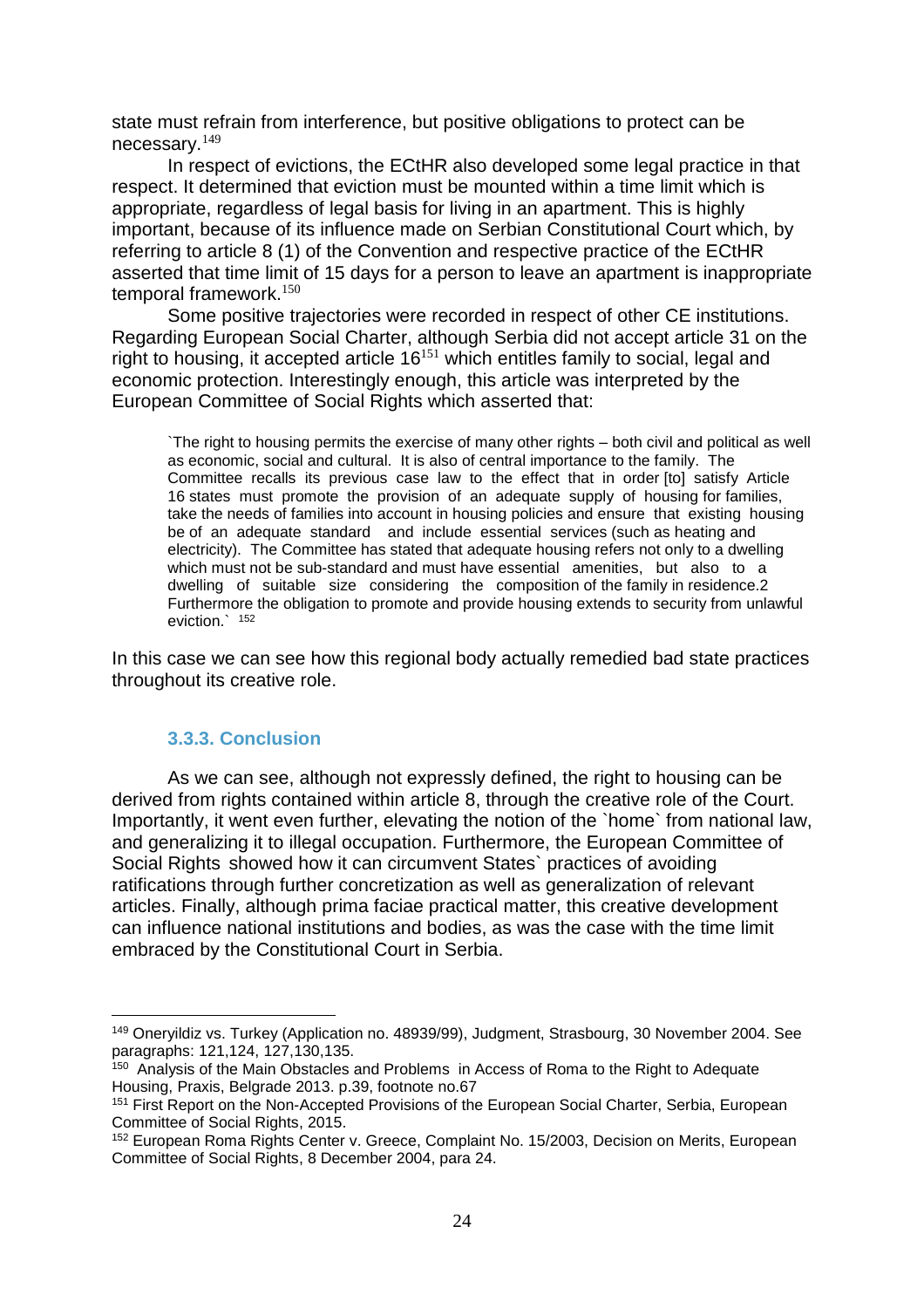state must refrain from interference, but positive obligations to protect can be necessary.[149]

In respect of evictions, the ECtHR also developed some legal practice in that respect. It determined that eviction must be mounted within a time limit which is appropriate, regardless of legal basis for living in an apartment. This is highly important, because of its influence made on Serbian Constitutional Court which, by referring to article 8 (1) of the Convention and respective practice of the ECtHR asserted that time limit of 15 days for a person to leave an apartment is inappropriate temporal framework.[150]

Some positive trajectories were recorded in respect of other CE institutions. Regarding European Social Charter, although Serbia did not accept article 31 on the right to housing, it accepted article 16[151] which entitles family to social, legal and economic protection. Interestingly enough, this article was interpreted by the European Committee of Social Rights which asserted that:

> `The right to housing permits the exercise of many other rights – both civil and political as well as economic, social and cultural. It is also of central importance to the family. The Committee recalls its previous case law to the effect that in order [to] satisfy Article 16 states must promote the provision of an adequate supply of housing for families, take the needs of families into account in housing policies and ensure that existing housing be of an adequate standard and include essential services (such as heating and electricity). The Committee has stated that adequate housing refers not only to a dwelling which must not be sub-standard and must have essential amenities, but also to a dwelling of suitable size considering the composition of the family in residence.2 Furthermore the obligation to promote and provide housing extends to security from unlawful eviction.` [152]

In this case we can see how this regional body actually remedied bad state practices throughout its creative role.

### 3.3.3. Conclusion

As we can see, although not expressly defined, the right to housing can be derived from rights contained within article 8, through the creative role of the Court. Importantly, it went even further, elevating the notion of the `home` from national law, and generalizing it to illegal occupation. Furthermore, the European Committee of Social Rights showed how it can circumvent States` practices of avoiding ratifications through further concretization as well as generalization of relevant articles. Finally, although prima faciae practical matter, this creative development can influence national institutions and bodies, as was the case with the time limit embraced by the Constitutional Court in Serbia.

---

[149] Oneryildiz vs. Turkey (Application no. 48939/99), Judgment, Strasbourg, 30 November 2004. See paragraphs: 121,124, 127,130,135.

[150] Analysis of the Main Obstacles and Problems in Access of Roma to the Right to Adequate Housing, Praxis, Belgrade 2013. p.39, footnote no.67

[151] First Report on the Non-Accepted Provisions of the European Social Charter, Serbia, European Committee of Social Rights, 2015.

[152] European Roma Rights Center v. Greece, Complaint No. 15/2003, Decision on Merits, European Committee of Social Rights, 8 December 2004, para 24.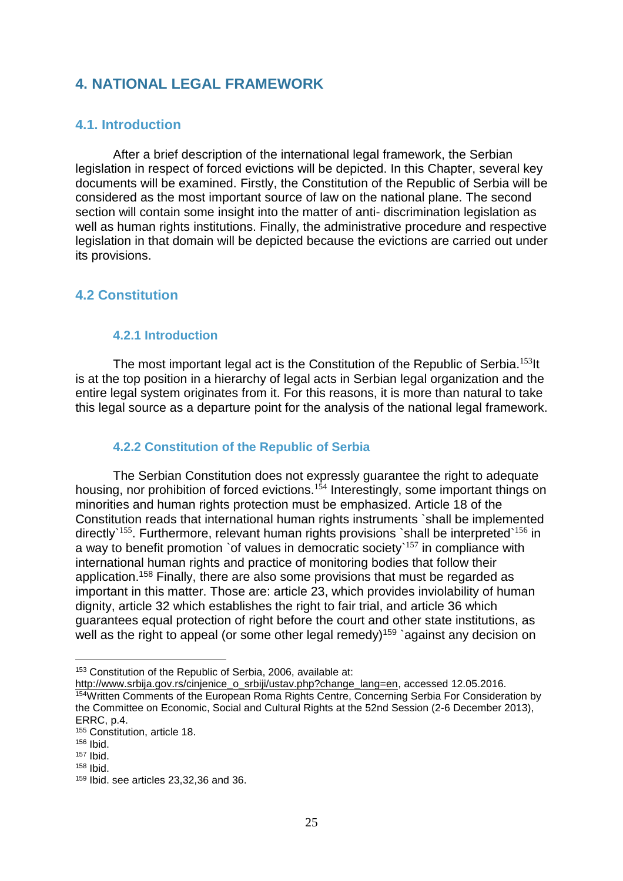# 4. NATIONAL LEGAL FRAMEWORK

## 4.1. Introduction

After a brief description of the international legal framework, the Serbian legislation in respect of forced evictions will be depicted. In this Chapter, several key documents will be examined. Firstly, the Constitution of the Republic of Serbia will be considered as the most important source of law on the national plane. The second section will contain some insight into the matter of anti- discrimination legislation as well as human rights institutions. Finally, the administrative procedure and respective legislation in that domain will be depicted because the evictions are carried out under its provisions.

## 4.2 Constitution

### 4.2.1 Introduction

The most important legal act is the Constitution of the Republic of Serbia.[153]It is at the top position in a hierarchy of legal acts in Serbian legal organization and the entire legal system originates from it. For this reasons, it is more than natural to take this legal source as a departure point for the analysis of the national legal framework.

### 4.2.2 Constitution of the Republic of Serbia

The Serbian Constitution does not expressly guarantee the right to adequate housing, nor prohibition of forced evictions.[154] Interestingly, some important things on minorities and human rights protection must be emphasized. Article 18 of the Constitution reads that international human rights instruments `shall be implemented directly`[155]. Furthermore, relevant human rights provisions `shall be interpreted`[156] in a way to benefit promotion `of values in democratic society`[157] in compliance with international human rights and practice of monitoring bodies that follow their application.[158] Finally, there are also some provisions that must be regarded as important in this matter. Those are: article 23, which provides inviolability of human dignity, article 32 which establishes the right to fair trial, and article 36 which guarantees equal protection of right before the court and other state institutions, as well as the right to appeal (or some other legal remedy)[159] `against any decision on

---

[153] Constitution of the Republic of Serbia, 2006, available at: http://www.srbija.gov.rs/cinjenice_o_srbiji/ustav.php?change_lang=en, accessed 12.05.2016.

[154] Written Comments of the European Roma Rights Centre, Concerning Serbia For Consideration by the Committee on Economic, Social and Cultural Rights at the 52nd Session (2-6 December 2013), ERRC, p.4.

[155] Constitution, article 18.

[156] Ibid.

[157] Ibid.

[158] Ibid.

[159] Ibid. see articles 23,32,36 and 36.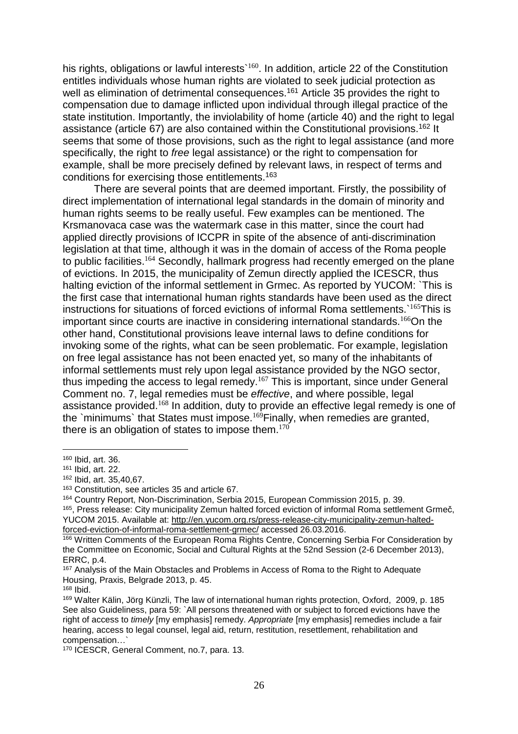his rights, obligations or lawful interests`[160]. In addition, article 22 of the Constitution entitles individuals whose human rights are violated to seek judicial protection as well as elimination of detrimental consequences.[161] Article 35 provides the right to compensation due to damage inflicted upon individual through illegal practice of the state institution. Importantly, the inviolability of home (article 40) and the right to legal assistance (article 67) are also contained within the Constitutional provisions.[162] It seems that some of those provisions, such as the right to legal assistance (and more specifically, the right to *free* legal assistance) or the right to compensation for example, shall be more precisely defined by relevant laws, in respect of terms and conditions for exercising those entitlements.[163]

There are several points that are deemed important. Firstly, the possibility of direct implementation of international legal standards in the domain of minority and human rights seems to be really useful. Few examples can be mentioned. The Krsmanovaca case was the watermark case in this matter, since the court had applied directly provisions of ICCPR in spite of the absence of anti-discrimination legislation at that time, although it was in the domain of access of the Roma people to public facilities.[164] Secondly, hallmark progress had recently emerged on the plane of evictions. In 2015, the municipality of Zemun directly applied the ICESCR, thus halting eviction of the informal settlement in Grmec. As reported by YUCOM: `This is the first case that international human rights standards have been used as the direct instructions for situations of forced evictions of informal Roma settlements.`[165]This is important since courts are inactive in considering international standards.[166]On the other hand, Constitutional provisions leave internal laws to define conditions for invoking some of the rights, what can be seen problematic. For example, legislation on free legal assistance has not been enacted yet, so many of the inhabitants of informal settlements must rely upon legal assistance provided by the NGO sector, thus impeding the access to legal remedy.[167] This is important, since under General Comment no. 7, legal remedies must be *effective*, and where possible, legal assistance provided.[168] In addition, duty to provide an effective legal remedy is one of the `minimums` that States must impose.[169]Finally, when remedies are granted, there is an obligation of states to impose them.[170]

---

[160] Ibid, art. 36.

[161] Ibid, art. 22.

[162] Ibid, art. 35,40,67.

[163] Constitution, see articles 35 and article 67.

[164] Country Report, Non-Discrimination, Serbia 2015, European Commission 2015, p. 39.

[165], Press release: City municipality Zemun halted forced eviction of informal Roma settlement Grmeč, YUCOM 2015. Available at: http://en.yucom.org.rs/press-release-city-municipality-zemun-halted-forced-eviction-of-informal-roma-settlement-grmec/ accessed 26.03.2016.

[166] Written Comments of the European Roma Rights Centre, Concerning Serbia For Consideration by the Committee on Economic, Social and Cultural Rights at the 52nd Session (2-6 December 2013), ERRC, p.4.

[167] Analysis of the Main Obstacles and Problems in Access of Roma to the Right to Adequate Housing, Praxis, Belgrade 2013, p. 45.

[168] Ibid.

[169] Walter Kälin, Jörg Künzli, The law of international human rights protection, Oxford, 2009, p. 185 See also Guideliness, para 59: `All persons threatened with or subject to forced evictions have the right of access to *timely* [my emphasis] remedy. *Appropriate* [my emphasis] remedies include a fair hearing, access to legal counsel, legal aid, return, restitution, resettlement, rehabilitation and compensation…`

[170] ICESCR, General Comment, no.7, para. 13.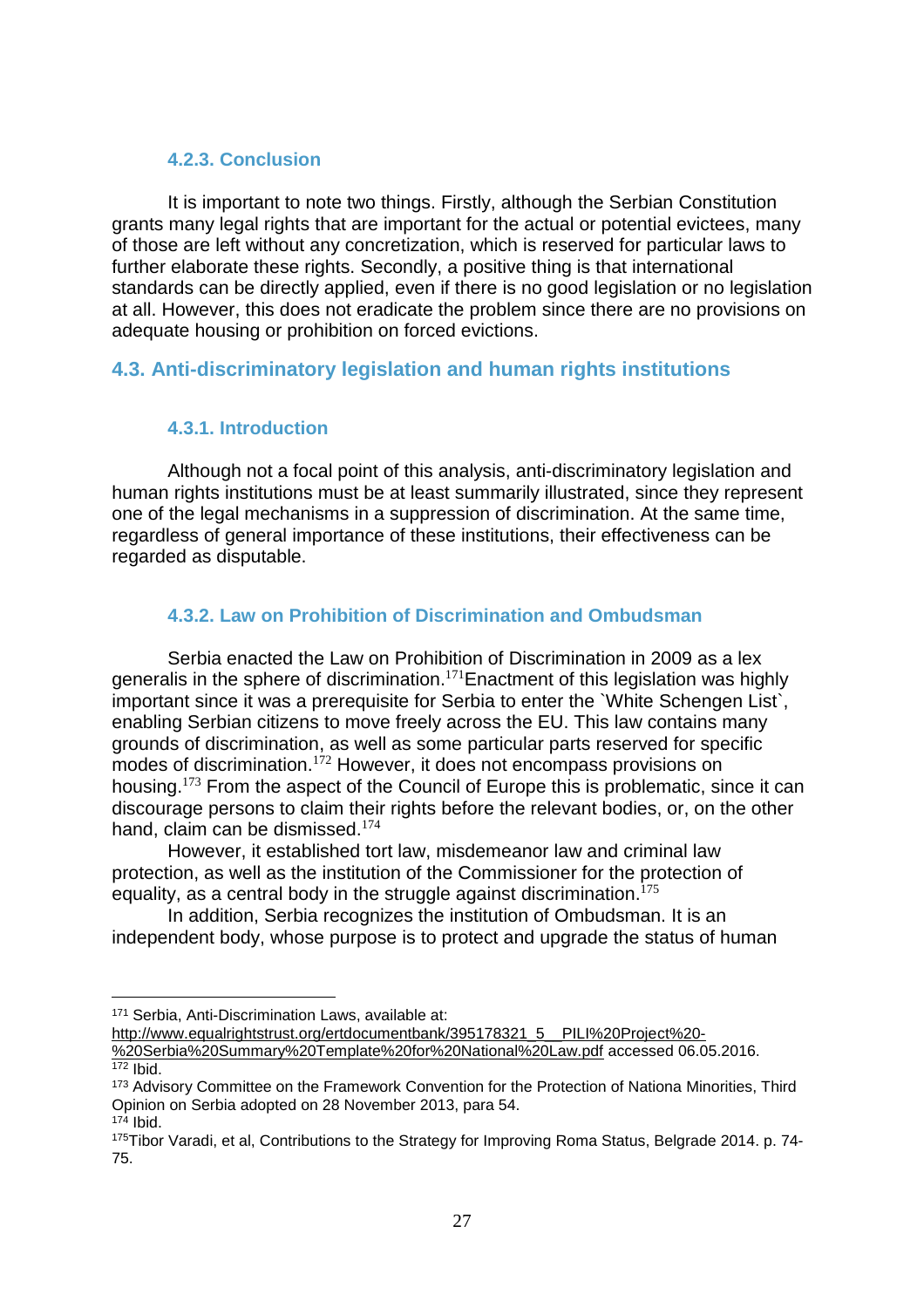#### 4.2.3. Conclusion

It is important to note two things. Firstly, although the Serbian Constitution grants many legal rights that are important for the actual or potential evictees, many of those are left without any concretization, which is reserved for particular laws to further elaborate these rights. Secondly, a positive thing is that international standards can be directly applied, even if there is no good legislation or no legislation at all. However, this does not eradicate the problem since there are no provisions on adequate housing or prohibition on forced evictions.

### 4.3. Anti-discriminatory legislation and human rights institutions

#### 4.3.1. Introduction

Although not a focal point of this analysis, anti-discriminatory legislation and human rights institutions must be at least summarily illustrated, since they represent one of the legal mechanisms in a suppression of discrimination. At the same time, regardless of general importance of these institutions, their effectiveness can be regarded as disputable.

#### 4.3.2. Law on Prohibition of Discrimination and Ombudsman

Serbia enacted the Law on Prohibition of Discrimination in 2009 as a lex generalis in the sphere of discrimination.[171]Enactment of this legislation was highly important since it was a prerequisite for Serbia to enter the `White Schengen List`, enabling Serbian citizens to move freely across the EU. This law contains many grounds of discrimination, as well as some particular parts reserved for specific modes of discrimination.[172] However, it does not encompass provisions on housing.[173] From the aspect of the Council of Europe this is problematic, since it can discourage persons to claim their rights before the relevant bodies, or, on the other hand, claim can be dismissed.[174]

However, it established tort law, misdemeanor law and criminal law protection, as well as the institution of the Commissioner for the protection of equality, as a central body in the struggle against discrimination.[175]

In addition, Serbia recognizes the institution of Ombudsman. It is an independent body, whose purpose is to protect and upgrade the status of human

---

[171] Serbia, Anti-Discrimination Laws, available at: http://www.equalrightstrust.org/ertdocumentbank/395178321_5__PILI%20Project%20-%20Serbia%20Summary%20Template%20for%20National%20Law.pdf accessed 06.05.2016.

[172] Ibid.

[173] Advisory Committee on the Framework Convention for the Protection of Nationa Minorities, Third Opinion on Serbia adopted on 28 November 2013, para 54.

[174] Ibid.

[175] Tibor Varadi, et al, Contributions to the Strategy for Improving Roma Status, Belgrade 2014. p. 74-75.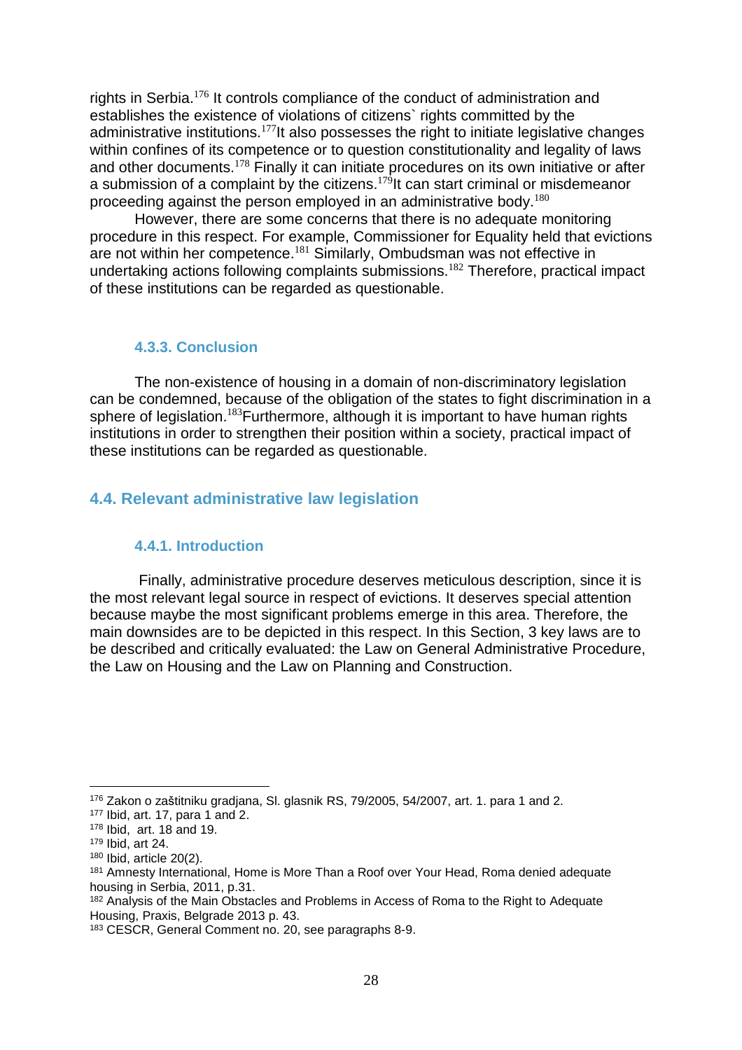rights in Serbia.[176] It controls compliance of the conduct of administration and establishes the existence of violations of citizens` rights committed by the administrative institutions.[177]It also possesses the right to initiate legislative changes within confines of its competence or to question constitutionality and legality of laws and other documents.[178] Finally it can initiate procedures on its own initiative or after a submission of a complaint by the citizens.[179]It can start criminal or misdemeanor proceeding against the person employed in an administrative body.[180]

However, there are some concerns that there is no adequate monitoring procedure in this respect. For example, Commissioner for Equality held that evictions are not within her competence.[181] Similarly, Ombudsman was not effective in undertaking actions following complaints submissions.[182] Therefore, practical impact of these institutions can be regarded as questionable.

### 4.3.3. Conclusion

The non-existence of housing in a domain of non-discriminatory legislation can be condemned, because of the obligation of the states to fight discrimination in a sphere of legislation.[183]Furthermore, although it is important to have human rights institutions in order to strengthen their position within a society, practical impact of these institutions can be regarded as questionable.

## 4.4. Relevant administrative law legislation

### 4.4.1. Introduction

Finally, administrative procedure deserves meticulous description, since it is the most relevant legal source in respect of evictions. It deserves special attention because maybe the most significant problems emerge in this area. Therefore, the main downsides are to be depicted in this respect. In this Section, 3 key laws are to be described and critically evaluated: the Law on General Administrative Procedure, the Law on Housing and the Law on Planning and Construction.

---

[176] Zakon o zaštitniku gradjana, Sl. glasnik RS, 79/2005, 54/2007, art. 1. para 1 and 2.

[177] Ibid, art. 17, para 1 and 2.

[178] Ibid, art. 18 and 19.

[179] Ibid, art 24.

[180] Ibid, article 20(2).

[181] Amnesty International, Home is More Than a Roof over Your Head, Roma denied adequate housing in Serbia, 2011, p.31.

[182] Analysis of the Main Obstacles and Problems in Access of Roma to the Right to Adequate Housing, Praxis, Belgrade 2013 p. 43.

[183] CESCR, General Comment no. 20, see paragraphs 8-9.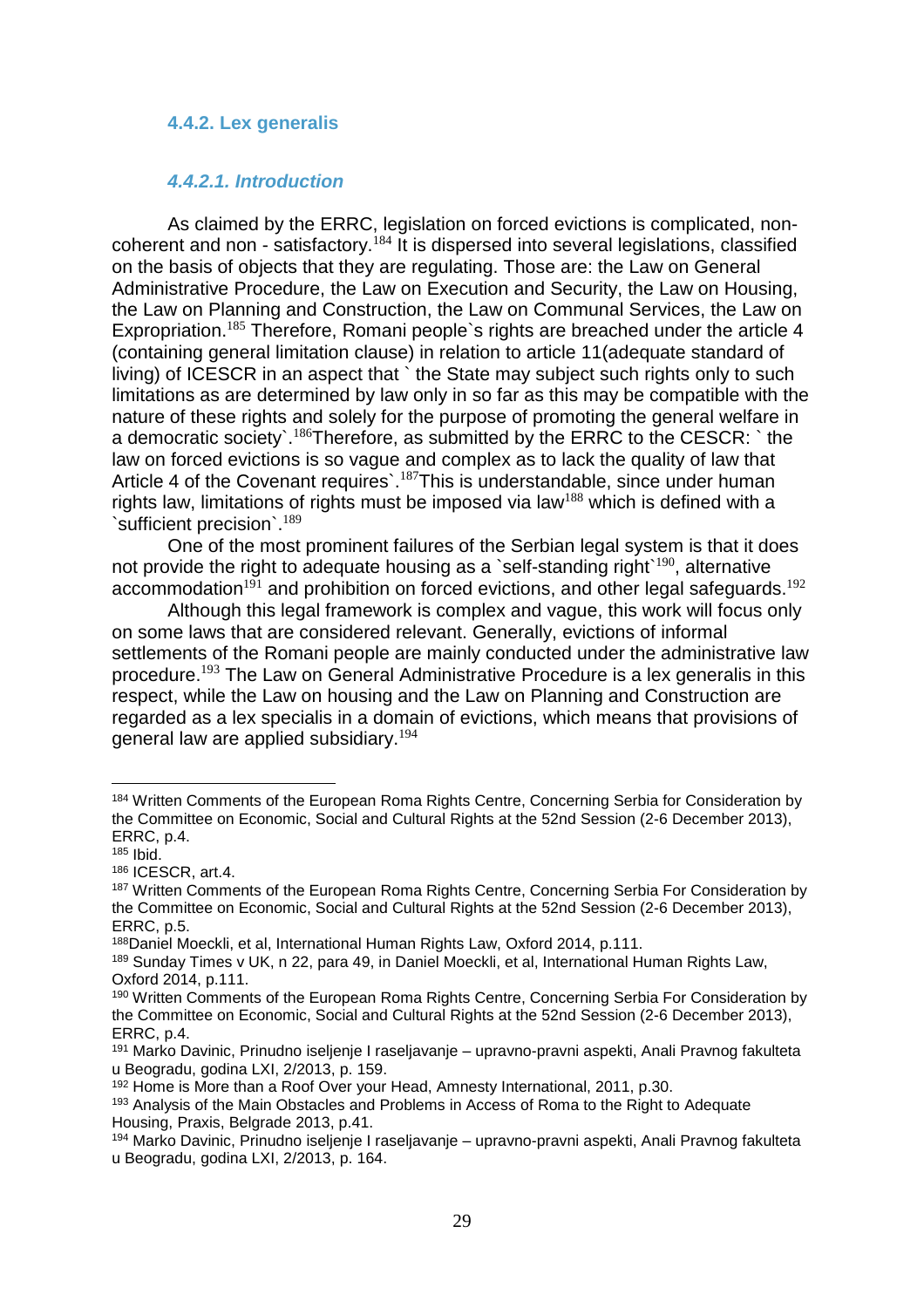### 4.4.2. Lex generalis

#### *4.4.2.1. Introduction*

As claimed by the ERRC, legislation on forced evictions is complicated, non-coherent and non - satisfactory.[184] It is dispersed into several legislations, classified on the basis of objects that they are regulating. Those are: the Law on General Administrative Procedure, the Law on Execution and Security, the Law on Housing, the Law on Planning and Construction, the Law on Communal Services, the Law on Expropriation.[185] Therefore, Romani people`s rights are breached under the article 4 (containing general limitation clause) in relation to article 11(adequate standard of living) of ICESCR in an aspect that ` the State may subject such rights only to such limitations as are determined by law only in so far as this may be compatible with the nature of these rights and solely for the purpose of promoting the general welfare in a democratic society`.[186]Therefore, as submitted by the ERRC to the CESCR: ` the law on forced evictions is so vague and complex as to lack the quality of law that Article 4 of the Covenant requires`.[187]This is understandable, since under human rights law, limitations of rights must be imposed via law[188] which is defined with a `sufficient precision`.[189]

One of the most prominent failures of the Serbian legal system is that it does not provide the right to adequate housing as a `self-standing right`[190], alternative accommodation[191] and prohibition on forced evictions, and other legal safeguards.[192]

Although this legal framework is complex and vague, this work will focus only on some laws that are considered relevant. Generally, evictions of informal settlements of the Romani people are mainly conducted under the administrative law procedure.[193] The Law on General Administrative Procedure is a lex generalis in this respect, while the Law on housing and the Law on Planning and Construction are regarded as a lex specialis in a domain of evictions, which means that provisions of general law are applied subsidiary.[194]

---

[184] Written Comments of the European Roma Rights Centre, Concerning Serbia for Consideration by the Committee on Economic, Social and Cultural Rights at the 52nd Session (2-6 December 2013), ERRC, p.4.

[185] Ibid.

[186] ICESCR, art.4.

[187] Written Comments of the European Roma Rights Centre, Concerning Serbia For Consideration by the Committee on Economic, Social and Cultural Rights at the 52nd Session (2-6 December 2013), ERRC, p.5.

[188] Daniel Moeckli, et al, International Human Rights Law, Oxford 2014, p.111.

[189] Sunday Times v UK, n 22, para 49, in Daniel Moeckli, et al, International Human Rights Law, Oxford 2014, p.111.

[190] Written Comments of the European Roma Rights Centre, Concerning Serbia For Consideration by the Committee on Economic, Social and Cultural Rights at the 52nd Session (2-6 December 2013), ERRC, p.4.

[191] Marko Davinic, Prinudno iseljenje I raseljavanje – upravno-pravni aspekti, Anali Pravnog fakulteta u Beogradu, godina LXI, 2/2013, p. 159.

[192] Home is More than a Roof Over your Head, Amnesty International, 2011, p.30.

[193] Analysis of the Main Obstacles and Problems in Access of Roma to the Right to Adequate Housing, Praxis, Belgrade 2013, p.41.

[194] Marko Davinic, Prinudno iseljenje I raseljavanje – upravno-pravni aspekti, Anali Pravnog fakulteta u Beogradu, godina LXI, 2/2013, p. 164.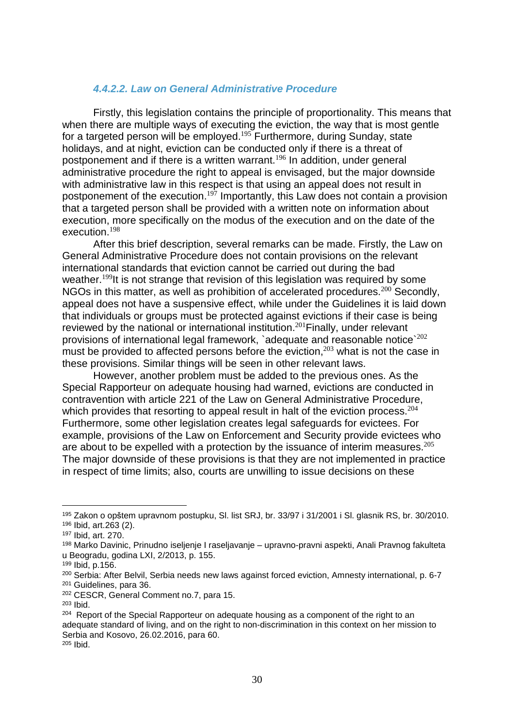#### *4.4.2.2. Law on General Administrative Procedure*

Firstly, this legislation contains the principle of proportionality. This means that when there are multiple ways of executing the eviction, the way that is most gentle for a targeted person will be employed.[195] Furthermore, during Sunday, state holidays, and at night, eviction can be conducted only if there is a threat of postponement and if there is a written warrant.[196] In addition, under general administrative procedure the right to appeal is envisaged, but the major downside with administrative law in this respect is that using an appeal does not result in postponement of the execution.[197] Importantly, this Law does not contain a provision that a targeted person shall be provided with a written note on information about execution, more specifically on the modus of the execution and on the date of the execution.[198]

After this brief description, several remarks can be made. Firstly, the Law on General Administrative Procedure does not contain provisions on the relevant international standards that eviction cannot be carried out during the bad weather.[199]It is not strange that revision of this legislation was required by some NGOs in this matter, as well as prohibition of accelerated procedures.[200] Secondly, appeal does not have a suspensive effect, while under the Guidelines it is laid down that individuals or groups must be protected against evictions if their case is being reviewed by the national or international institution.[201]Finally, under relevant provisions of international legal framework, `adequate and reasonable notice`[202] must be provided to affected persons before the eviction,[203] what is not the case in these provisions. Similar things will be seen in other relevant laws.

However, another problem must be added to the previous ones. As the Special Rapporteur on adequate housing had warned, evictions are conducted in contravention with article 221 of the Law on General Administrative Procedure, which provides that resorting to appeal result in halt of the eviction process.[204] Furthermore, some other legislation creates legal safeguards for evictees. For example, provisions of the Law on Enforcement and Security provide evictees who are about to be expelled with a protection by the issuance of interim measures.[205] The major downside of these provisions is that they are not implemented in practice in respect of time limits; also, courts are unwilling to issue decisions on these

---

[195] Zakon o opštem upravnom postupku, Sl. list SRJ, br. 33/97 i 31/2001 i Sl. glasnik RS, br. 30/2010.

[196] Ibid, art.263 (2).

[197] Ibid, art. 270.

[198] Marko Davinic, Prinudno iseljenje I raseljavanje – upravno-pravni aspekti, Anali Pravnog fakulteta u Beogradu, godina LXI, 2/2013, p. 155.

[199] Ibid, p.156.

[200] Serbia: After Belvil, Serbia needs new laws against forced eviction, Amnesty international, p. 6-7

[201] Guidelines, para 36.

[202] CESCR, General Comment no.7, para 15.

[203] Ibid.

[204] Report of the Special Rapporteur on adequate housing as a component of the right to an adequate standard of living, and on the right to non-discrimination in this context on her mission to Serbia and Kosovo, 26.02.2016, para 60.

[205] Ibid.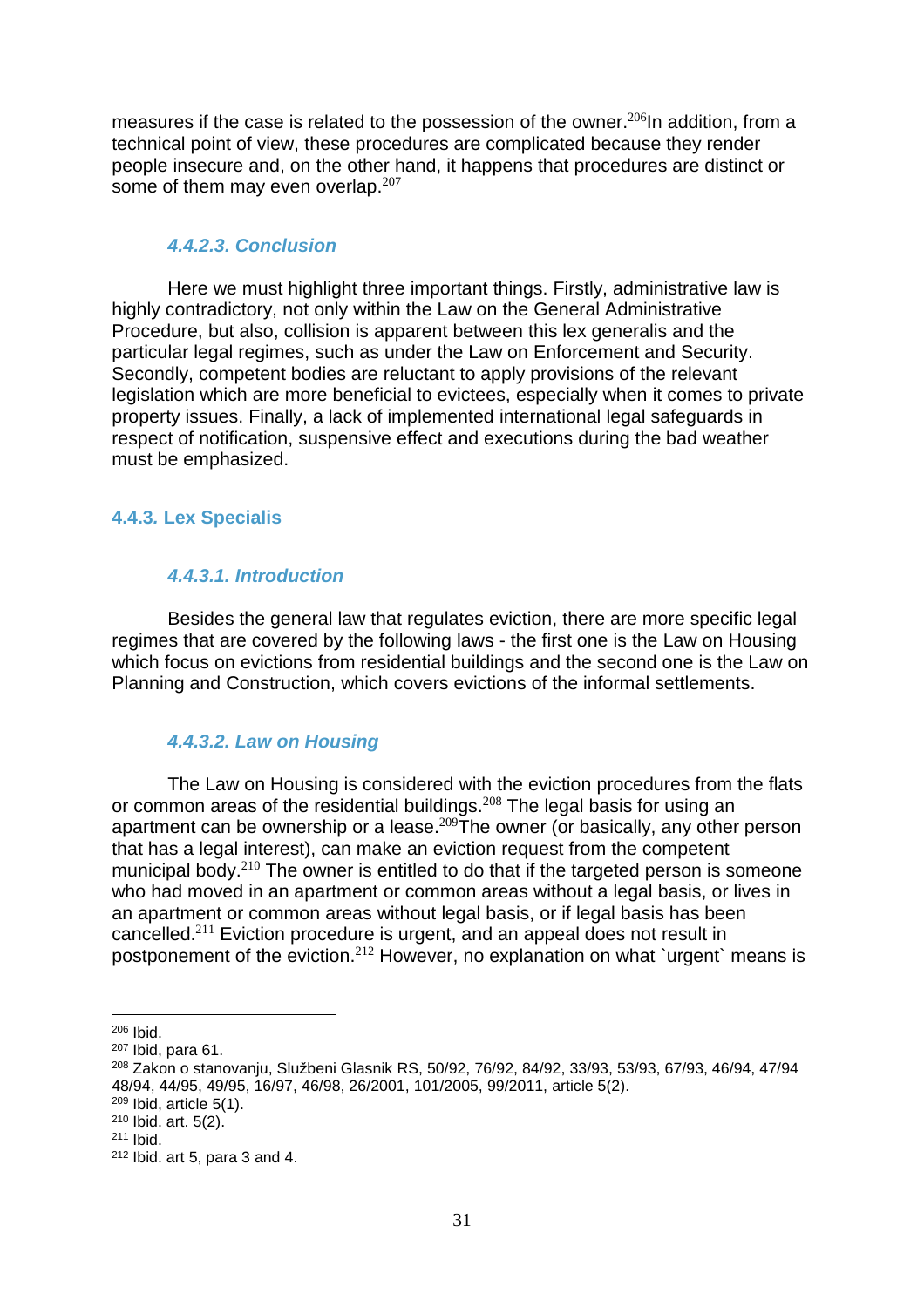measures if the case is related to the possession of the owner.[206]In addition, from a technical point of view, these procedures are complicated because they render people insecure and, on the other hand, it happens that procedures are distinct or some of them may even overlap.[207]

#### *4.4.2.3. Conclusion*

Here we must highlight three important things. Firstly, administrative law is highly contradictory, not only within the Law on the General Administrative Procedure, but also, collision is apparent between this lex generalis and the particular legal regimes, such as under the Law on Enforcement and Security. Secondly, competent bodies are reluctant to apply provisions of the relevant legislation which are more beneficial to evictees, especially when it comes to private property issues. Finally, a lack of implemented international legal safeguards in respect of notification, suspensive effect and executions during the bad weather must be emphasized.

### 4.4.3. Lex Specialis

#### *4.4.3.1. Introduction*

Besides the general law that regulates eviction, there are more specific legal regimes that are covered by the following laws - the first one is the Law on Housing which focus on evictions from residential buildings and the second one is the Law on Planning and Construction, which covers evictions of the informal settlements.

#### *4.4.3.2. Law on Housing*

The Law on Housing is considered with the eviction procedures from the flats or common areas of the residential buildings.[208] The legal basis for using an apartment can be ownership or a lease.[209]The owner (or basically, any other person that has a legal interest), can make an eviction request from the competent municipal body.[210] The owner is entitled to do that if the targeted person is someone who had moved in an apartment or common areas without a legal basis, or lives in an apartment or common areas without legal basis, or if legal basis has been cancelled.[211] Eviction procedure is urgent, and an appeal does not result in postponement of the eviction.[212] However, no explanation on what `urgent` means is

---

[206] Ibid.

[207] Ibid, para 61.

[208] Zakon o stanovanju, Službeni Glasnik RS, 50/92, 76/92, 84/92, 33/93, 53/93, 67/93, 46/94, 47/94 48/94, 44/95, 49/95, 16/97, 46/98, 26/2001, 101/2005, 99/2011, article 5(2).

[209] Ibid, article 5(1).

[210] Ibid. art. 5(2).

[211] Ibid.

[212] Ibid. art 5, para 3 and 4.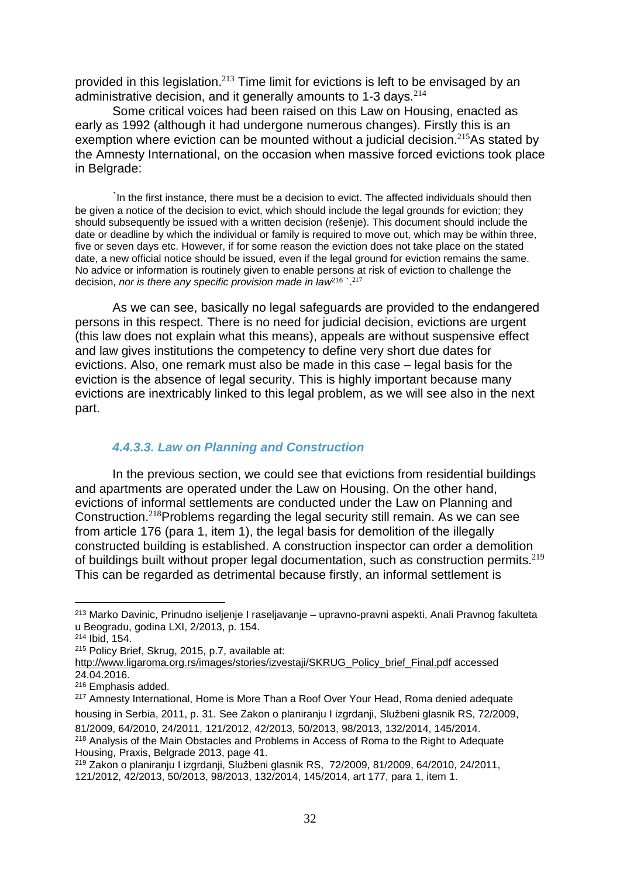provided in this legislation.[213] Time limit for evictions is left to be envisaged by an administrative decision, and it generally amounts to 1-3 days.[214]

Some critical voices had been raised on this Law on Housing, enacted as early as 1992 (although it had undergone numerous changes). Firstly this is an exemption where eviction can be mounted without a judicial decision.[215]As stated by the Amnesty International, on the occasion when massive forced evictions took place in Belgrade:

> `In the first instance, there must be a decision to evict. The affected individuals should then be given a notice of the decision to evict, which should include the legal grounds for eviction; they should subsequently be issued with a written decision (rešenje). This document should include the date or deadline by which the individual or family is required to move out, which may be within three, five or seven days etc. However, if for some reason the eviction does not take place on the stated date, a new official notice should be issued, even if the legal ground for eviction remains the same. No advice or information is routinely given to enable persons at risk of eviction to challenge the decision, *nor is there any specific provision made in law*[216] `.[217]

As we can see, basically no legal safeguards are provided to the endangered persons in this respect. There is no need for judicial decision, evictions are urgent (this law does not explain what this means), appeals are without suspensive effect and law gives institutions the competency to define very short due dates for evictions. Also, one remark must also be made in this case – legal basis for the eviction is the absence of legal security. This is highly important because many evictions are inextricably linked to this legal problem, as we will see also in the next part.

#### *4.4.3.3. Law on Planning and Construction*

In the previous section, we could see that evictions from residential buildings and apartments are operated under the Law on Housing. On the other hand, evictions of informal settlements are conducted under the Law on Planning and Construction.[218]Problems regarding the legal security still remain. As we can see from article 176 (para 1, item 1), the legal basis for demolition of the illegally constructed building is established. A construction inspector can order a demolition of buildings built without proper legal documentation, such as construction permits.[219] This can be regarded as detrimental because firstly, an informal settlement is

---

[213] Marko Davinic, Prinudno iseljenje I raseljavanje – upravno-pravni aspekti, Anali Pravnog fakulteta u Beogradu, godina LXI, 2/2013, p. 154.

[214] Ibid, 154.

[215] Policy Brief, Skrug, 2015, p.7, available at: http://www.ligaroma.org.rs/images/stories/izvestaji/SKRUG_Policy_brief_Final.pdf accessed 24.04.2016.

[216] Emphasis added.

[217] Amnesty International, Home is More Than a Roof Over Your Head, Roma denied adequate housing in Serbia, 2011, p. 31. See Zakon o planiranju I izgrdanji, Službeni glasnik RS, 72/2009, 81/2009, 64/2010, 24/2011, 121/2012, 42/2013, 50/2013, 98/2013, 132/2014, 145/2014.

[218] Analysis of the Main Obstacles and Problems in Access of Roma to the Right to Adequate Housing, Praxis, Belgrade 2013, page 41.

[219] Zakon o planiranju I izgrdanji, Službeni glasnik RS, 72/2009, 81/2009, 64/2010, 24/2011, 121/2012, 42/2013, 50/2013, 98/2013, 132/2014, 145/2014, art 177, para 1, item 1.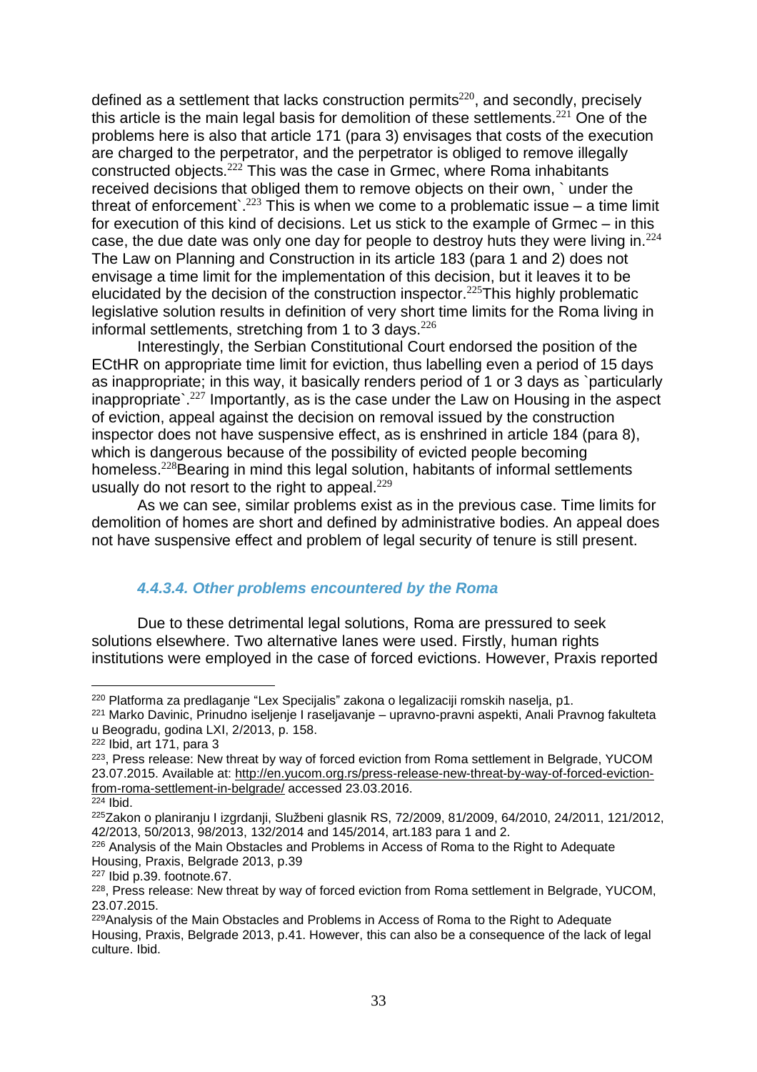defined as a settlement that lacks construction permits[220], and secondly, precisely this article is the main legal basis for demolition of these settlements.[221] One of the problems here is also that article 171 (para 3) envisages that costs of the execution are charged to the perpetrator, and the perpetrator is obliged to remove illegally constructed objects.[222] This was the case in Grmec, where Roma inhabitants received decisions that obliged them to remove objects on their own, ` under the threat of enforcement`.[223] This is when we come to a problematic issue – a time limit for execution of this kind of decisions. Let us stick to the example of Grmec – in this case, the due date was only one day for people to destroy huts they were living in.[224] The Law on Planning and Construction in its article 183 (para 1 and 2) does not envisage a time limit for the implementation of this decision, but it leaves it to be elucidated by the decision of the construction inspector.[225]This highly problematic legislative solution results in definition of very short time limits for the Roma living in informal settlements, stretching from 1 to 3 days.[226]

Interestingly, the Serbian Constitutional Court endorsed the position of the ECtHR on appropriate time limit for eviction, thus labelling even a period of 15 days as inappropriate; in this way, it basically renders period of 1 or 3 days as `particularly inappropriate`.[227] Importantly, as is the case under the Law on Housing in the aspect of eviction, appeal against the decision on removal issued by the construction inspector does not have suspensive effect, as is enshrined in article 184 (para 8), which is dangerous because of the possibility of evicted people becoming homeless.[228]Bearing in mind this legal solution, habitants of informal settlements usually do not resort to the right to appeal.[229]

As we can see, similar problems exist as in the previous case. Time limits for demolition of homes are short and defined by administrative bodies. An appeal does not have suspensive effect and problem of legal security of tenure is still present.

#### *4.4.3.4. Other problems encountered by the Roma*

Due to these detrimental legal solutions, Roma are pressured to seek solutions elsewhere. Two alternative lanes were used. Firstly, human rights institutions were employed in the case of forced evictions. However, Praxis reported

---

[220] Platforma za predlaganje "Lex Specijalis" zakona o legalizaciji romskih naselja, p1.

[221] Marko Davinic, Prinudno iseljenje I raseljavanje – upravno-pravni aspekti, Anali Pravnog fakulteta u Beogradu, godina LXI, 2/2013, p. 158.

[222] Ibid, art 171, para 3

[223], Press release: New threat by way of forced eviction from Roma settlement in Belgrade, YUCOM 23.07.2015. Available at: http://en.yucom.org.rs/press-release-new-threat-by-way-of-forced-eviction-from-roma-settlement-in-belgrade/ accessed 23.03.2016.

[224] Ibid.

[225]Zakon o planiranju I izgrdanji, Službeni glasnik RS, 72/2009, 81/2009, 64/2010, 24/2011, 121/2012, 42/2013, 50/2013, 98/2013, 132/2014 and 145/2014, art.183 para 1 and 2.

[226] Analysis of the Main Obstacles and Problems in Access of Roma to the Right to Adequate Housing, Praxis, Belgrade 2013, p.39

[227] Ibid p.39. footnote.67.

[228], Press release: New threat by way of forced eviction from Roma settlement in Belgrade, YUCOM, 23.07.2015.

[229]Analysis of the Main Obstacles and Problems in Access of Roma to the Right to Adequate Housing, Praxis, Belgrade 2013, p.41. However, this can also be a consequence of the lack of legal culture. Ibid.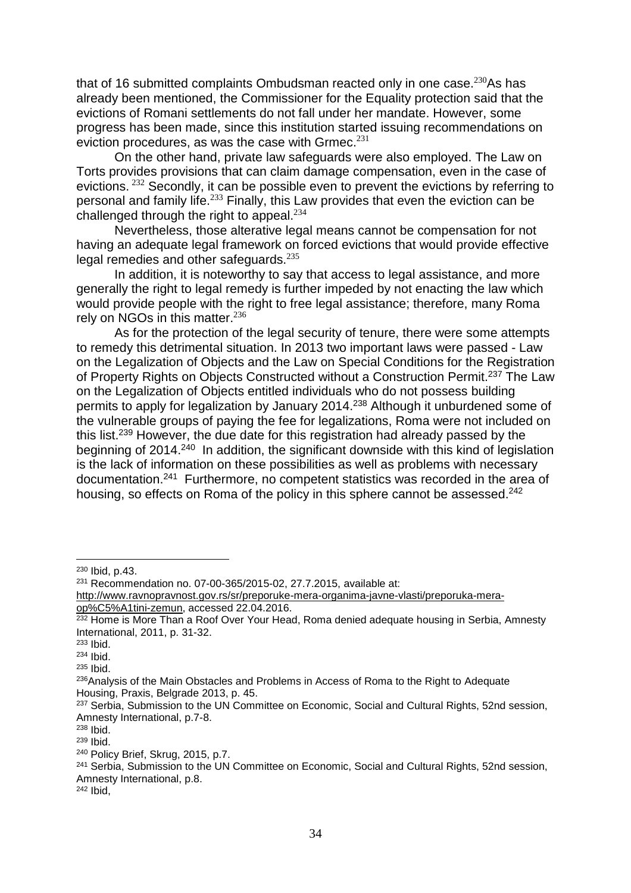that of 16 submitted complaints Ombudsman reacted only in one case.[230]As has already been mentioned, the Commissioner for the Equality protection said that the evictions of Romani settlements do not fall under her mandate. However, some progress has been made, since this institution started issuing recommendations on eviction procedures, as was the case with Grmec.[231]

On the other hand, private law safeguards were also employed. The Law on Torts provides provisions that can claim damage compensation, even in the case of evictions. [232] Secondly, it can be possible even to prevent the evictions by referring to personal and family life.[233] Finally, this Law provides that even the eviction can be challenged through the right to appeal.[234]

Nevertheless, those alterative legal means cannot be compensation for not having an adequate legal framework on forced evictions that would provide effective legal remedies and other safeguards.[235]

In addition, it is noteworthy to say that access to legal assistance, and more generally the right to legal remedy is further impeded by not enacting the law which would provide people with the right to free legal assistance; therefore, many Roma rely on NGOs in this matter.[236]

As for the protection of the legal security of tenure, there were some attempts to remedy this detrimental situation. In 2013 two important laws were passed - Law on the Legalization of Objects and the Law on Special Conditions for the Registration of Property Rights on Objects Constructed without a Construction Permit.[237] The Law on the Legalization of Objects entitled individuals who do not possess building permits to apply for legalization by January 2014.[238] Although it unburdened some of the vulnerable groups of paying the fee for legalizations, Roma were not included on this list.[239] However, the due date for this registration had already passed by the beginning of 2014.[240] In addition, the significant downside with this kind of legislation is the lack of information on these possibilities as well as problems with necessary documentation.[241] Furthermore, no competent statistics was recorded in the area of housing, so effects on Roma of the policy in this sphere cannot be assessed.[242]

---

[230] Ibid, p.43.

[231] Recommendation no. 07-00-365/2015-02, 27.7.2015, available at: http://www.ravnopravnost.gov.rs/sr/preporuke-mera-organima-javne-vlasti/preporuka-mera-op%C5%A1tini-zemun, accessed 22.04.2016.

[232] Home is More Than a Roof Over Your Head, Roma denied adequate housing in Serbia, Amnesty International, 2011, p. 31-32.

[233] Ibid.

[234] Ibid.

[235] Ibid.

[236]Analysis of the Main Obstacles and Problems in Access of Roma to the Right to Adequate Housing, Praxis, Belgrade 2013, p. 45.

[237] Serbia, Submission to the UN Committee on Economic, Social and Cultural Rights, 52nd session, Amnesty International, p.7-8.

[238] Ibid.

[239] Ibid.

[240] Policy Brief, Skrug, 2015, p.7.

[241] Serbia, Submission to the UN Committee on Economic, Social and Cultural Rights, 52nd session, Amnesty International, p.8.

[242] Ibid,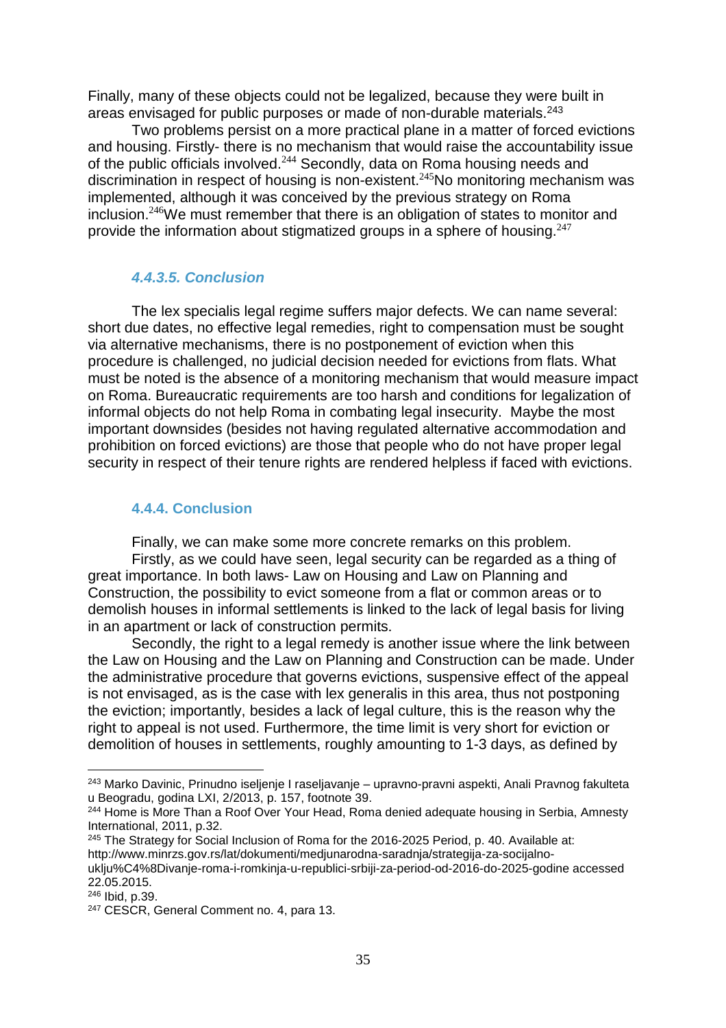Finally, many of these objects could not be legalized, because they were built in areas envisaged for public purposes or made of non-durable materials.[243]

Two problems persist on a more practical plane in a matter of forced evictions and housing. Firstly- there is no mechanism that would raise the accountability issue of the public officials involved.[244] Secondly, data on Roma housing needs and discrimination in respect of housing is non-existent.[245]No monitoring mechanism was implemented, although it was conceived by the previous strategy on Roma inclusion.[246]We must remember that there is an obligation of states to monitor and provide the information about stigmatized groups in a sphere of housing.[247]

#### *4.4.3.5. Conclusion*

The lex specialis legal regime suffers major defects. We can name several: short due dates, no effective legal remedies, right to compensation must be sought via alternative mechanisms, there is no postponement of eviction when this procedure is challenged, no judicial decision needed for evictions from flats. What must be noted is the absence of a monitoring mechanism that would measure impact on Roma. Bureaucratic requirements are too harsh and conditions for legalization of informal objects do not help Roma in combating legal insecurity. Maybe the most important downsides (besides not having regulated alternative accommodation and prohibition on forced evictions) are those that people who do not have proper legal security in respect of their tenure rights are rendered helpless if faced with evictions.

### 4.4.4. Conclusion

Finally, we can make some more concrete remarks on this problem.

Firstly, as we could have seen, legal security can be regarded as a thing of great importance. In both laws- Law on Housing and Law on Planning and Construction, the possibility to evict someone from a flat or common areas or to demolish houses in informal settlements is linked to the lack of legal basis for living in an apartment or lack of construction permits.

Secondly, the right to a legal remedy is another issue where the link between the Law on Housing and the Law on Planning and Construction can be made. Under the administrative procedure that governs evictions, suspensive effect of the appeal is not envisaged, as is the case with lex generalis in this area, thus not postponing the eviction; importantly, besides a lack of legal culture, this is the reason why the right to appeal is not used. Furthermore, the time limit is very short for eviction or demolition of houses in settlements, roughly amounting to 1-3 days, as defined by

---

[243] Marko Davinic, Prinudno iseljenje I raseljavanje – upravno-pravni aspekti, Anali Pravnog fakulteta u Beogradu, godina LXI, 2/2013, p. 157, footnote 39.

[244] Home is More Than a Roof Over Your Head, Roma denied adequate housing in Serbia, Amnesty International, 2011, p.32.

[245] The Strategy for Social Inclusion of Roma for the 2016-2025 Period, p. 40. Available at: http://www.minrzs.gov.rs/lat/dokumenti/medjunarodna-saradnja/strategija-za-socijalno-uklju%C4%8Divanje-roma-i-romkinja-u-republici-srbiji-za-period-od-2016-do-2025-godine accessed 22.05.2015.

[246] Ibid, p.39.

[247] CESCR, General Comment no. 4, para 13.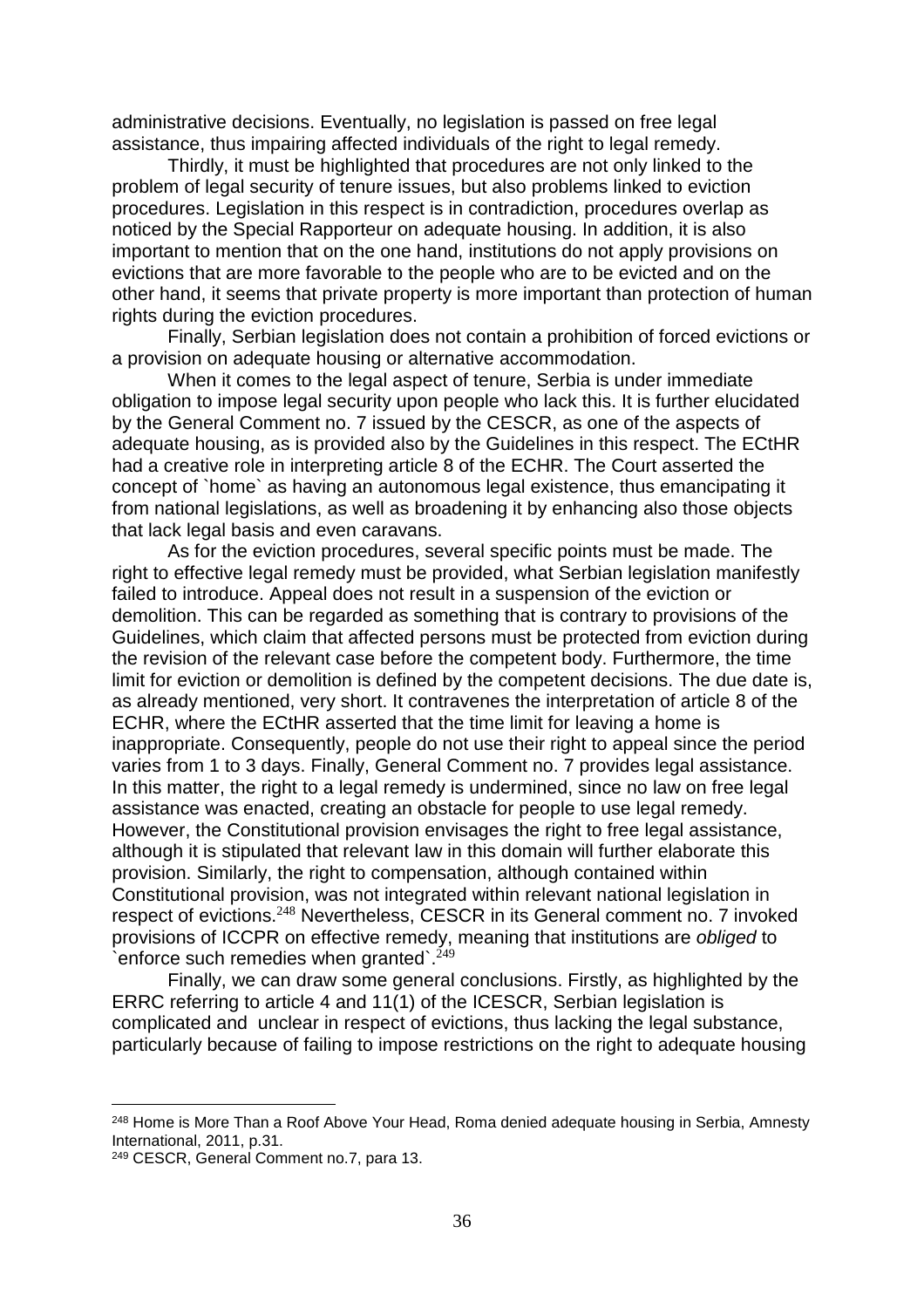administrative decisions. Eventually, no legislation is passed on free legal assistance, thus impairing affected individuals of the right to legal remedy.

Thirdly, it must be highlighted that procedures are not only linked to the problem of legal security of tenure issues, but also problems linked to eviction procedures. Legislation in this respect is in contradiction, procedures overlap as noticed by the Special Rapporteur on adequate housing. In addition, it is also important to mention that on the one hand, institutions do not apply provisions on evictions that are more favorable to the people who are to be evicted and on the other hand, it seems that private property is more important than protection of human rights during the eviction procedures.

Finally, Serbian legislation does not contain a prohibition of forced evictions or a provision on adequate housing or alternative accommodation.

When it comes to the legal aspect of tenure, Serbia is under immediate obligation to impose legal security upon people who lack this. It is further elucidated by the General Comment no. 7 issued by the CESCR, as one of the aspects of adequate housing, as is provided also by the Guidelines in this respect. The ECtHR had a creative role in interpreting article 8 of the ECHR. The Court asserted the concept of `home` as having an autonomous legal existence, thus emancipating it from national legislations, as well as broadening it by enhancing also those objects that lack legal basis and even caravans.

As for the eviction procedures, several specific points must be made. The right to effective legal remedy must be provided, what Serbian legislation manifestly failed to introduce. Appeal does not result in a suspension of the eviction or demolition. This can be regarded as something that is contrary to provisions of the Guidelines, which claim that affected persons must be protected from eviction during the revision of the relevant case before the competent body. Furthermore, the time limit for eviction or demolition is defined by the competent decisions. The due date is, as already mentioned, very short. It contravenes the interpretation of article 8 of the ECHR, where the ECtHR asserted that the time limit for leaving a home is inappropriate. Consequently, people do not use their right to appeal since the period varies from 1 to 3 days. Finally, General Comment no. 7 provides legal assistance. In this matter, the right to a legal remedy is undermined, since no law on free legal assistance was enacted, creating an obstacle for people to use legal remedy. However, the Constitutional provision envisages the right to free legal assistance, although it is stipulated that relevant law in this domain will further elaborate this provision. Similarly, the right to compensation, although contained within Constitutional provision, was not integrated within relevant national legislation in respect of evictions.[248] Nevertheless, CESCR in its General comment no. 7 invoked provisions of ICCPR on effective remedy, meaning that institutions are *obliged* to `enforce such remedies when granted`.[249]

Finally, we can draw some general conclusions. Firstly, as highlighted by the ERRC referring to article 4 and 11(1) of the ICESCR, Serbian legislation is complicated and unclear in respect of evictions, thus lacking the legal substance, particularly because of failing to impose restrictions on the right to adequate housing

---

[248] Home is More Than a Roof Above Your Head, Roma denied adequate housing in Serbia, Amnesty International, 2011, p.31.

[249] CESCR, General Comment no.7, para 13.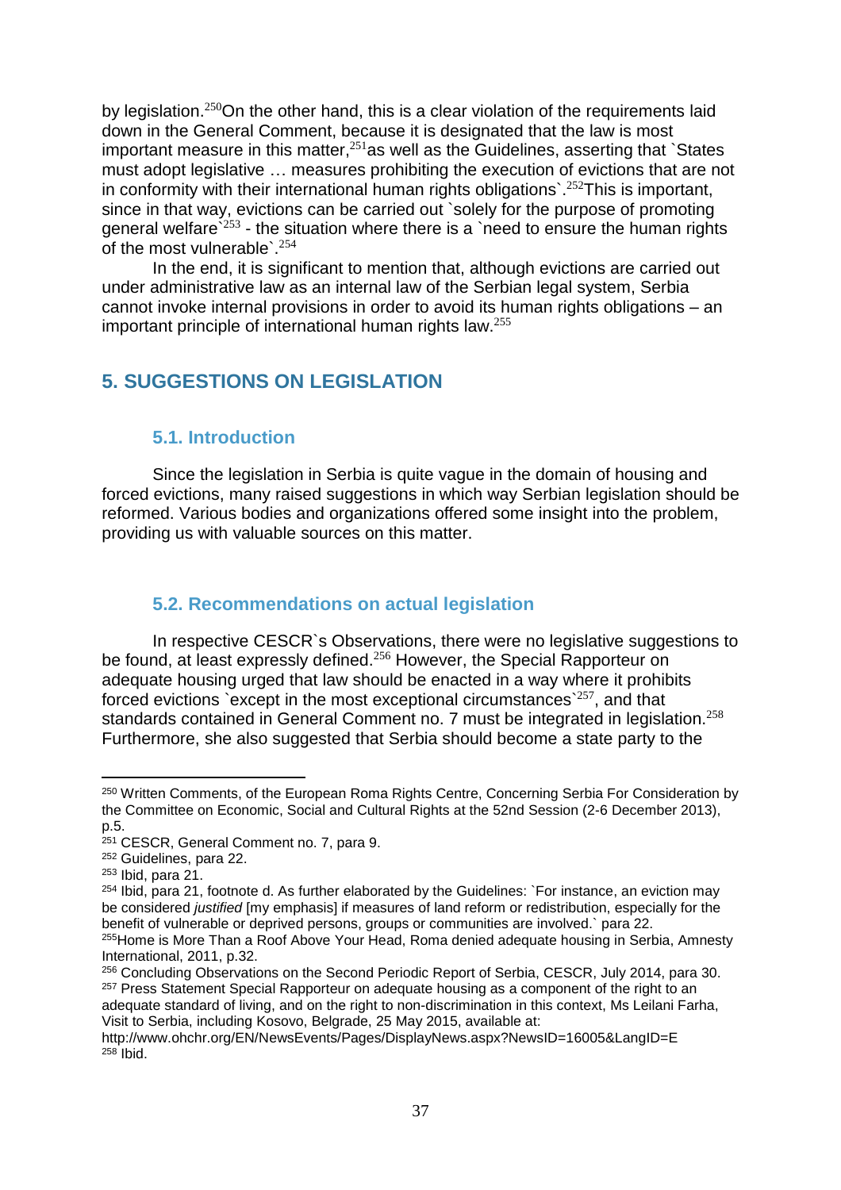by legislation.[250]On the other hand, this is a clear violation of the requirements laid down in the General Comment, because it is designated that the law is most important measure in this matter,[251]as well as the Guidelines, asserting that `States must adopt legislative … measures prohibiting the execution of evictions that are not in conformity with their international human rights obligations`.[252]This is important, since in that way, evictions can be carried out `solely for the purpose of promoting general welfare`[253] - the situation where there is a `need to ensure the human rights of the most vulnerable`.[254]

In the end, it is significant to mention that, although evictions are carried out under administrative law as an internal law of the Serbian legal system, Serbia cannot invoke internal provisions in order to avoid its human rights obligations – an important principle of international human rights law.[255]

## 5. SUGGESTIONS ON LEGISLATION

### 5.1. Introduction

Since the legislation in Serbia is quite vague in the domain of housing and forced evictions, many raised suggestions in which way Serbian legislation should be reformed. Various bodies and organizations offered some insight into the problem, providing us with valuable sources on this matter.

### 5.2. Recommendations on actual legislation

In respective CESCR`s Observations, there were no legislative suggestions to be found, at least expressly defined.[256] However, the Special Rapporteur on adequate housing urged that law should be enacted in a way where it prohibits forced evictions `except in the most exceptional circumstances`[257], and that standards contained in General Comment no. 7 must be integrated in legislation.[258] Furthermore, she also suggested that Serbia should become a state party to the

---

[250] Written Comments, of the European Roma Rights Centre, Concerning Serbia For Consideration by the Committee on Economic, Social and Cultural Rights at the 52nd Session (2-6 December 2013), p.5.

[251] CESCR, General Comment no. 7, para 9.

[252] Guidelines, para 22.

[253] Ibid, para 21.

[254] Ibid, para 21, footnote d. As further elaborated by the Guidelines: `For instance, an eviction may be considered *justified* [my emphasis] if measures of land reform or redistribution, especially for the benefit of vulnerable or deprived persons, groups or communities are involved.` para 22.

[255]Home is More Than a Roof Above Your Head, Roma denied adequate housing in Serbia, Amnesty International, 2011, p.32.

[256] Concluding Observations on the Second Periodic Report of Serbia, CESCR, July 2014, para 30.

[257] Press Statement Special Rapporteur on adequate housing as a component of the right to an adequate standard of living, and on the right to non-discrimination in this context, Ms Leilani Farha, Visit to Serbia, including Kosovo, Belgrade, 25 May 2015, available at: http://www.ohchr.org/EN/NewsEvents/Pages/DisplayNews.aspx?NewsID=16005&LangID=E

[258] Ibid.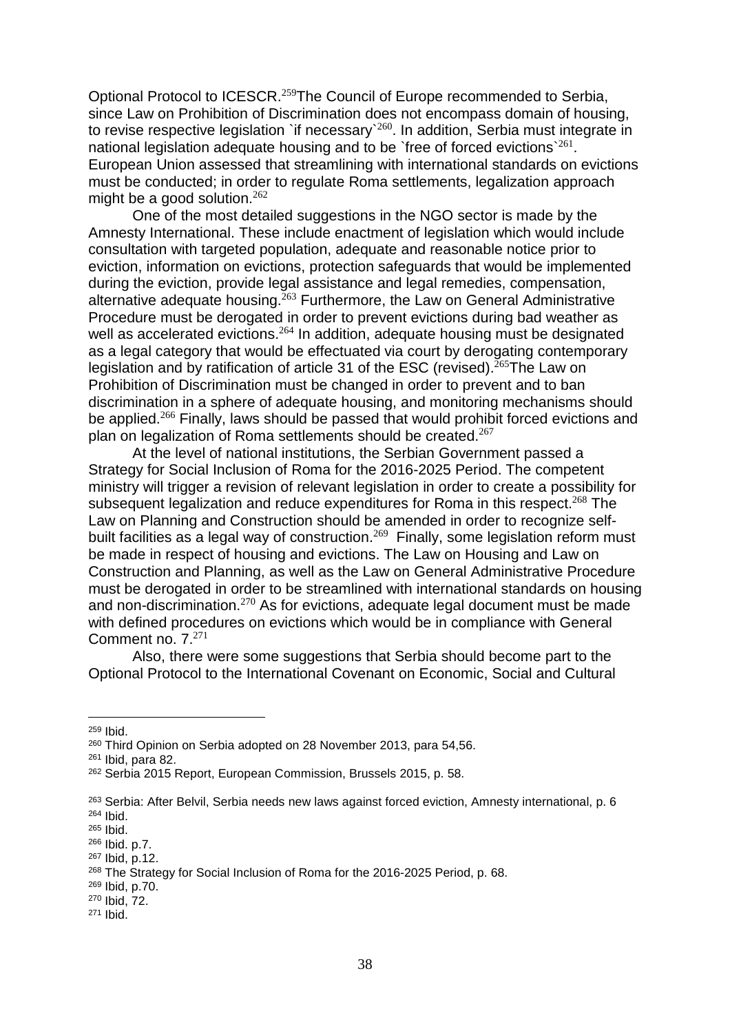Optional Protocol to ICESCR.[259]The Council of Europe recommended to Serbia, since Law on Prohibition of Discrimination does not encompass domain of housing, to revise respective legislation `if necessary`[260]. In addition, Serbia must integrate in national legislation adequate housing and to be `free of forced evictions`[261]. European Union assessed that streamlining with international standards on evictions must be conducted; in order to regulate Roma settlements, legalization approach might be a good solution.[262]

One of the most detailed suggestions in the NGO sector is made by the Amnesty International. These include enactment of legislation which would include consultation with targeted population, adequate and reasonable notice prior to eviction, information on evictions, protection safeguards that would be implemented during the eviction, provide legal assistance and legal remedies, compensation, alternative adequate housing.[263] Furthermore, the Law on General Administrative Procedure must be derogated in order to prevent evictions during bad weather as well as accelerated evictions.[264] In addition, adequate housing must be designated as a legal category that would be effectuated via court by derogating contemporary legislation and by ratification of article 31 of the ESC (revised).[265]The Law on Prohibition of Discrimination must be changed in order to prevent and to ban discrimination in a sphere of adequate housing, and monitoring mechanisms should be applied.[266] Finally, laws should be passed that would prohibit forced evictions and plan on legalization of Roma settlements should be created.[267]

At the level of national institutions, the Serbian Government passed a Strategy for Social Inclusion of Roma for the 2016-2025 Period. The competent ministry will trigger a revision of relevant legislation in order to create a possibility for subsequent legalization and reduce expenditures for Roma in this respect.[268] The Law on Planning and Construction should be amended in order to recognize self-built facilities as a legal way of construction.[269] Finally, some legislation reform must be made in respect of housing and evictions. The Law on Housing and Law on Construction and Planning, as well as the Law on General Administrative Procedure must be derogated in order to be streamlined with international standards on housing and non-discrimination.[270] As for evictions, adequate legal document must be made with defined procedures on evictions which would be in compliance with General Comment no. 7.[271]

Also, there were some suggestions that Serbia should become part to the Optional Protocol to the International Covenant on Economic, Social and Cultural

---

[259] Ibid.

[260] Third Opinion on Serbia adopted on 28 November 2013, para 54,56.

[261] Ibid, para 82.

[262] Serbia 2015 Report, European Commission, Brussels 2015, p. 58.

[263] Serbia: After Belvil, Serbia needs new laws against forced eviction, Amnesty international, p. 6

[264] Ibid.

[265] Ibid.

[266] Ibid. p.7.

[267] Ibid, p.12.

[268] The Strategy for Social Inclusion of Roma for the 2016-2025 Period, p. 68.

[269] Ibid, p.70.

[270] Ibid, 72.

[271] Ibid.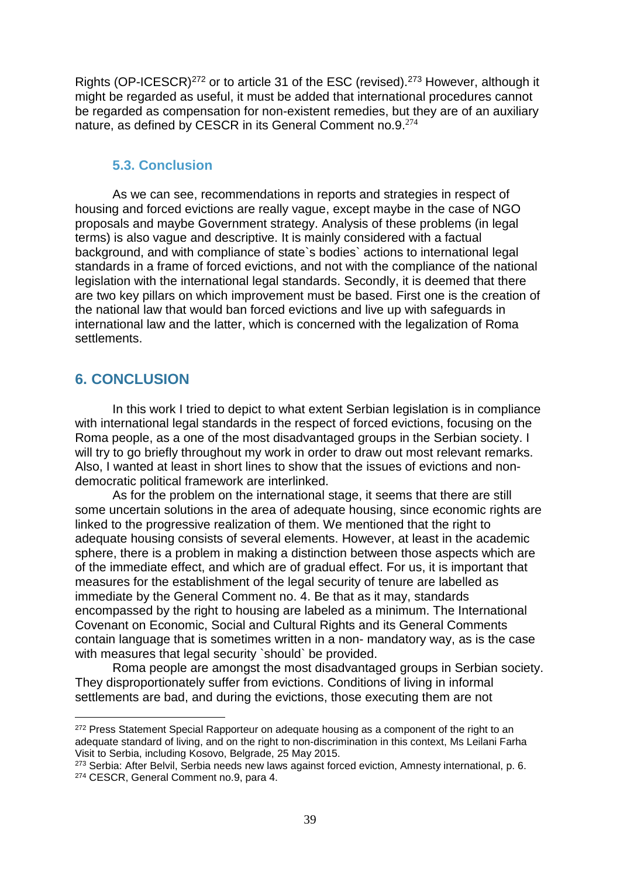Rights (OP-ICESCR)[272] or to article 31 of the ESC (revised).[273] However, although it might be regarded as useful, it must be added that international procedures cannot be regarded as compensation for non-existent remedies, but they are of an auxiliary nature, as defined by CESCR in its General Comment no.9.[274]

### 5.3. Conclusion

As we can see, recommendations in reports and strategies in respect of housing and forced evictions are really vague, except maybe in the case of NGO proposals and maybe Government strategy. Analysis of these problems (in legal terms) is also vague and descriptive. It is mainly considered with a factual background, and with compliance of state`s bodies` actions to international legal standards in a frame of forced evictions, and not with the compliance of the national legislation with the international legal standards. Secondly, it is deemed that there are two key pillars on which improvement must be based. First one is the creation of the national law that would ban forced evictions and live up with safeguards in international law and the latter, which is concerned with the legalization of Roma settlements.

## 6. CONCLUSION

In this work I tried to depict to what extent Serbian legislation is in compliance with international legal standards in the respect of forced evictions, focusing on the Roma people, as a one of the most disadvantaged groups in the Serbian society. I will try to go briefly throughout my work in order to draw out most relevant remarks. Also, I wanted at least in short lines to show that the issues of evictions and non-democratic political framework are interlinked.

As for the problem on the international stage, it seems that there are still some uncertain solutions in the area of adequate housing, since economic rights are linked to the progressive realization of them. We mentioned that the right to adequate housing consists of several elements. However, at least in the academic sphere, there is a problem in making a distinction between those aspects which are of the immediate effect, and which are of gradual effect. For us, it is important that measures for the establishment of the legal security of tenure are labelled as immediate by the General Comment no. 4. Be that as it may, standards encompassed by the right to housing are labeled as a minimum. The International Covenant on Economic, Social and Cultural Rights and its General Comments contain language that is sometimes written in a non- mandatory way, as is the case with measures that legal security `should` be provided.

Roma people are amongst the most disadvantaged groups in Serbian society. They disproportionately suffer from evictions. Conditions of living in informal settlements are bad, and during the evictions, those executing them are not

---

[272] Press Statement Special Rapporteur on adequate housing as a component of the right to an adequate standard of living, and on the right to non-discrimination in this context, Ms Leilani Farha Visit to Serbia, including Kosovo, Belgrade, 25 May 2015.

[273] Serbia: After Belvil, Serbia needs new laws against forced eviction, Amnesty international, p. 6.

[274] CESCR, General Comment no.9, para 4.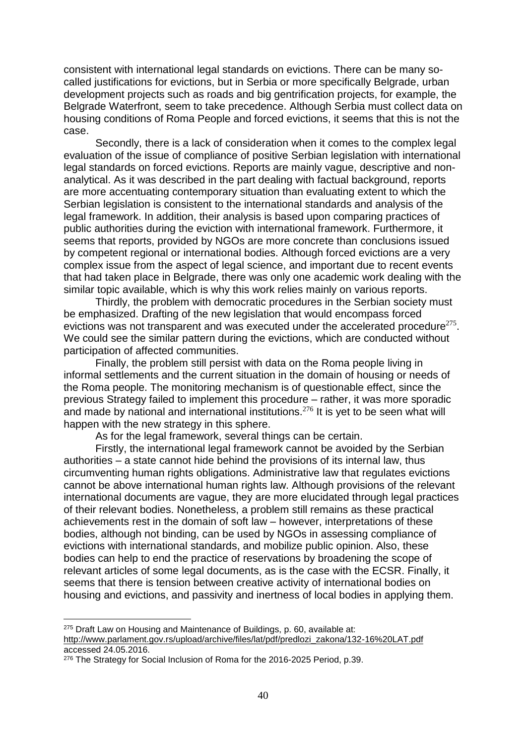consistent with international legal standards on evictions. There can be many so-called justifications for evictions, but in Serbia or more specifically Belgrade, urban development projects such as roads and big gentrification projects, for example, the Belgrade Waterfront, seem to take precedence. Although Serbia must collect data on housing conditions of Roma People and forced evictions, it seems that this is not the case.

Secondly, there is a lack of consideration when it comes to the complex legal evaluation of the issue of compliance of positive Serbian legislation with international legal standards on forced evictions. Reports are mainly vague, descriptive and non-analytical. As it was described in the part dealing with factual background, reports are more accentuating contemporary situation than evaluating extent to which the Serbian legislation is consistent to the international standards and analysis of the legal framework. In addition, their analysis is based upon comparing practices of public authorities during the eviction with international framework. Furthermore, it seems that reports, provided by NGOs are more concrete than conclusions issued by competent regional or international bodies. Although forced evictions are a very complex issue from the aspect of legal science, and important due to recent events that had taken place in Belgrade, there was only one academic work dealing with the similar topic available, which is why this work relies mainly on various reports.

Thirdly, the problem with democratic procedures in the Serbian society must be emphasized. Drafting of the new legislation that would encompass forced evictions was not transparent and was executed under the accelerated procedure[275]. We could see the similar pattern during the evictions, which are conducted without participation of affected communities.

Finally, the problem still persist with data on the Roma people living in informal settlements and the current situation in the domain of housing or needs of the Roma people. The monitoring mechanism is of questionable effect, since the previous Strategy failed to implement this procedure – rather, it was more sporadic and made by national and international institutions.[276] It is yet to be seen what will happen with the new strategy in this sphere.

As for the legal framework, several things can be certain.

Firstly, the international legal framework cannot be avoided by the Serbian authorities – a state cannot hide behind the provisions of its internal law, thus circumventing human rights obligations. Administrative law that regulates evictions cannot be above international human rights law. Although provisions of the relevant international documents are vague, they are more elucidated through legal practices of their relevant bodies. Nonetheless, a problem still remains as these practical achievements rest in the domain of soft law – however, interpretations of these bodies, although not binding, can be used by NGOs in assessing compliance of evictions with international standards, and mobilize public opinion. Also, these bodies can help to end the practice of reservations by broadening the scope of relevant articles of some legal documents, as is the case with the ECSR. Finally, it seems that there is tension between creative activity of international bodies on housing and evictions, and passivity and inertness of local bodies in applying them.

---

[275] Draft Law on Housing and Maintenance of Buildings, p. 60, available at: http://www.parlament.gov.rs/upload/archive/files/lat/pdf/predlozi_zakona/132-16%20LAT.pdf accessed 24.05.2016.

[276] The Strategy for Social Inclusion of Roma for the 2016-2025 Period, p.39.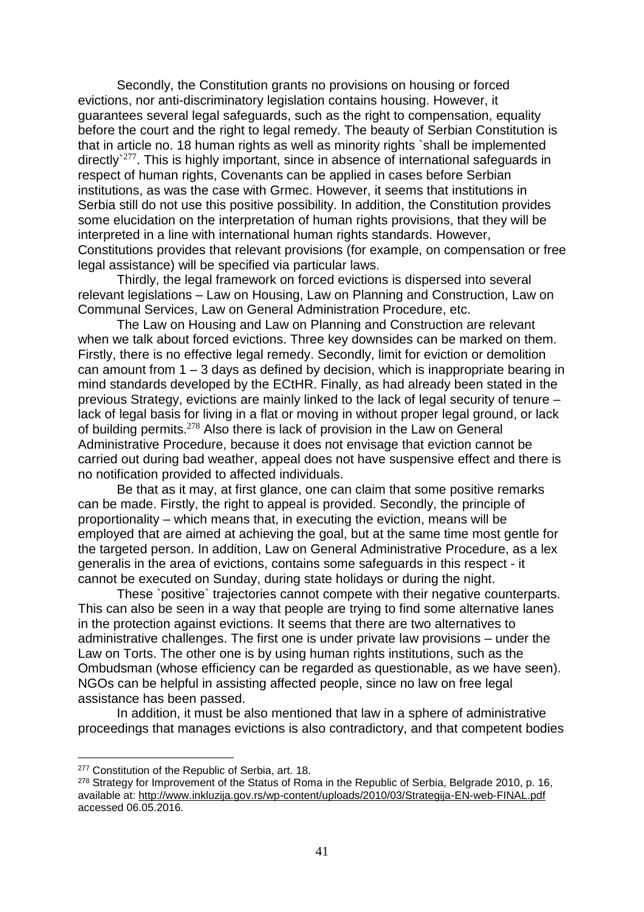Secondly, the Constitution grants no provisions on housing or forced evictions, nor anti-discriminatory legislation contains housing. However, it guarantees several legal safeguards, such as the right to compensation, equality before the court and the right to legal remedy. The beauty of Serbian Constitution is that in article no. 18 human rights as well as minority rights `shall be implemented directly`[277]. This is highly important, since in absence of international safeguards in respect of human rights, Covenants can be applied in cases before Serbian institutions, as was the case with Grmec. However, it seems that institutions in Serbia still do not use this positive possibility. In addition, the Constitution provides some elucidation on the interpretation of human rights provisions, that they will be interpreted in a line with international human rights standards. However, Constitutions provides that relevant provisions (for example, on compensation or free legal assistance) will be specified via particular laws.

Thirdly, the legal framework on forced evictions is dispersed into several relevant legislations – Law on Housing, Law on Planning and Construction, Law on Communal Services, Law on General Administration Procedure, etc.

The Law on Housing and Law on Planning and Construction are relevant when we talk about forced evictions. Three key downsides can be marked on them. Firstly, there is no effective legal remedy. Secondly, limit for eviction or demolition can amount from 1 – 3 days as defined by decision, which is inappropriate bearing in mind standards developed by the ECtHR. Finally, as had already been stated in the previous Strategy, evictions are mainly linked to the lack of legal security of tenure – lack of legal basis for living in a flat or moving in without proper legal ground, or lack of building permits.[278] Also there is lack of provision in the Law on General Administrative Procedure, because it does not envisage that eviction cannot be carried out during bad weather, appeal does not have suspensive effect and there is no notification provided to affected individuals.

Be that as it may, at first glance, one can claim that some positive remarks can be made. Firstly, the right to appeal is provided. Secondly, the principle of proportionality – which means that, in executing the eviction, means will be employed that are aimed at achieving the goal, but at the same time most gentle for the targeted person. In addition, Law on General Administrative Procedure, as a lex generalis in the area of evictions, contains some safeguards in this respect - it cannot be executed on Sunday, during state holidays or during the night.

These `positive` trajectories cannot compete with their negative counterparts. This can also be seen in a way that people are trying to find some alternative lanes in the protection against evictions. It seems that there are two alternatives to administrative challenges. The first one is under private law provisions – under the Law on Torts. The other one is by using human rights institutions, such as the Ombudsman (whose efficiency can be regarded as questionable, as we have seen). NGOs can be helpful in assisting affected people, since no law on free legal assistance has been passed.

In addition, it must be also mentioned that law in a sphere of administrative proceedings that manages evictions is also contradictory, and that competent bodies

---

[277] Constitution of the Republic of Serbia, art. 18.

[278] Strategy for Improvement of the Status of Roma in the Republic of Serbia, Belgrade 2010, p. 16, available at: http://www.inkluzija.gov.rs/wp-content/uploads/2010/03/Strategija-EN-web-FINAL.pdf accessed 06.05.2016.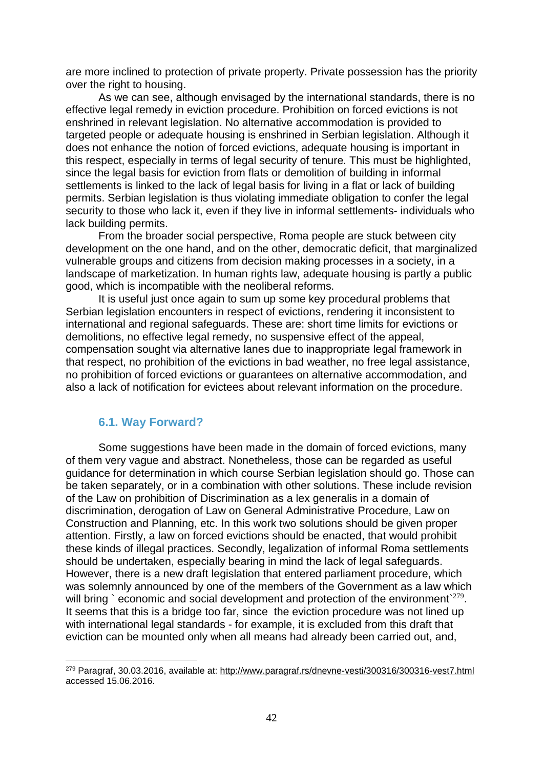are more inclined to protection of private property. Private possession has the priority over the right to housing.

As we can see, although envisaged by the international standards, there is no effective legal remedy in eviction procedure. Prohibition on forced evictions is not enshrined in relevant legislation. No alternative accommodation is provided to targeted people or adequate housing is enshrined in Serbian legislation. Although it does not enhance the notion of forced evictions, adequate housing is important in this respect, especially in terms of legal security of tenure. This must be highlighted, since the legal basis for eviction from flats or demolition of building in informal settlements is linked to the lack of legal basis for living in a flat or lack of building permits. Serbian legislation is thus violating immediate obligation to confer the legal security to those who lack it, even if they live in informal settlements- individuals who lack building permits.

From the broader social perspective, Roma people are stuck between city development on the one hand, and on the other, democratic deficit, that marginalized vulnerable groups and citizens from decision making processes in a society, in a landscape of marketization. In human rights law, adequate housing is partly a public good, which is incompatible with the neoliberal reforms.

It is useful just once again to sum up some key procedural problems that Serbian legislation encounters in respect of evictions, rendering it inconsistent to international and regional safeguards. These are: short time limits for evictions or demolitions, no effective legal remedy, no suspensive effect of the appeal, compensation sought via alternative lanes due to inappropriate legal framework in that respect, no prohibition of the evictions in bad weather, no free legal assistance, no prohibition of forced evictions or guarantees on alternative accommodation, and also a lack of notification for evictees about relevant information on the procedure.

### 6.1. Way Forward?

Some suggestions have been made in the domain of forced evictions, many of them very vague and abstract. Nonetheless, those can be regarded as useful guidance for determination in which course Serbian legislation should go. Those can be taken separately, or in a combination with other solutions. These include revision of the Law on prohibition of Discrimination as a lex generalis in a domain of discrimination, derogation of Law on General Administrative Procedure, Law on Construction and Planning, etc. In this work two solutions should be given proper attention. Firstly, a law on forced evictions should be enacted, that would prohibit these kinds of illegal practices. Secondly, legalization of informal Roma settlements should be undertaken, especially bearing in mind the lack of legal safeguards. However, there is a new draft legislation that entered parliament procedure, which was solemnly announced by one of the members of the Government as a law which will bring ` economic and social development and protection of the environment`[279]. It seems that this is a bridge too far, since the eviction procedure was not lined up with international legal standards - for example, it is excluded from this draft that eviction can be mounted only when all means had already been carried out, and,

[279] Paragraf, 30.03.2016, available at: http://www.paragraf.rs/dnevne-vesti/300316/300316-vest7.html accessed 15.06.2016.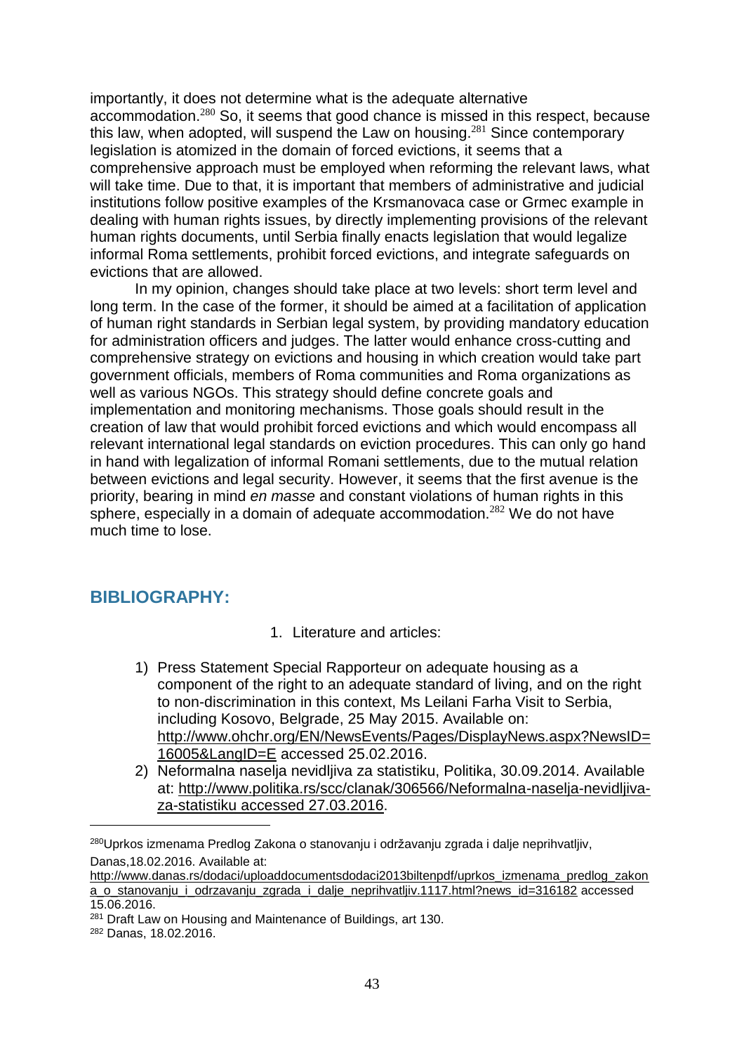importantly, it does not determine what is the adequate alternative accommodation.[280] So, it seems that good chance is missed in this respect, because this law, when adopted, will suspend the Law on housing.[281] Since contemporary legislation is atomized in the domain of forced evictions, it seems that a comprehensive approach must be employed when reforming the relevant laws, what will take time. Due to that, it is important that members of administrative and judicial institutions follow positive examples of the Krsmanovaca case or Grmec example in dealing with human rights issues, by directly implementing provisions of the relevant human rights documents, until Serbia finally enacts legislation that would legalize informal Roma settlements, prohibit forced evictions, and integrate safeguards on evictions that are allowed.

In my opinion, changes should take place at two levels: short term level and long term. In the case of the former, it should be aimed at a facilitation of application of human right standards in Serbian legal system, by providing mandatory education for administration officers and judges. The latter would enhance cross-cutting and comprehensive strategy on evictions and housing in which creation would take part government officials, members of Roma communities and Roma organizations as well as various NGOs. This strategy should define concrete goals and implementation and monitoring mechanisms. Those goals should result in the creation of law that would prohibit forced evictions and which would encompass all relevant international legal standards on eviction procedures. This can only go hand in hand with legalization of informal Romani settlements, due to the mutual relation between evictions and legal security. However, it seems that the first avenue is the priority, bearing in mind *en masse* and constant violations of human rights in this sphere, especially in a domain of adequate accommodation.[282] We do not have much time to lose.

## BIBLIOGRAPHY:

1. Literature and articles:

1) Press Statement Special Rapporteur on adequate housing as a component of the right to an adequate standard of living, and on the right to non-discrimination in this context, Ms Leilani Farha Visit to Serbia, including Kosovo, Belgrade, 25 May 2015. Available on: http://www.ohchr.org/EN/NewsEvents/Pages/DisplayNews.aspx?NewsID=16005&LangID=E accessed 25.02.2016.
2) Neformalna naselja nevidljiva za statistiku, Politika, 30.09.2014. Available at: http://www.politika.rs/scc/clanak/306566/Neformalna-naselja-nevidljiva-za-statistiku accessed 27.03.2016.

---

[280] Uprkos izmenama Predlog Zakona o stanovanju i održavanju zgrada i dalje neprihvatljiv, Danas,18.02.2016. Available at: http://www.danas.rs/dodaci/uploaddocumentsdodaci2013biltenpdf/uprkos_izmenama_predlog_zakona_o_stanovanju_i_odrzavanju_zgrada_i_dalje_neprihvatljiv.1117.html?news_id=316182 accessed 15.06.2016.

[281] Draft Law on Housing and Maintenance of Buildings, art 130.

[282] Danas, 18.02.2016.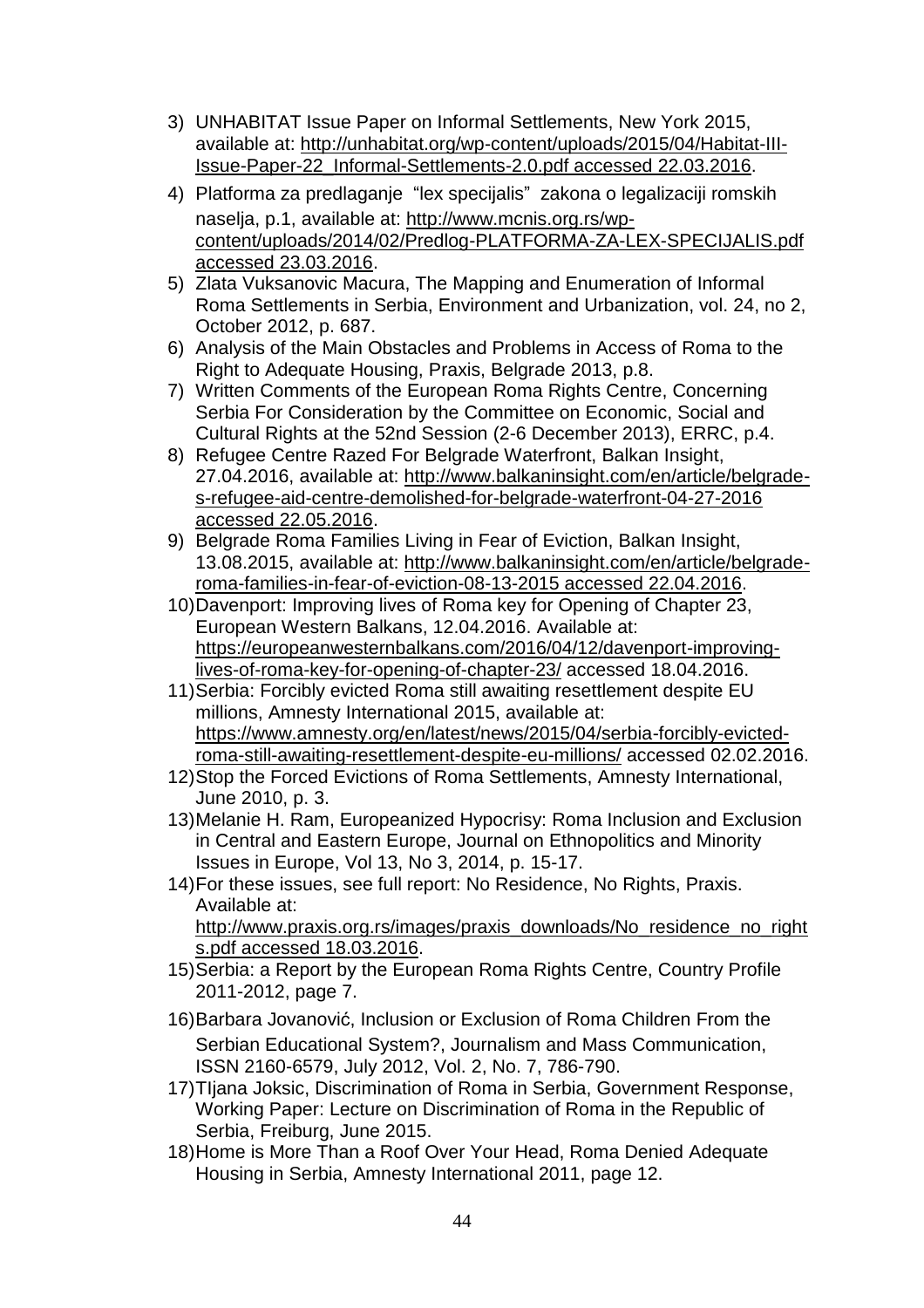3) UNHABITAT Issue Paper on Informal Settlements, New York 2015, available at: http://unhabitat.org/wp-content/uploads/2015/04/Habitat-III-Issue-Paper-22_Informal-Settlements-2.0.pdf accessed 22.03.2016.
4) Platforma za predlaganje "lex specijalis" zakona o legalizaciji romskih naselja, p.1, available at: http://www.mcnis.org.rs/wp-content/uploads/2014/02/Predlog-PLATFORMA-ZA-LEX-SPECIJALIS.pdf accessed 23.03.2016.
5) Zlata Vuksanovic Macura, The Mapping and Enumeration of Informal Roma Settlements in Serbia, Environment and Urbanization, vol. 24, no 2, October 2012, p. 687.
6) Analysis of the Main Obstacles and Problems in Access of Roma to the Right to Adequate Housing, Praxis, Belgrade 2013, p.8.
7) Written Comments of the European Roma Rights Centre, Concerning Serbia For Consideration by the Committee on Economic, Social and Cultural Rights at the 52nd Session (2-6 December 2013), ERRC, p.4.
8) Refugee Centre Razed For Belgrade Waterfront, Balkan Insight, 27.04.2016, available at: http://www.balkaninsight.com/en/article/belgrade-s-refugee-aid-centre-demolished-for-belgrade-waterfront-04-27-2016 accessed 22.05.2016.
9) Belgrade Roma Families Living in Fear of Eviction, Balkan Insight, 13.08.2015, available at: http://www.balkaninsight.com/en/article/belgrade-roma-families-in-fear-of-eviction-08-13-2015 accessed 22.04.2016.
10) Davenport: Improving lives of Roma key for Opening of Chapter 23, European Western Balkans, 12.04.2016. Available at: https://europeanwesternbalkans.com/2016/04/12/davenport-improving-lives-of-roma-key-for-opening-of-chapter-23/ accessed 18.04.2016.
11) Serbia: Forcibly evicted Roma still awaiting resettlement despite EU millions, Amnesty International 2015, available at: https://www.amnesty.org/en/latest/news/2015/04/serbia-forcibly-evicted-roma-still-awaiting-resettlement-despite-eu-millions/ accessed 02.02.2016.
12) Stop the Forced Evictions of Roma Settlements, Amnesty International, June 2010, p. 3.
13) Melanie H. Ram, Europeanized Hypocrisy: Roma Inclusion and Exclusion in Central and Eastern Europe, Journal on Ethnopolitics and Minority Issues in Europe, Vol 13, No 3, 2014, p. 15-17.
14) For these issues, see full report: No Residence, No Rights, Praxis. Available at: http://www.praxis.org.rs/images/praxis_downloads/No_residence_no_rights.pdf accessed 18.03.2016.
15) Serbia: a Report by the European Roma Rights Centre, Country Profile 2011-2012, page 7.
16) Barbara Jovanović, Inclusion or Exclusion of Roma Children From the Serbian Educational System?, Journalism and Mass Communication, ISSN 2160-6579, July 2012, Vol. 2, No. 7, 786-790.
17) TIjana Joksic, Discrimination of Roma in Serbia, Government Response, Working Paper: Lecture on Discrimination of Roma in the Republic of Serbia, Freiburg, June 2015.
18) Home is More Than a Roof Over Your Head, Roma Denied Adequate Housing in Serbia, Amnesty International 2011, page 12.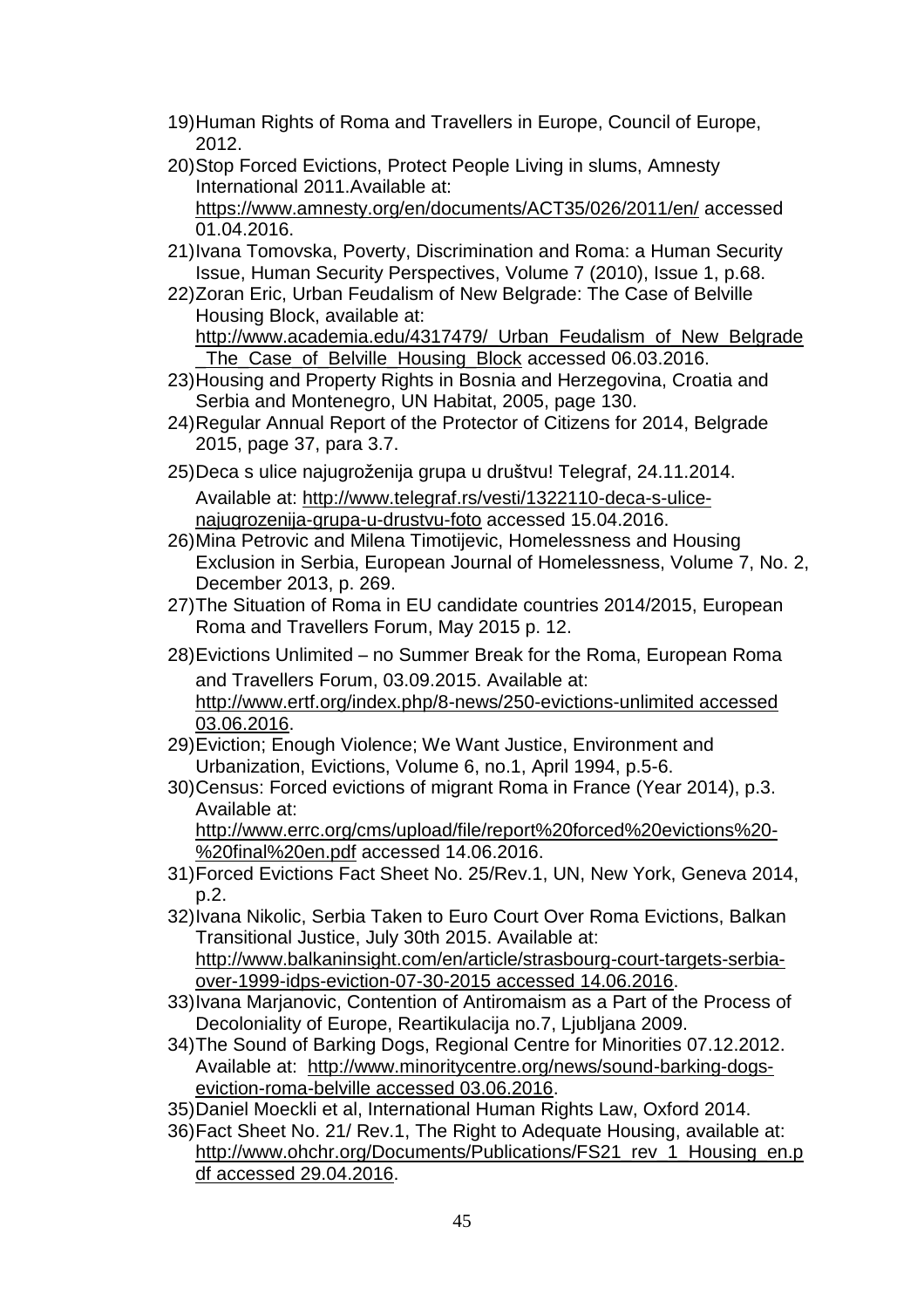19) Human Rights of Roma and Travellers in Europe, Council of Europe, 2012.
20) Stop Forced Evictions, Protect People Living in slums, Amnesty International 2011.Available at: https://www.amnesty.org/en/documents/ACT35/026/2011/en/ accessed 01.04.2016.
21) Ivana Tomovska, Poverty, Discrimination and Roma: a Human Security Issue, Human Security Perspectives, Volume 7 (2010), Issue 1, p.68.
22) Zoran Eric, Urban Feudalism of New Belgrade: The Case of Belville Housing Block, available at: http://www.academia.edu/4317479/_Urban_Feudalism_of_New_Belgrade_The_Case_of_Belville_Housing_Block accessed 06.03.2016.
23) Housing and Property Rights in Bosnia and Herzegovina, Croatia and Serbia and Montenegro, UN Habitat, 2005, page 130.
24) Regular Annual Report of the Protector of Citizens for 2014, Belgrade 2015, page 37, para 3.7.
25) Deca s ulice najugroženija grupa u društvu! Telegraf, 24.11.2014. Available at: http://www.telegraf.rs/vesti/1322110-deca-s-ulice-najugrozenija-grupa-u-drustvu-foto accessed 15.04.2016.
26) Mina Petrovic and Milena Timotijevic, Homelessness and Housing Exclusion in Serbia, European Journal of Homelessness, Volume 7, No. 2, December 2013, p. 269.
27) The Situation of Roma in EU candidate countries 2014/2015, European Roma and Travellers Forum, May 2015 p. 12.
28) Evictions Unlimited – no Summer Break for the Roma, European Roma and Travellers Forum, 03.09.2015. Available at: http://www.ertf.org/index.php/8-news/250-evictions-unlimited accessed 03.06.2016.
29) Eviction; Enough Violence; We Want Justice, Environment and Urbanization, Evictions, Volume 6, no.1, April 1994, p.5-6.
30) Census: Forced evictions of migrant Roma in France (Year 2014), p.3. Available at: http://www.errc.org/cms/upload/file/report%20forced%20evictions%20-%20final%20en.pdf accessed 14.06.2016.
31) Forced Evictions Fact Sheet No. 25/Rev.1, UN, New York, Geneva 2014, p.2.
32) Ivana Nikolic, Serbia Taken to Euro Court Over Roma Evictions, Balkan Transitional Justice, July 30th 2015. Available at: http://www.balkaninsight.com/en/article/strasbourg-court-targets-serbia-over-1999-idps-eviction-07-30-2015 accessed 14.06.2016.
33) Ivana Marjanovic, Contention of Antiromaism as a Part of the Process of Decoloniality of Europe, Reartikulacija no.7, Ljubljana 2009.
34) The Sound of Barking Dogs, Regional Centre for Minorities 07.12.2012. Available at: http://www.minoritycentre.org/news/sound-barking-dogs-eviction-roma-belville accessed 03.06.2016.
35) Daniel Moeckli et al, International Human Rights Law, Oxford 2014.
36) Fact Sheet No. 21/ Rev.1, The Right to Adequate Housing, available at: http://www.ohchr.org/Documents/Publications/FS21_rev_1_Housing_en.pdf accessed 29.04.2016.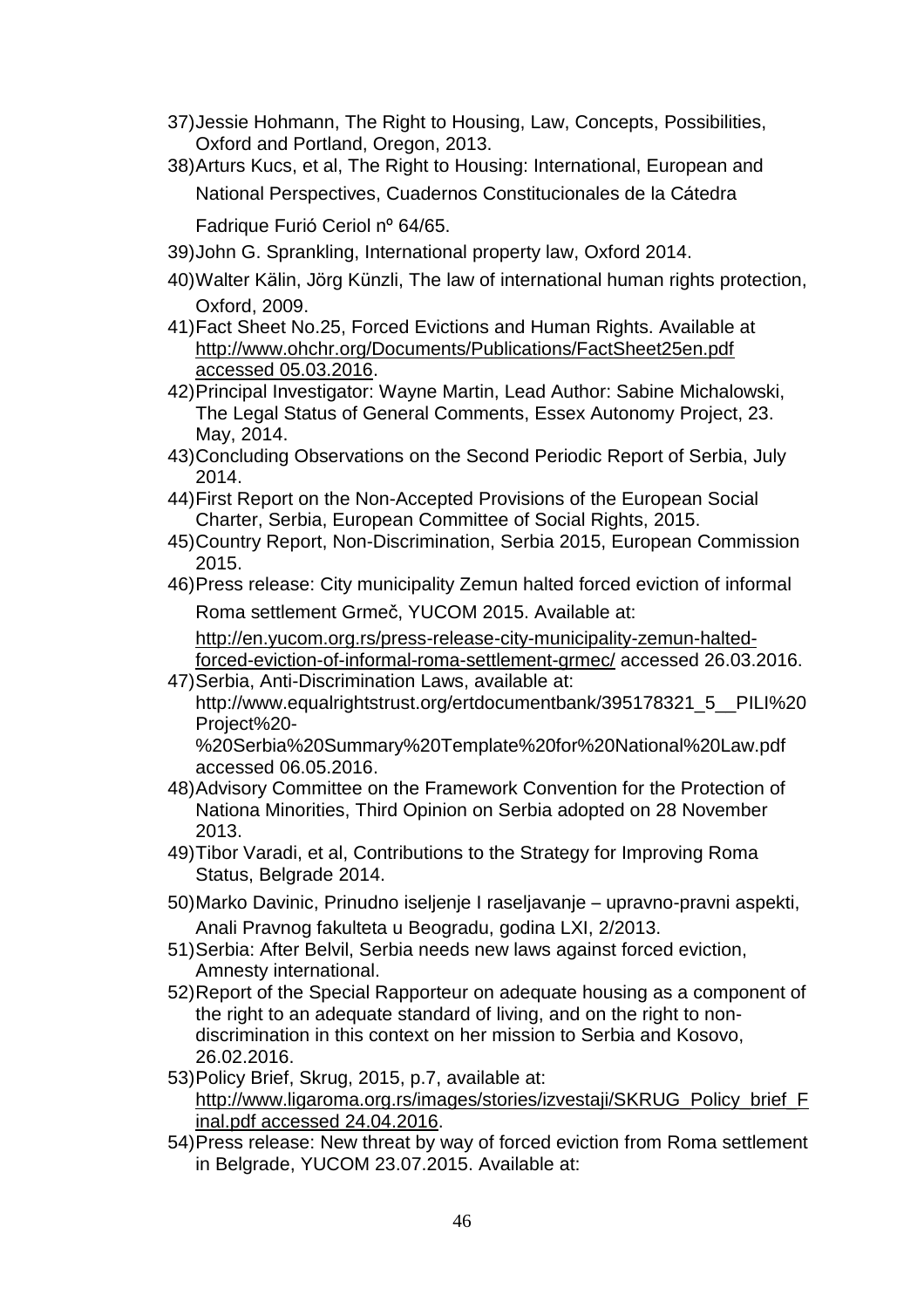37) Jessie Hohmann, The Right to Housing, Law, Concepts, Possibilities, Oxford and Portland, Oregon, 2013.
38) Arturs Kucs, et al, The Right to Housing: International, European and National Perspectives, Cuadernos Constitucionales de la Cátedra Fadrique Furió Ceriol nº 64/65.
39) John G. Sprankling, International property law, Oxford 2014.
40) Walter Kälin, Jörg Künzli, The law of international human rights protection, Oxford, 2009.
41) Fact Sheet No.25, Forced Evictions and Human Rights. Available at http://www.ohchr.org/Documents/Publications/FactSheet25en.pdf accessed 05.03.2016.
42) Principal Investigator: Wayne Martin, Lead Author: Sabine Michalowski, The Legal Status of General Comments, Essex Autonomy Project, 23. May, 2014.
43) Concluding Observations on the Second Periodic Report of Serbia, July 2014.
44) First Report on the Non-Accepted Provisions of the European Social Charter, Serbia, European Committee of Social Rights, 2015.
45) Country Report, Non-Discrimination, Serbia 2015, European Commission 2015.
46) Press release: City municipality Zemun halted forced eviction of informal Roma settlement Grmeč, YUCOM 2015. Available at: http://en.yucom.org.rs/press-release-city-municipality-zemun-halted-forced-eviction-of-informal-roma-settlement-grmec/ accessed 26.03.2016.
47) Serbia, Anti-Discrimination Laws, available at: http://www.equalrightstrust.org/ertdocumentbank/395178321_5__PILI%20Project%20-%20Serbia%20Summary%20Template%20for%20National%20Law.pdf accessed 06.05.2016.
48) Advisory Committee on the Framework Convention for the Protection of Nationa Minorities, Third Opinion on Serbia adopted on 28 November 2013.
49) Tibor Varadi, et al, Contributions to the Strategy for Improving Roma Status, Belgrade 2014.
50) Marko Davinic, Prinudno iseljenje I raseljavanje – upravno-pravni aspekti, Anali Pravnog fakulteta u Beogradu, godina LXI, 2/2013.
51) Serbia: After Belvil, Serbia needs new laws against forced eviction, Amnesty international.
52) Report of the Special Rapporteur on adequate housing as a component of the right to an adequate standard of living, and on the right to non-discrimination in this context on her mission to Serbia and Kosovo, 26.02.2016.
53) Policy Brief, Skrug, 2015, p.7, available at: http://www.ligaroma.org.rs/images/stories/izvestaji/SKRUG_Policy_brief_Final.pdf accessed 24.04.2016.
54) Press release: New threat by way of forced eviction from Roma settlement in Belgrade, YUCOM 23.07.2015. Available at: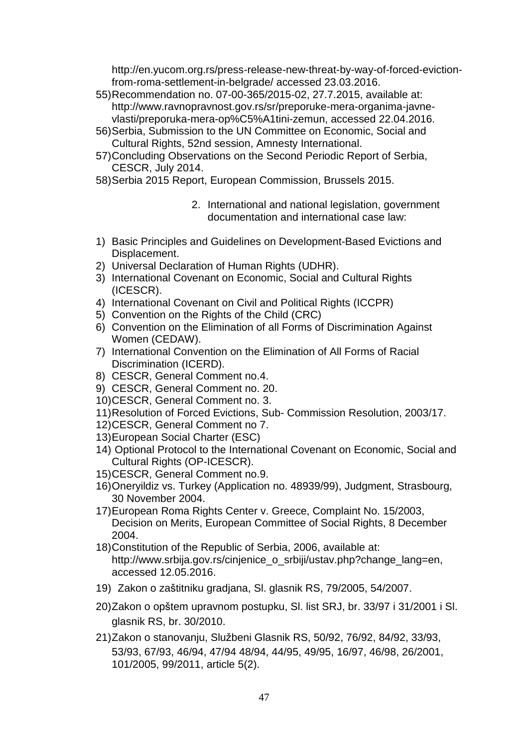http://en.yucom.org.rs/press-release-new-threat-by-way-of-forced-eviction-from-roma-settlement-in-belgrade/ accessed 23.03.2016.

55) Recommendation no. 07-00-365/2015-02, 27.7.2015, available at: http://www.ravnopravnost.gov.rs/sr/preporuke-mera-organima-javne-vlasti/preporuka-mera-op%C5%A1tini-zemun, accessed 22.04.2016.
56) Serbia, Submission to the UN Committee on Economic, Social and Cultural Rights, 52nd session, Amnesty International.
57) Concluding Observations on the Second Periodic Report of Serbia, CESCR, July 2014.
58) Serbia 2015 Report, European Commission, Brussels 2015.

2. International and national legislation, government documentation and international case law:

1) Basic Principles and Guidelines on Development-Based Evictions and Displacement.
2) Universal Declaration of Human Rights (UDHR).
3) International Covenant on Economic, Social and Cultural Rights (ICESCR).
4) International Covenant on Civil and Political Rights (ICCPR)
5) Convention on the Rights of the Child (CRC)
6) Convention on the Elimination of all Forms of Discrimination Against Women (CEDAW).
7) International Convention on the Elimination of All Forms of Racial Discrimination (ICERD).
8) CESCR, General Comment no.4.
9) CESCR, General Comment no. 20.
10) CESCR, General Comment no. 3.
11) Resolution of Forced Evictions, Sub- Commission Resolution, 2003/17.
12) CESCR, General Comment no 7.
13) European Social Charter (ESC)
14) Optional Protocol to the International Covenant on Economic, Social and Cultural Rights (OP-ICESCR).
15) CESCR, General Comment no.9.
16) Oneryildiz vs. Turkey (Application no. 48939/99), Judgment, Strasbourg, 30 November 2004.
17) European Roma Rights Center v. Greece, Complaint No. 15/2003, Decision on Merits, European Committee of Social Rights, 8 December 2004.
18) Constitution of the Republic of Serbia, 2006, available at: http://www.srbija.gov.rs/cinjenice_o_srbiji/ustav.php?change_lang=en, accessed 12.05.2016.
19) Zakon o zaštitniku gradjana, Sl. glasnik RS, 79/2005, 54/2007.
20) Zakon o opštem upravnom postupku, Sl. list SRJ, br. 33/97 i 31/2001 i Sl. glasnik RS, br. 30/2010.
21) Zakon o stanovanju, Službeni Glasnik RS, 50/92, 76/92, 84/92, 33/93, 53/93, 67/93, 46/94, 47/94 48/94, 44/95, 49/95, 16/97, 46/98, 26/2001, 101/2005, 99/2011, article 5(2).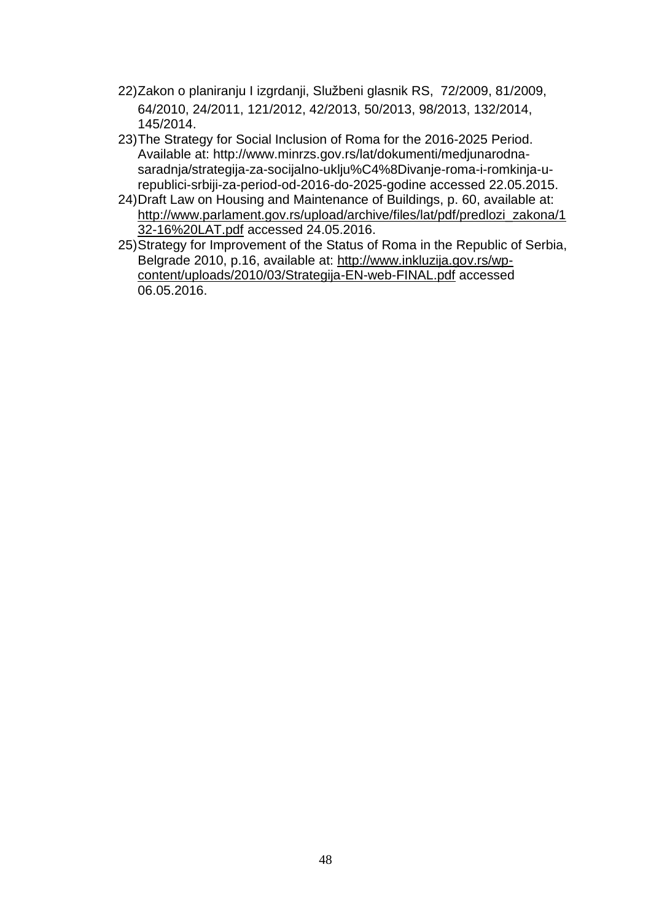22) Zakon o planiranju I izgrdanji, Službeni glasnik RS, 72/2009, 81/2009, 64/2010, 24/2011, 121/2012, 42/2013, 50/2013, 98/2013, 132/2014, 145/2014.
23) The Strategy for Social Inclusion of Roma for the 2016-2025 Period. Available at: http://www.minrzs.gov.rs/lat/dokumenti/medjunarodna-saradnja/strategija-za-socijalno-uklju%C4%8Divanje-roma-i-romkinja-u-republici-srbiji-za-period-od-2016-do-2025-godine accessed 22.05.2015.
24) Draft Law on Housing and Maintenance of Buildings, p. 60, available at: http://www.parlament.gov.rs/upload/archive/files/lat/pdf/predlozi_zakona/132-16%20LAT.pdf accessed 24.05.2016.
25) Strategy for Improvement of the Status of Roma in the Republic of Serbia, Belgrade 2010, p.16, available at: http://www.inkluzija.gov.rs/wp-content/uploads/2010/03/Strategija-EN-web-FINAL.pdf accessed 06.05.2016.